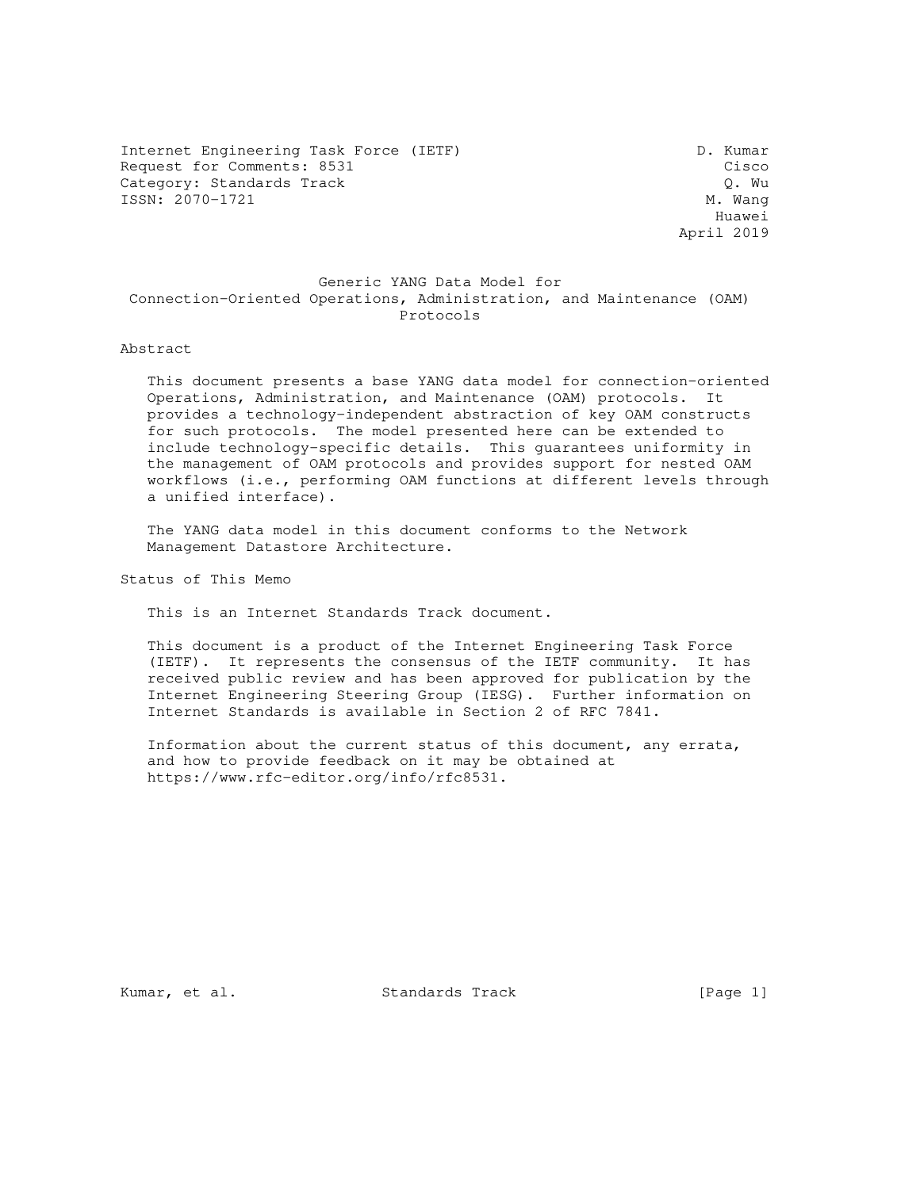Internet Engineering Task Force (IETF) D. Kumar
Request for Comments: 8531 Cisco
Category: Standards Track Q. Wu
ISSN: 2070-1721 M. Wang
Huawei
April 2019

# Generic YANG Data Model for Connection-Oriented Operations, Administration, and Maintenance (OAM) Protocols

## Abstract

This document presents a base YANG data model for connection-oriented Operations, Administration, and Maintenance (OAM) protocols. It provides a technology-independent abstraction of key OAM constructs for such protocols. The model presented here can be extended to include technology-specific details. This guarantees uniformity in the management of OAM protocols and provides support for nested OAM workflows (i.e., performing OAM functions at different levels through a unified interface).

The YANG data model in this document conforms to the Network Management Datastore Architecture.

## Status of This Memo

This is an Internet Standards Track document.

This document is a product of the Internet Engineering Task Force (IETF). It represents the consensus of the IETF community. It has received public review and has been approved for publication by the Internet Engineering Steering Group (IESG). Further information on Internet Standards is available in Section 2 of RFC 7841.

Information about the current status of this document, any errata, and how to provide feedback on it may be obtained at https://www.rfc-editor.org/info/rfc8531.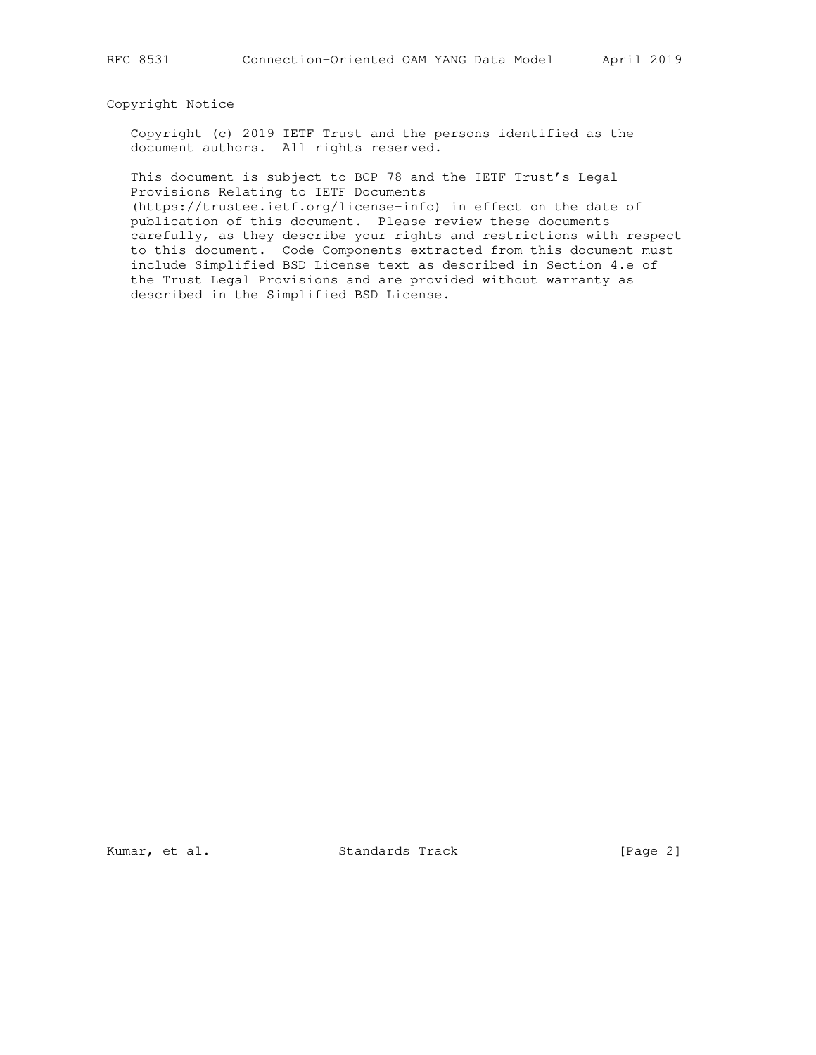## Copyright Notice

Copyright (c) 2019 IETF Trust and the persons identified as the document authors.  All rights reserved.

This document is subject to BCP 78 and the IETF Trust's Legal Provisions Relating to IETF Documents (https://trustee.ietf.org/license-info) in effect on the date of publication of this document.  Please review these documents carefully, as they describe your rights and restrictions with respect to this document.  Code Components extracted from this document must include Simplified BSD License text as described in Section 4.e of the Trust Legal Provisions and are provided without warranty as described in the Simplified BSD License.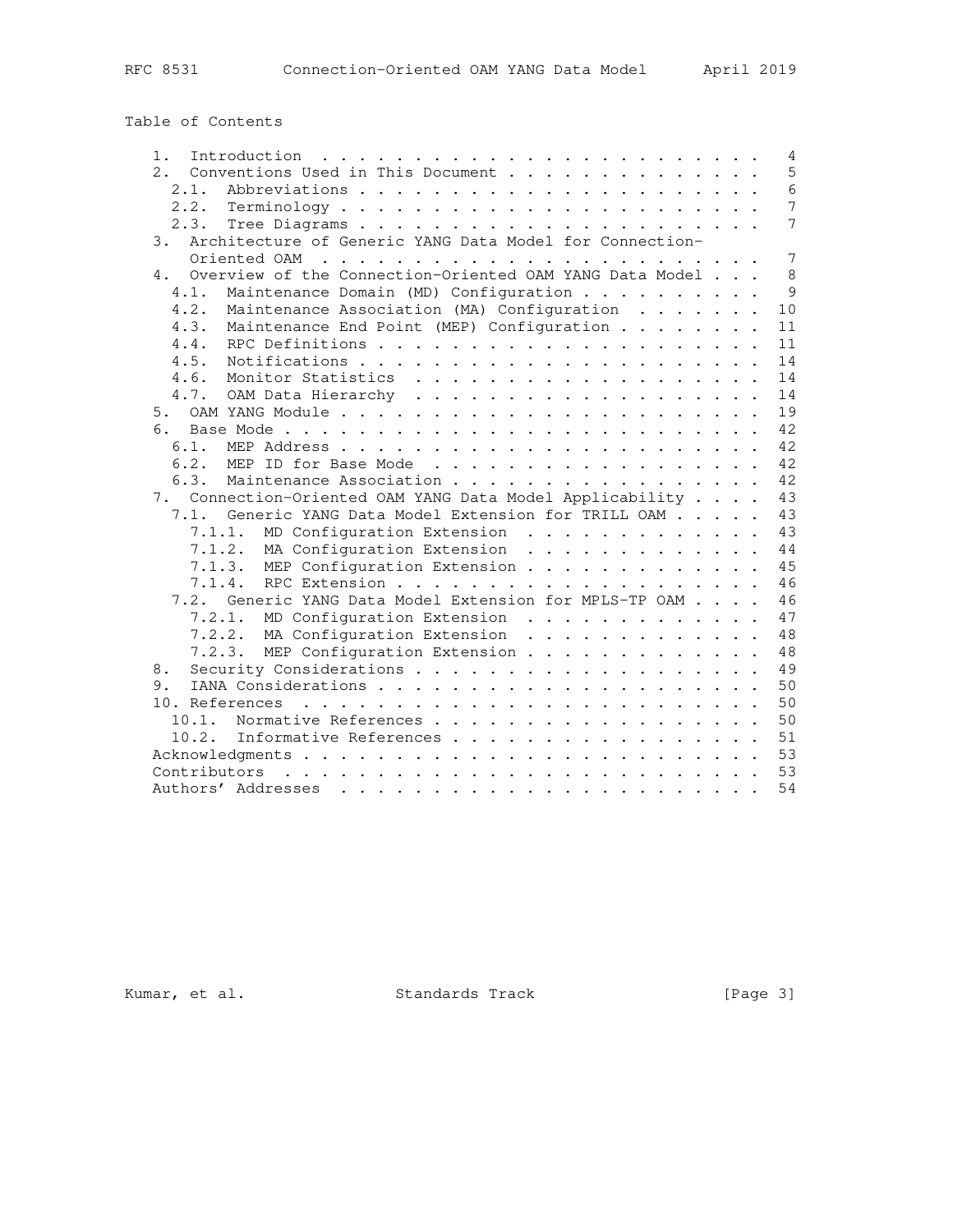Table of Contents

```
   1.  Introduction  . . . . . . . . . . . . . . . . . . . . . . . .   4
   2.  Conventions Used in This Document . . . . . . . . . . . . . .   5
     2.1.  Abbreviations . . . . . . . . . . . . . . . . . . . . . .   6
     2.2.  Terminology . . . . . . . . . . . . . . . . . . . . . . .   7
     2.3.  Tree Diagrams . . . . . . . . . . . . . . . . . . . . . .   7
   3.  Architecture of Generic YANG Data Model for Connection-
       Oriented OAM  . . . . . . . . . . . . . . . . . . . . . . . .   7
   4.  Overview of the Connection-Oriented OAM YANG Data Model . . .   8
     4.1.  Maintenance Domain (MD) Configuration . . . . . . . . . .   9
     4.2.  Maintenance Association (MA) Configuration  . . . . . . .  10
     4.3.  Maintenance End Point (MEP) Configuration . . . . . . . .  11
     4.4.  RPC Definitions . . . . . . . . . . . . . . . . . . . . .  11
     4.5.  Notifications . . . . . . . . . . . . . . . . . . . . . .  14
     4.6.  Monitor Statistics  . . . . . . . . . . . . . . . . . . .  14
     4.7.  OAM Data Hierarchy  . . . . . . . . . . . . . . . . . . .  14
   5.  OAM YANG Module . . . . . . . . . . . . . . . . . . . . . . .  19
   6.  Base Mode . . . . . . . . . . . . . . . . . . . . . . . . . .  42
     6.1.  MEP Address . . . . . . . . . . . . . . . . . . . . . . .  42
     6.2.  MEP ID for Base Mode  . . . . . . . . . . . . . . . . . .  42
     6.3.  Maintenance Association . . . . . . . . . . . . . . . . .  42
   7.  Connection-Oriented OAM YANG Data Model Applicability . . . .  43
     7.1.  Generic YANG Data Model Extension for TRILL OAM . . . . .  43
       7.1.1.  MD Configuration Extension  . . . . . . . . . . . . .  43
       7.1.2.  MA Configuration Extension  . . . . . . . . . . . . .  44
       7.1.3.  MEP Configuration Extension . . . . . . . . . . . . .  45
       7.1.4.  RPC Extension . . . . . . . . . . . . . . . . . . . .  46
     7.2.  Generic YANG Data Model Extension for MPLS-TP OAM . . . .  46
       7.2.1.  MD Configuration Extension  . . . . . . . . . . . . .  47
       7.2.2.  MA Configuration Extension  . . . . . . . . . . . . .  48
       7.2.3.  MEP Configuration Extension . . . . . . . . . . . . .  48
   8.  Security Considerations . . . . . . . . . . . . . . . . . . .  49
   9.  IANA Considerations . . . . . . . . . . . . . . . . . . . . .  50
   10. References  . . . . . . . . . . . . . . . . . . . . . . . . .  50
     10.1.  Normative References . . . . . . . . . . . . . . . . . .  50
     10.2.  Informative References . . . . . . . . . . . . . . . . .  51
   Acknowledgments . . . . . . . . . . . . . . . . . . . . . . . . .  53
   Contributors  . . . . . . . . . . . . . . . . . . . . . . . . . .  53
   Authors' Addresses  . . . . . . . . . . . . . . . . . . . . . . .  54
```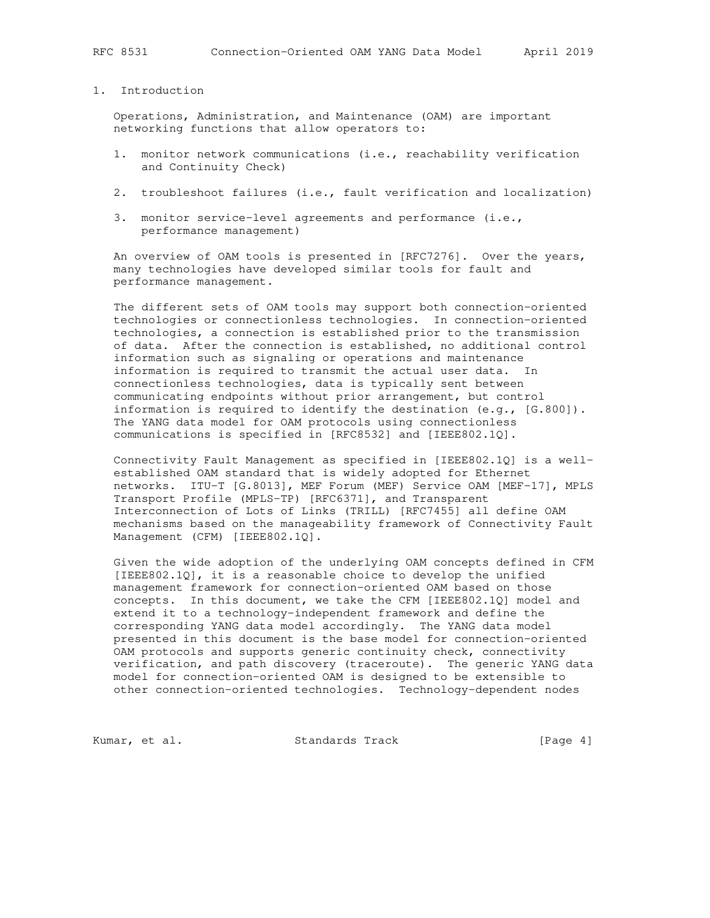# 1. Introduction

Operations, Administration, and Maintenance (OAM) are important networking functions that allow operators to:

1. monitor network communications (i.e., reachability verification and Continuity Check)
2. troubleshoot failures (i.e., fault verification and localization)
3. monitor service-level agreements and performance (i.e., performance management)

An overview of OAM tools is presented in [RFC7276]. Over the years, many technologies have developed similar tools for fault and performance management.

The different sets of OAM tools may support both connection-oriented technologies or connectionless technologies. In connection-oriented technologies, a connection is established prior to the transmission of data. After the connection is established, no additional control information such as signaling or operations and maintenance information is required to transmit the actual user data. In connectionless technologies, data is typically sent between communicating endpoints without prior arrangement, but control information is required to identify the destination (e.g., [G.800]). The YANG data model for OAM protocols using connectionless communications is specified in [RFC8532] and [IEEE802.1Q].

Connectivity Fault Management as specified in [IEEE802.1Q] is a well-established OAM standard that is widely adopted for Ethernet networks. ITU-T [G.8013], MEF Forum (MEF) Service OAM [MEF-17], MPLS Transport Profile (MPLS-TP) [RFC6371], and Transparent Interconnection of Lots of Links (TRILL) [RFC7455] all define OAM mechanisms based on the manageability framework of Connectivity Fault Management (CFM) [IEEE802.1Q].

Given the wide adoption of the underlying OAM concepts defined in CFM [IEEE802.1Q], it is a reasonable choice to develop the unified management framework for connection-oriented OAM based on those concepts. In this document, we take the CFM [IEEE802.1Q] model and extend it to a technology-independent framework and define the corresponding YANG data model accordingly. The YANG data model presented in this document is the base model for connection-oriented OAM protocols and supports generic continuity check, connectivity verification, and path discovery (traceroute). The generic YANG data model for connection-oriented OAM is designed to be extensible to other connection-oriented technologies. Technology-dependent nodes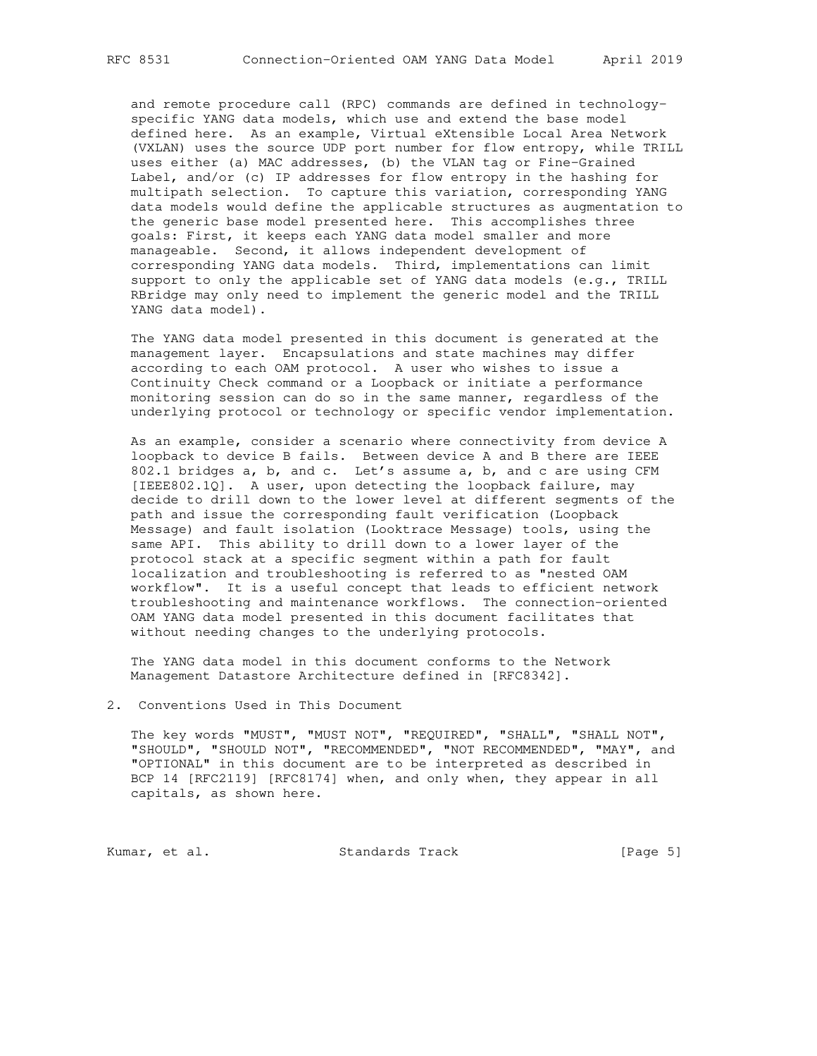and remote procedure call (RPC) commands are defined in technology-specific YANG data models, which use and extend the base model defined here. As an example, Virtual eXtensible Local Area Network (VXLAN) uses the source UDP port number for flow entropy, while TRILL uses either (a) MAC addresses, (b) the VLAN tag or Fine-Grained Label, and/or (c) IP addresses for flow entropy in the hashing for multipath selection. To capture this variation, corresponding YANG data models would define the applicable structures as augmentation to the generic base model presented here. This accomplishes three goals: First, it keeps each YANG data model smaller and more manageable. Second, it allows independent development of corresponding YANG data models. Third, implementations can limit support to only the applicable set of YANG data models (e.g., TRILL RBridge may only need to implement the generic model and the TRILL YANG data model).

The YANG data model presented in this document is generated at the management layer. Encapsulations and state machines may differ according to each OAM protocol. A user who wishes to issue a Continuity Check command or a Loopback or initiate a performance monitoring session can do so in the same manner, regardless of the underlying protocol or technology or specific vendor implementation.

As an example, consider a scenario where connectivity from device A loopback to device B fails. Between device A and B there are IEEE 802.1 bridges a, b, and c. Let's assume a, b, and c are using CFM [IEEE802.1Q]. A user, upon detecting the loopback failure, may decide to drill down to the lower level at different segments of the path and issue the corresponding fault verification (Loopback Message) and fault isolation (Looktrace Message) tools, using the same API. This ability to drill down to a lower layer of the protocol stack at a specific segment within a path for fault localization and troubleshooting is referred to as "nested OAM workflow". It is a useful concept that leads to efficient network troubleshooting and maintenance workflows. The connection-oriented OAM YANG data model presented in this document facilitates that without needing changes to the underlying protocols.

The YANG data model in this document conforms to the Network Management Datastore Architecture defined in [RFC8342].

## 2. Conventions Used in This Document

The key words "MUST", "MUST NOT", "REQUIRED", "SHALL", "SHALL NOT", "SHOULD", "SHOULD NOT", "RECOMMENDED", "NOT RECOMMENDED", "MAY", and "OPTIONAL" in this document are to be interpreted as described in BCP 14 [RFC2119] [RFC8174] when, and only when, they appear in all capitals, as shown here.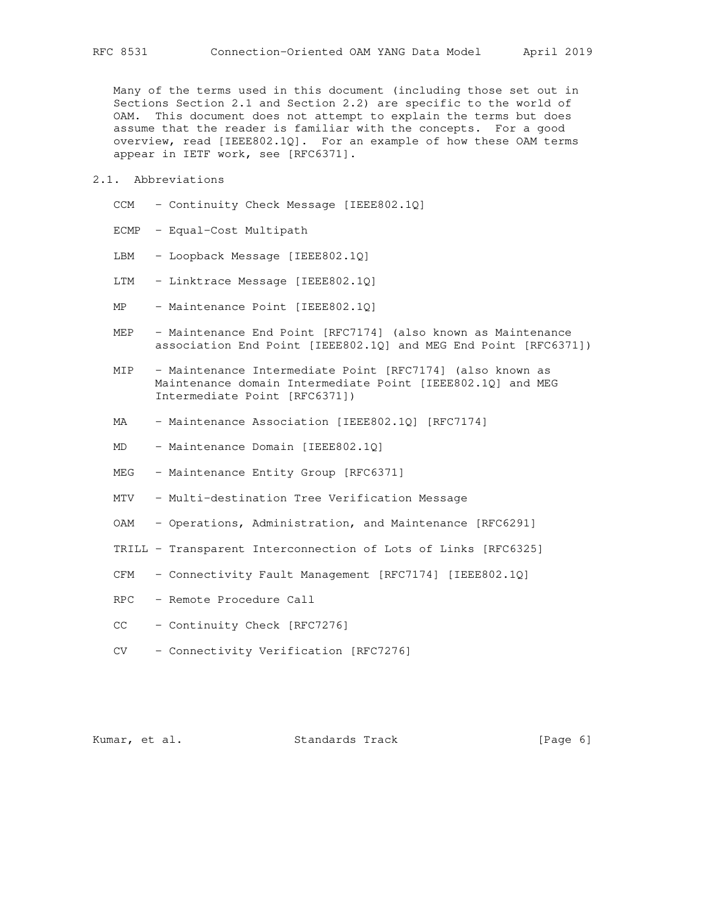Many of the terms used in this document (including those set out in Sections Section 2.1 and Section 2.2) are specific to the world of OAM. This document does not attempt to explain the terms but does assume that the reader is familiar with the concepts. For a good overview, read [IEEE802.1Q]. For an example of how these OAM terms appear in IETF work, see [RFC6371].

## 2.1. Abbreviations

CCM - Continuity Check Message [IEEE802.1Q]

ECMP - Equal-Cost Multipath

LBM - Loopback Message [IEEE802.1Q]

LTM - Linktrace Message [IEEE802.1Q]

MP - Maintenance Point [IEEE802.1Q]

MEP - Maintenance End Point [RFC7174] (also known as Maintenance association End Point [IEEE802.1Q] and MEG End Point [RFC6371])

MIP - Maintenance Intermediate Point [RFC7174] (also known as Maintenance domain Intermediate Point [IEEE802.1Q] and MEG Intermediate Point [RFC6371])

MA - Maintenance Association [IEEE802.1Q] [RFC7174]

MD - Maintenance Domain [IEEE802.1Q]

MEG - Maintenance Entity Group [RFC6371]

MTV - Multi-destination Tree Verification Message

OAM - Operations, Administration, and Maintenance [RFC6291]

TRILL - Transparent Interconnection of Lots of Links [RFC6325]

CFM - Connectivity Fault Management [RFC7174] [IEEE802.1Q]

RPC - Remote Procedure Call

CC - Continuity Check [RFC7276]

CV - Connectivity Verification [RFC7276]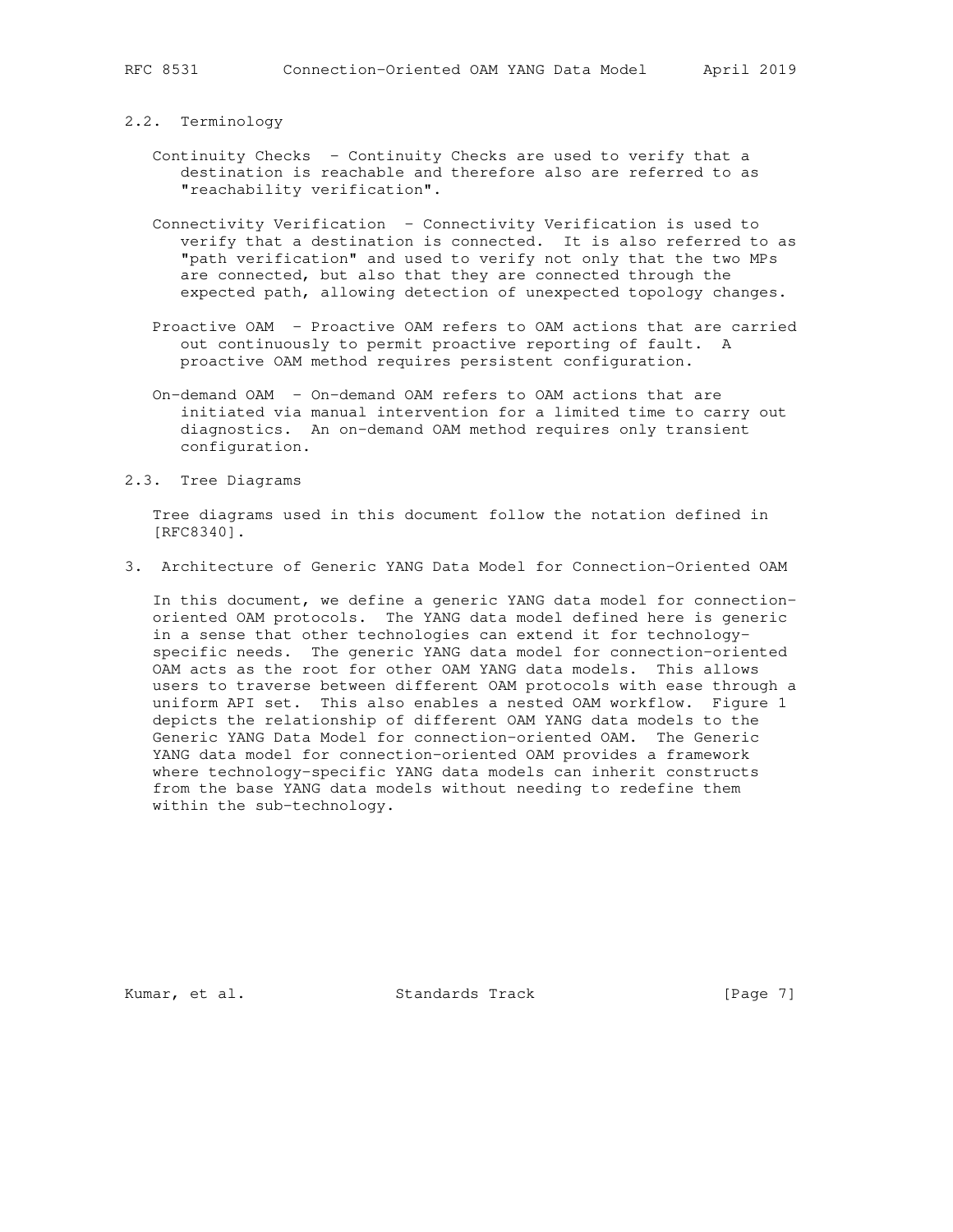## 2.2. Terminology

Continuity Checks - Continuity Checks are used to verify that a destination is reachable and therefore also are referred to as "reachability verification".

Connectivity Verification - Connectivity Verification is used to verify that a destination is connected. It is also referred to as "path verification" and used to verify not only that the two MPs are connected, but also that they are connected through the expected path, allowing detection of unexpected topology changes.

Proactive OAM - Proactive OAM refers to OAM actions that are carried out continuously to permit proactive reporting of fault. A proactive OAM method requires persistent configuration.

On-demand OAM - On-demand OAM refers to OAM actions that are initiated via manual intervention for a limited time to carry out diagnostics. An on-demand OAM method requires only transient configuration.

## 2.3. Tree Diagrams

Tree diagrams used in this document follow the notation defined in [RFC8340].

# 3. Architecture of Generic YANG Data Model for Connection-Oriented OAM

In this document, we define a generic YANG data model for connection-oriented OAM protocols. The YANG data model defined here is generic in a sense that other technologies can extend it for technology-specific needs. The generic YANG data model for connection-oriented OAM acts as the root for other OAM YANG data models. This allows users to traverse between different OAM protocols with ease through a uniform API set. This also enables a nested OAM workflow. Figure 1 depicts the relationship of different OAM YANG data models to the Generic YANG Data Model for connection-oriented OAM. The Generic YANG data model for connection-oriented OAM provides a framework where technology-specific YANG data models can inherit constructs from the base YANG data models without needing to redefine them within the sub-technology.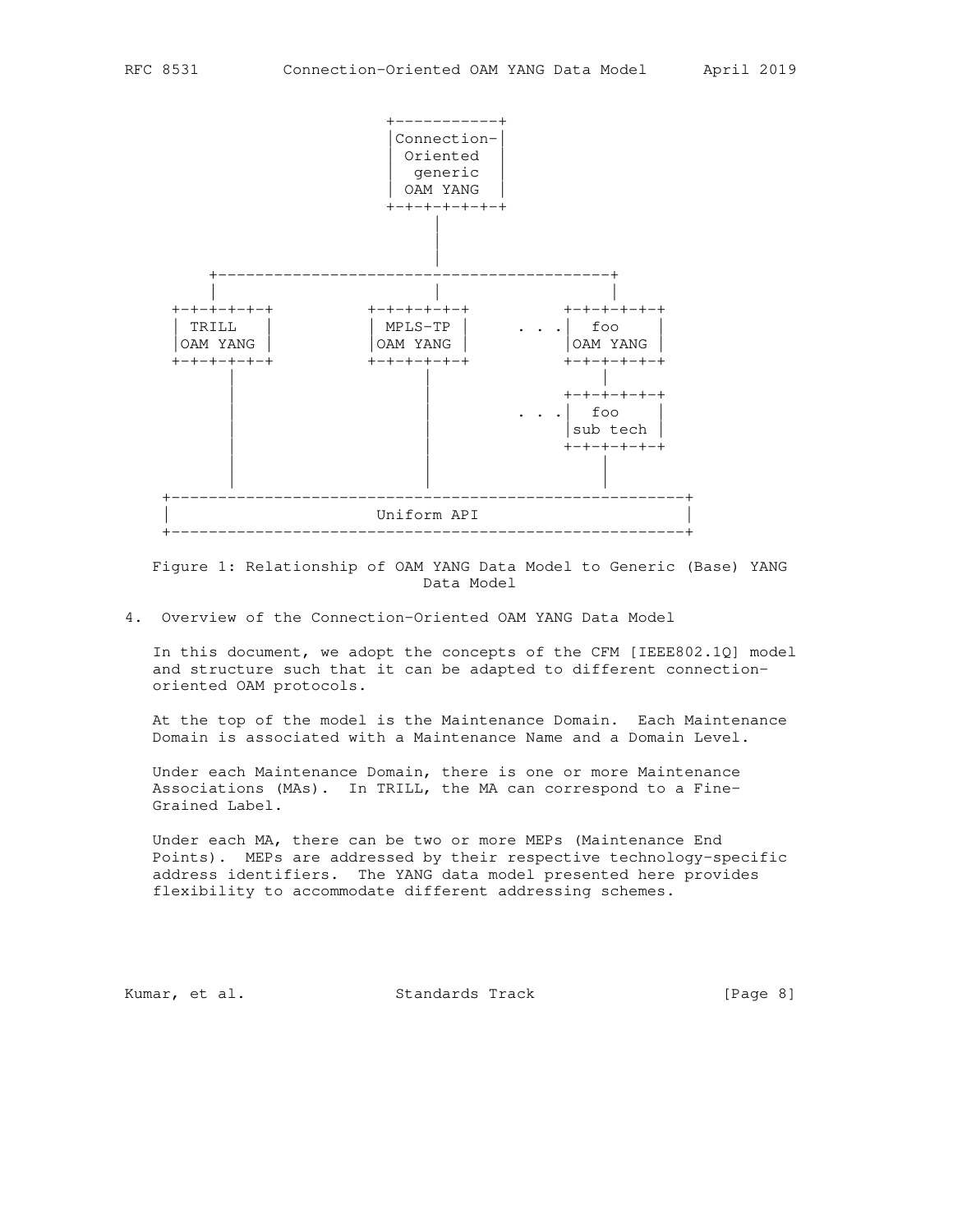```
                            +-----------+
                            |Connection-|
                            | Oriented  |
                            |  generic  |
                            | OAM YANG  |
                            +-+-+-+-+-+-+
                                  |
                                  |
                                  |
                                  |
           +------------------------------------------+
           |                      |                    |
       +-+-+-+-+-+-+        +-+-+-+-+-+-+        +-+-+-+-+-+-+
       | TRILL     |        | MPLS-TP   |  . . .|  foo      |
       |OAM YANG   |        |OAM YANG   |        |OAM YANG   |
       +-+-+-+-+-+-+        +-+-+-+-+-+-+        +-+-+-+-+-+-+
             |                    |                    |
             |                    |              +-+-+-+-+-+-+
             |                    |        . . .|  foo      |
             |                    |              |sub tech   |
             |                    |              +-+-+-+-+-+-+
             |                    |                    |
             |                    |                    |
      +-----------------------------------------------------+
      |                     Uniform API                     |
      +-----------------------------------------------------+
```

Figure 1: Relationship of OAM YANG Data Model to Generic (Base) YANG Data Model

## 4. Overview of the Connection-Oriented OAM YANG Data Model

In this document, we adopt the concepts of the CFM [IEEE802.1Q] model and structure such that it can be adapted to different connection-oriented OAM protocols.

At the top of the model is the Maintenance Domain. Each Maintenance Domain is associated with a Maintenance Name and a Domain Level.

Under each Maintenance Domain, there is one or more Maintenance Associations (MAs). In TRILL, the MA can correspond to a Fine-Grained Label.

Under each MA, there can be two or more MEPs (Maintenance End Points). MEPs are addressed by their respective technology-specific address identifiers. The YANG data model presented here provides flexibility to accommodate different addressing schemes.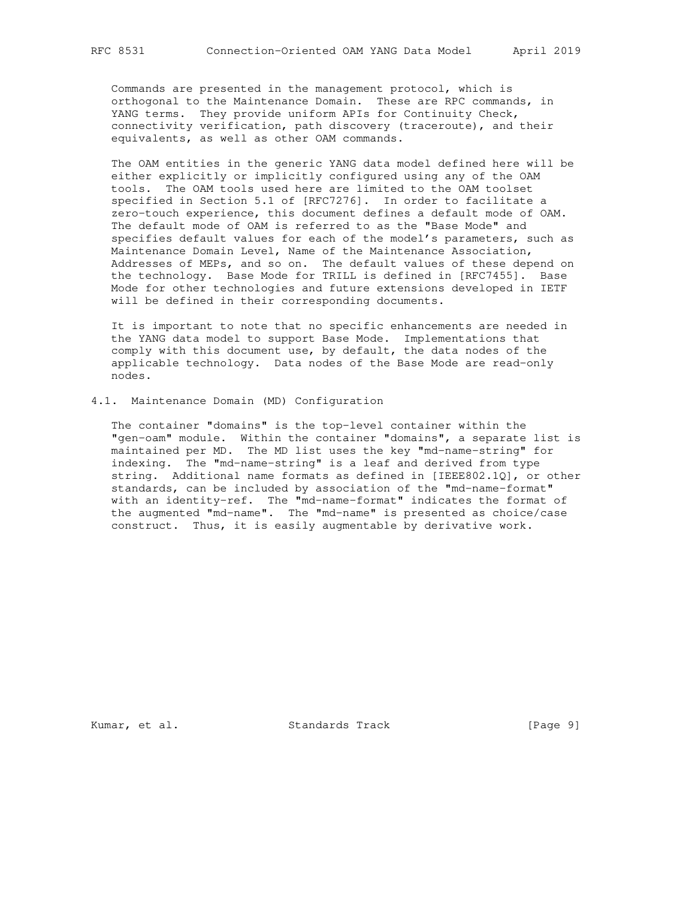Commands are presented in the management protocol, which is orthogonal to the Maintenance Domain. These are RPC commands, in YANG terms. They provide uniform APIs for Continuity Check, connectivity verification, path discovery (traceroute), and their equivalents, as well as other OAM commands.

The OAM entities in the generic YANG data model defined here will be either explicitly or implicitly configured using any of the OAM tools. The OAM tools used here are limited to the OAM toolset specified in Section 5.1 of [RFC7276]. In order to facilitate a zero-touch experience, this document defines a default mode of OAM. The default mode of OAM is referred to as the "Base Mode" and specifies default values for each of the model's parameters, such as Maintenance Domain Level, Name of the Maintenance Association, Addresses of MEPs, and so on. The default values of these depend on the technology. Base Mode for TRILL is defined in [RFC7455]. Base Mode for other technologies and future extensions developed in IETF will be defined in their corresponding documents.

It is important to note that no specific enhancements are needed in the YANG data model to support Base Mode. Implementations that comply with this document use, by default, the data nodes of the applicable technology. Data nodes of the Base Mode are read-only nodes.

### 4.1. Maintenance Domain (MD) Configuration

The container "domains" is the top-level container within the "gen-oam" module. Within the container "domains", a separate list is maintained per MD. The MD list uses the key "md-name-string" for indexing. The "md-name-string" is a leaf and derived from type string. Additional name formats as defined in [IEEE802.1Q], or other standards, can be included by association of the "md-name-format" with an identity-ref. The "md-name-format" indicates the format of the augmented "md-name". The "md-name" is presented as choice/case construct. Thus, it is easily augmentable by derivative work.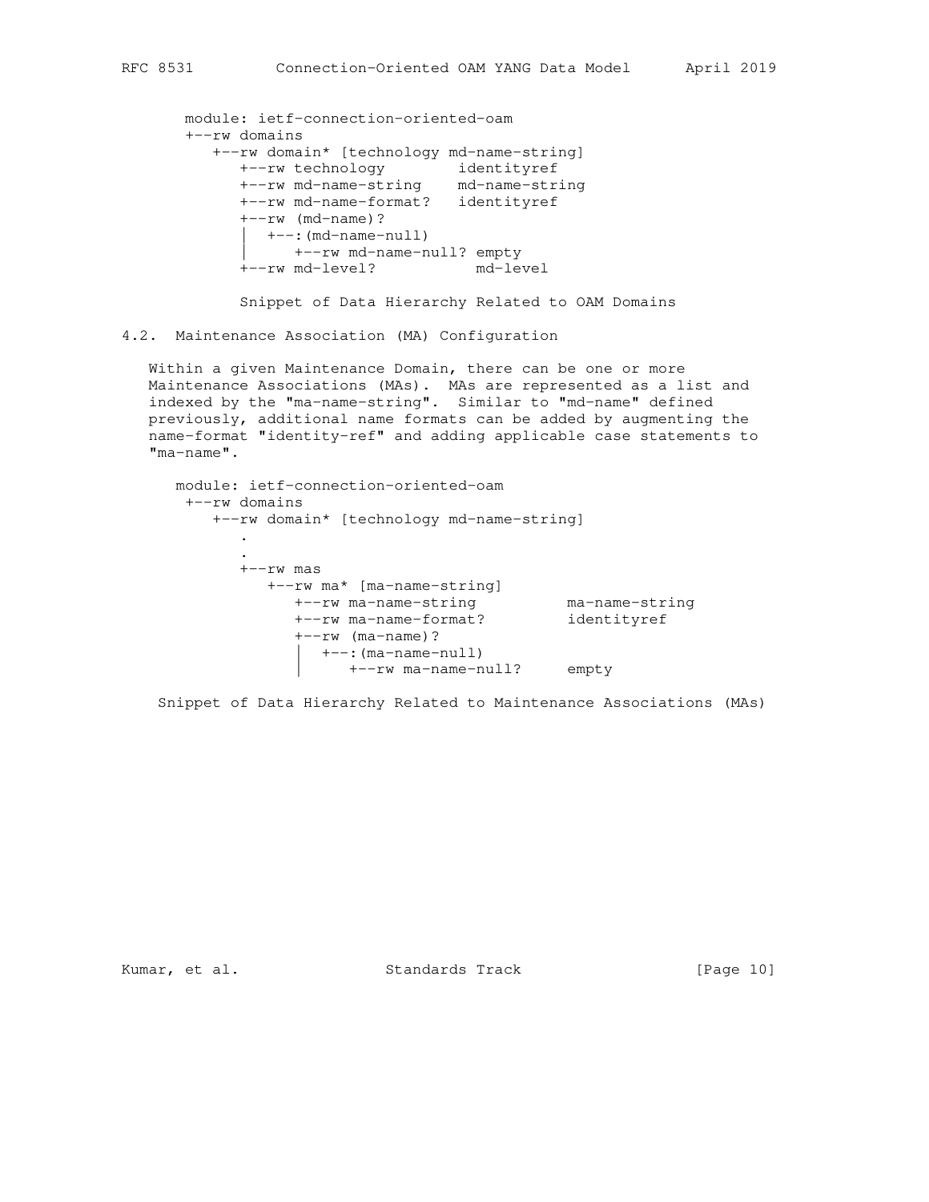```
module: ietf-connection-oriented-oam
+--rw domains
   +--rw domain* [technology md-name-string]
      +--rw technology        identityref
      +--rw md-name-string    md-name-string
      +--rw md-name-format?   identityref
      +--rw (md-name)?
      |  +--:(md-name-null)
      |     +--rw md-name-null? empty
      +--rw md-level?           md-level
```

Snippet of Data Hierarchy Related to OAM Domains

### 4.2. Maintenance Association (MA) Configuration

Within a given Maintenance Domain, there can be one or more Maintenance Associations (MAs). MAs are represented as a list and indexed by the "ma-name-string". Similar to "md-name" defined previously, additional name formats can be added by augmenting the name-format "identity-ref" and adding applicable case statements to "ma-name".

```
module: ietf-connection-oriented-oam
 +--rw domains
    +--rw domain* [technology md-name-string]
       .
       .
       +--rw mas
          +--rw ma* [ma-name-string]
             +--rw ma-name-string          ma-name-string
             +--rw ma-name-format?         identityref
             +--rw (ma-name)?
             |  +--:(ma-name-null)
             |     +--rw ma-name-null?     empty
```

Snippet of Data Hierarchy Related to Maintenance Associations (MAs)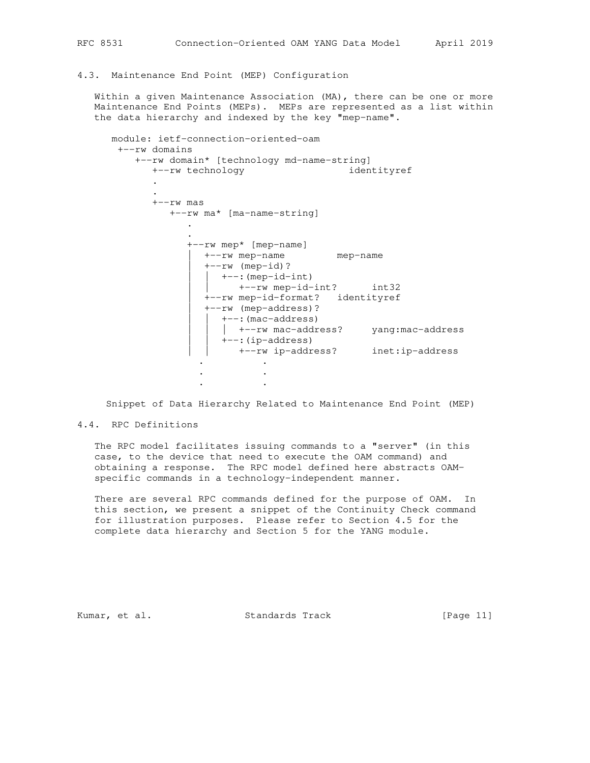## 4.3. Maintenance End Point (MEP) Configuration

Within a given Maintenance Association (MA), there can be one or more Maintenance End Points (MEPs). MEPs are represented as a list within the data hierarchy and indexed by the key "mep-name".

```
    module: ietf-connection-oriented-oam
     +--rw domains
        +--rw domain* [technology md-name-string]
           +--rw technology                  identityref
           .
           .
           +--rw mas
              +--rw ma* [ma-name-string]
                 .
                 .
                 +--rw mep* [mep-name]
                 |  +--rw mep-name         mep-name
                 |  +--rw (mep-id)?
                 |  |  +--:(mep-id-int)
                 |  |     +--rw mep-id-int?      int32
                 |  +--rw mep-id-format?   identityref
                 |  +--rw (mep-address)?
                 |  |  +--:(mac-address)
                 |  |  |  +--rw mac-address?     yang:mac-address
                 |  |  +--:(ip-address)
                 |  |     +--rw ip-address?      inet:ip-address
                   .          .
                   .          .
                   .          .
```

Snippet of Data Hierarchy Related to Maintenance End Point (MEP)

## 4.4. RPC Definitions

The RPC model facilitates issuing commands to a "server" (in this case, to the device that need to execute the OAM command) and obtaining a response. The RPC model defined here abstracts OAM-specific commands in a technology-independent manner.

There are several RPC commands defined for the purpose of OAM. In this section, we present a snippet of the Continuity Check command for illustration purposes. Please refer to Section 4.5 for the complete data hierarchy and Section 5 for the YANG module.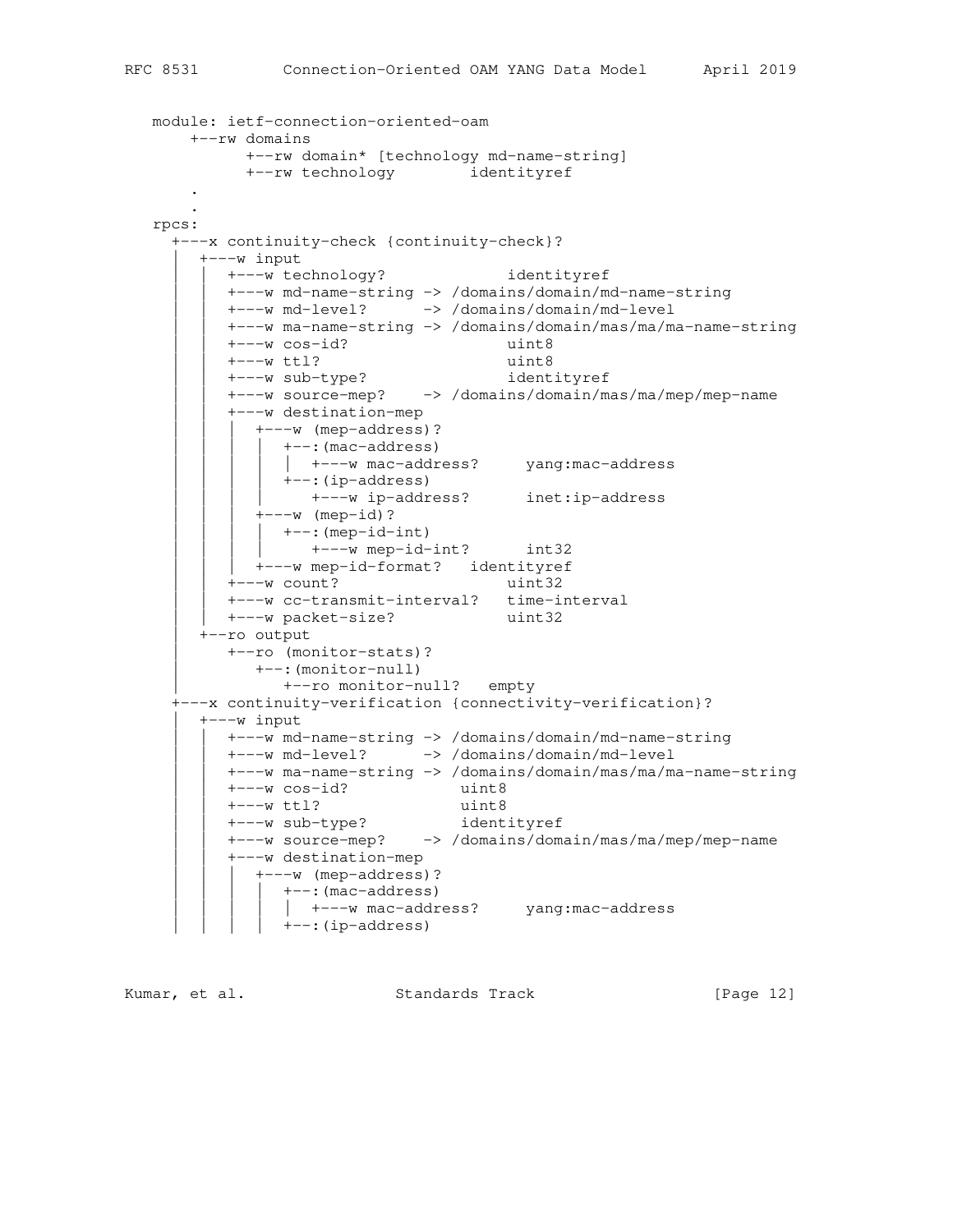```
   module: ietf-connection-oriented-oam
       +--rw domains
             +--rw domain* [technology md-name-string]
             +--rw technology        identityref
       .
       .
   rpcs:
     +---x continuity-check {continuity-check}?
     |  +---w input
     |  |  +---w technology?             identityref
     |  |  +---w md-name-string -> /domains/domain/md-name-string
     |  |  +---w md-level?      -> /domains/domain/md-level
     |  |  +---w ma-name-string -> /domains/domain/mas/ma/ma-name-string
     |  |  +---w cos-id?                 uint8
     |  |  +---w ttl?                    uint8
     |  |  +---w sub-type?               identityref
     |  |  +---w source-mep?    -> /domains/domain/mas/ma/mep/mep-name
     |  |  +---w destination-mep
     |  |  |  +---w (mep-address)?
     |  |  |  |  +--:(mac-address)
     |  |  |  |  |  +---w mac-address?     yang:mac-address
     |  |  |  |  +--:(ip-address)
     |  |  |  |     +---w ip-address?      inet:ip-address
     |  |  |  +---w (mep-id)?
     |  |  |  |  +--:(mep-id-int)
     |  |  |  |     +---w mep-id-int?      int32
     |  |  |  +---w mep-id-format?   identityref
     |  |  +---w count?                  uint32
     |  |  +---w cc-transmit-interval?   time-interval
     |  |  +---w packet-size?            uint32
     |  +--ro output
     |     +--ro (monitor-stats)?
     |        +--:(monitor-null)
     |           +--ro monitor-null?   empty
     +---x continuity-verification {connectivity-verification}?
     |  +---w input
     |  |  +---w md-name-string -> /domains/domain/md-name-string
     |  |  +---w md-level?      -> /domains/domain/md-level
     |  |  +---w ma-name-string -> /domains/domain/mas/ma/ma-name-string
     |  |  +---w cos-id?            uint8
     |  |  +---w ttl?               uint8
     |  |  +---w sub-type?          identityref
     |  |  +---w source-mep?    -> /domains/domain/mas/ma/mep/mep-name
     |  |  +---w destination-mep
     |  |  |  +---w (mep-address)?
     |  |  |  |  +--:(mac-address)
     |  |  |  |  |  +---w mac-address?     yang:mac-address
     |  |  |  |  +--:(ip-address)
```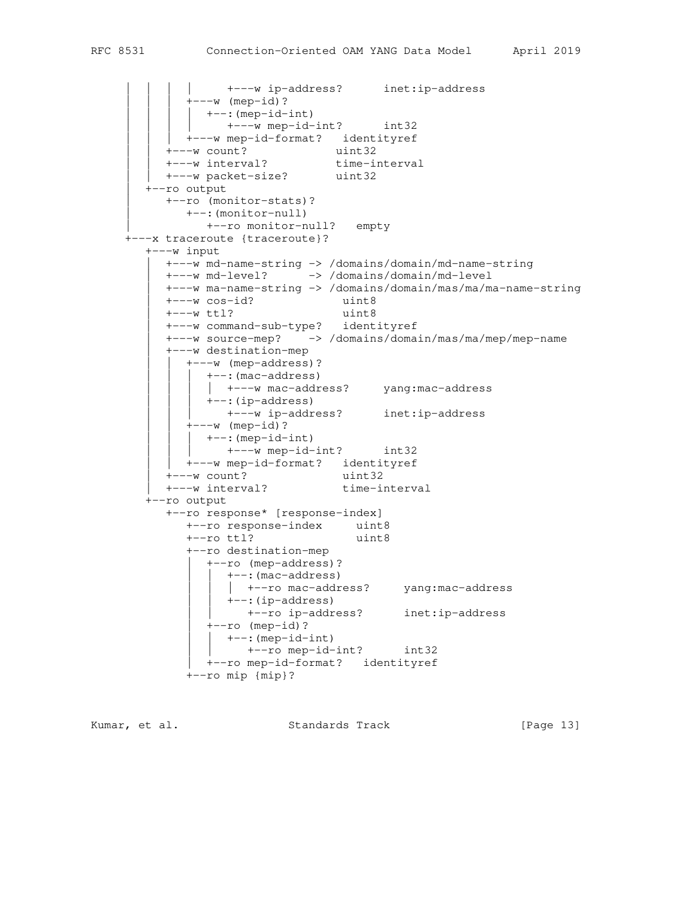```
   |  |  |  |      +---w ip-address?      inet:ip-address
   |  |  |  +---w (mep-id)?
   |  |  |  |  +--:(mep-id-int)
   |  |  |  |     +---w mep-id-int?      int32
   |  |  |  +---w mep-id-format?   identityref
   |  |  +---w count?             uint32
   |  |  +---w interval?          time-interval
   |  |  +---w packet-size?       uint32
   |  +--ro output
   |     +--ro (monitor-stats)?
   |        +--:(monitor-null)
   |           +--ro monitor-null?   empty
   +---x traceroute {traceroute}?
      +---w input
      |  +---w md-name-string -> /domains/domain/md-name-string
      |  +---w md-level?      -> /domains/domain/md-level
      |  +---w ma-name-string -> /domains/domain/mas/ma/ma-name-string
      |  +---w cos-id?             uint8
      |  +---w ttl?                uint8
      |  +---w command-sub-type?   identityref
      |  +---w source-mep?    -> /domains/domain/mas/ma/mep/mep-name
      |  +---w destination-mep
      |  |  +---w (mep-address)?
      |  |  |  +--:(mac-address)
      |  |  |  |  +---w mac-address?     yang:mac-address
      |  |  |  +--:(ip-address)
      |  |  |     +---w ip-address?      inet:ip-address
      |  |  +---w (mep-id)?
      |  |  |  +--:(mep-id-int)
      |  |  |     +---w mep-id-int?      int32
      |  |  +---w mep-id-format?   identityref
      |  +---w count?              uint32
      |  +---w interval?           time-interval
      +--ro output
         +--ro response* [response-index]
            +--ro response-index     uint8
            +--ro ttl?               uint8
            +--ro destination-mep
            |  +--ro (mep-address)?
            |  |  +--:(mac-address)
            |  |  |  +--ro mac-address?     yang:mac-address
            |  |  +--:(ip-address)
            |  |     +--ro ip-address?      inet:ip-address
            |  +--ro (mep-id)?
            |  |  +--:(mep-id-int)
            |  |     +--ro mep-id-int?      int32
            |  +--ro mep-id-format?   identityref
            +--ro mip {mip}?
```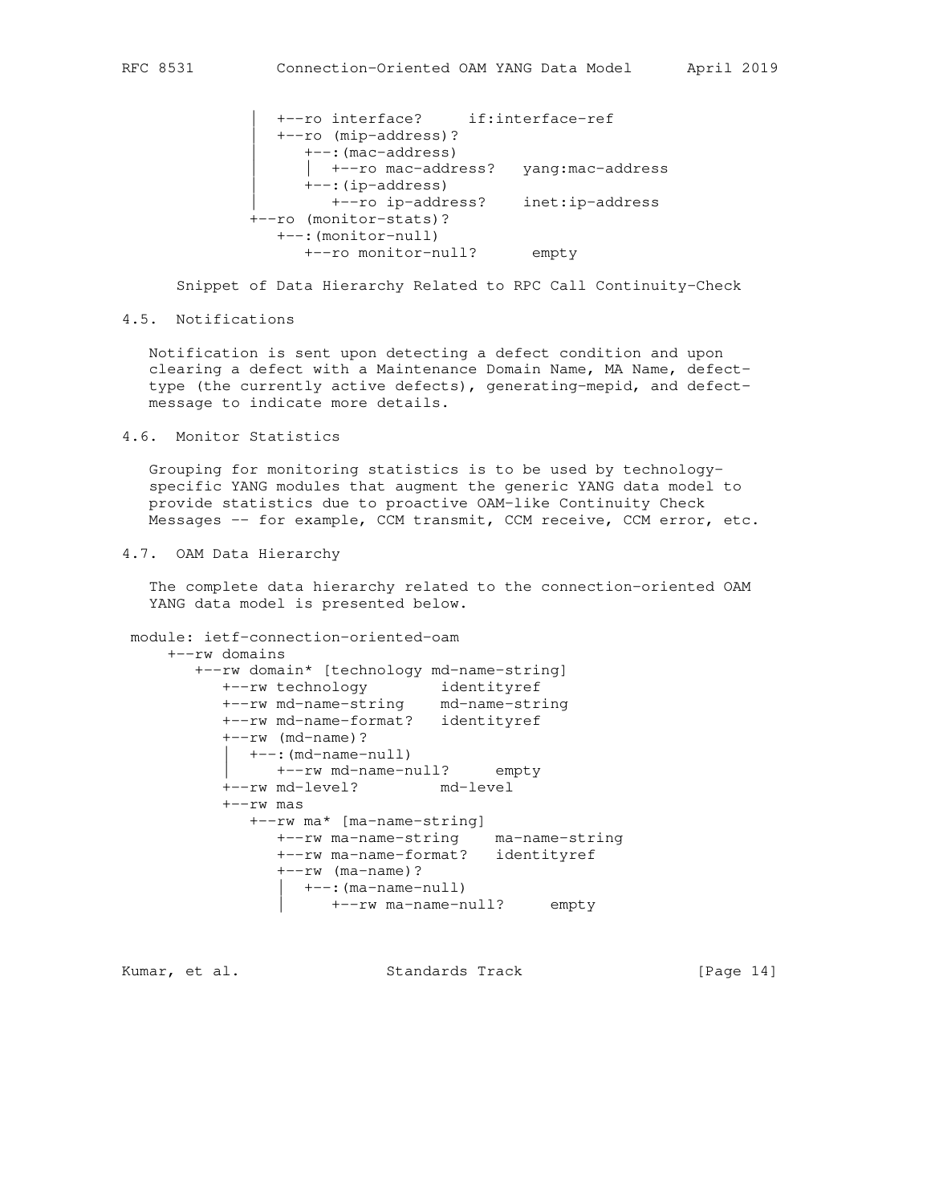```
            |  +--ro interface?     if:interface-ref
            |  +--ro (mip-address)?
            |     +--:(mac-address)
            |     |  +--ro mac-address?   yang:mac-address
            |     +--:(ip-address)
            |        +--ro ip-address?    inet:ip-address
            +--ro (monitor-stats)?
               +--:(monitor-null)
                  +--ro monitor-null?      empty
```

Snippet of Data Hierarchy Related to RPC Call Continuity-Check

## 4.5. Notifications

Notification is sent upon detecting a defect condition and upon clearing a defect with a Maintenance Domain Name, MA Name, defect-type (the currently active defects), generating-mepid, and defect-message to indicate more details.

## 4.6. Monitor Statistics

Grouping for monitoring statistics is to be used by technology-specific YANG modules that augment the generic YANG data model to provide statistics due to proactive OAM-like Continuity Check Messages -- for example, CCM transmit, CCM receive, CCM error, etc.

## 4.7. OAM Data Hierarchy

The complete data hierarchy related to the connection-oriented OAM YANG data model is presented below.

```
 module: ietf-connection-oriented-oam
     +--rw domains
        +--rw domain* [technology md-name-string]
           +--rw technology        identityref
           +--rw md-name-string    md-name-string
           +--rw md-name-format?   identityref
           +--rw (md-name)?
           |  +--:(md-name-null)
           |     +--rw md-name-null?     empty
           +--rw md-level?         md-level
           +--rw mas
              +--rw ma* [ma-name-string]
                 +--rw ma-name-string    ma-name-string
                 +--rw ma-name-format?   identityref
                 +--rw (ma-name)?
                 |  +--:(ma-name-null)
                 |     +--rw ma-name-null?     empty
```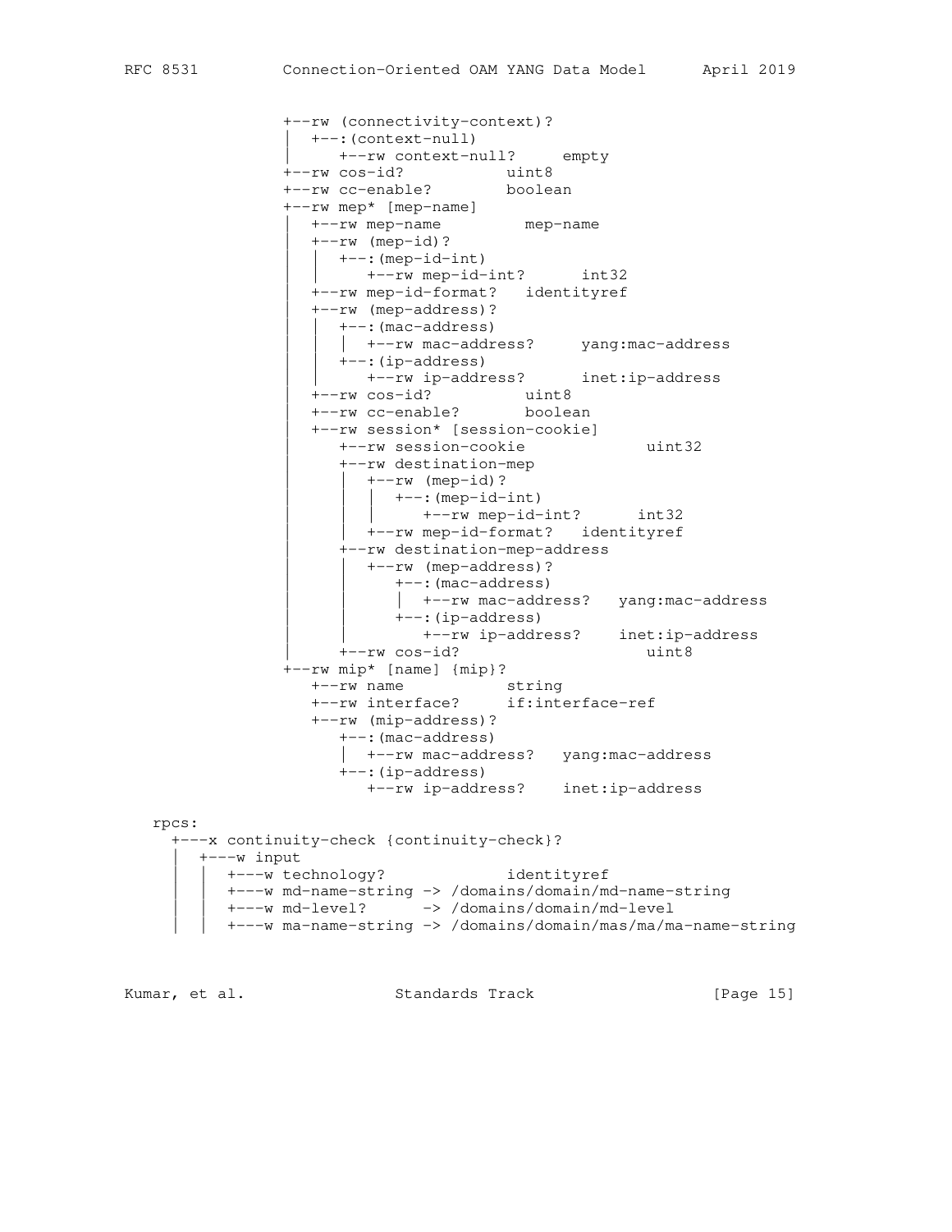```
                +--rw (connectivity-context)?
                |  +--:(context-null)
                |     +--rw context-null?     empty
                +--rw cos-id?           uint8
                +--rw cc-enable?        boolean
                +--rw mep* [mep-name]
                |  +--rw mep-name         mep-name
                |  +--rw (mep-id)?
                |  |  +--:(mep-id-int)
                |  |     +--rw mep-id-int?      int32
                |  +--rw mep-id-format?   identityref
                |  +--rw (mep-address)?
                |  |  +--:(mac-address)
                |  |  |  +--rw mac-address?     yang:mac-address
                |  |  +--:(ip-address)
                |  |     +--rw ip-address?      inet:ip-address
                |  +--rw cos-id?          uint8
                |  +--rw cc-enable?       boolean
                |  +--rw session* [session-cookie]
                |     +--rw session-cookie             uint32
                |     +--rw destination-mep
                |     |  +--rw (mep-id)?
                |     |  |  +--:(mep-id-int)
                |     |  |     +--rw mep-id-int?      int32
                |     |  +--rw mep-id-format?   identityref
                |     +--rw destination-mep-address
                |     |  +--rw (mep-address)?
                |     |     +--:(mac-address)
                |     |     |  +--rw mac-address?   yang:mac-address
                |     |     +--:(ip-address)
                |     |        +--rw ip-address?    inet:ip-address
                |     +--rw cos-id?                     uint8
                +--rw mip* [name] {mip}?
                   +--rw name           string
                   +--rw interface?     if:interface-ref
                   +--rw (mip-address)?
                      +--:(mac-address)
                      |  +--rw mac-address?   yang:mac-address
                      +--:(ip-address)
                         +--rw ip-address?    inet:ip-address

   rpcs:
     +---x continuity-check {continuity-check}?
     |  +---w input
     |  |  +---w technology?            identityref
     |  |  +---w md-name-string -> /domains/domain/md-name-string
     |  |  +---w md-level?      -> /domains/domain/md-level
     |  |  +---w ma-name-string -> /domains/domain/mas/ma/ma-name-string
```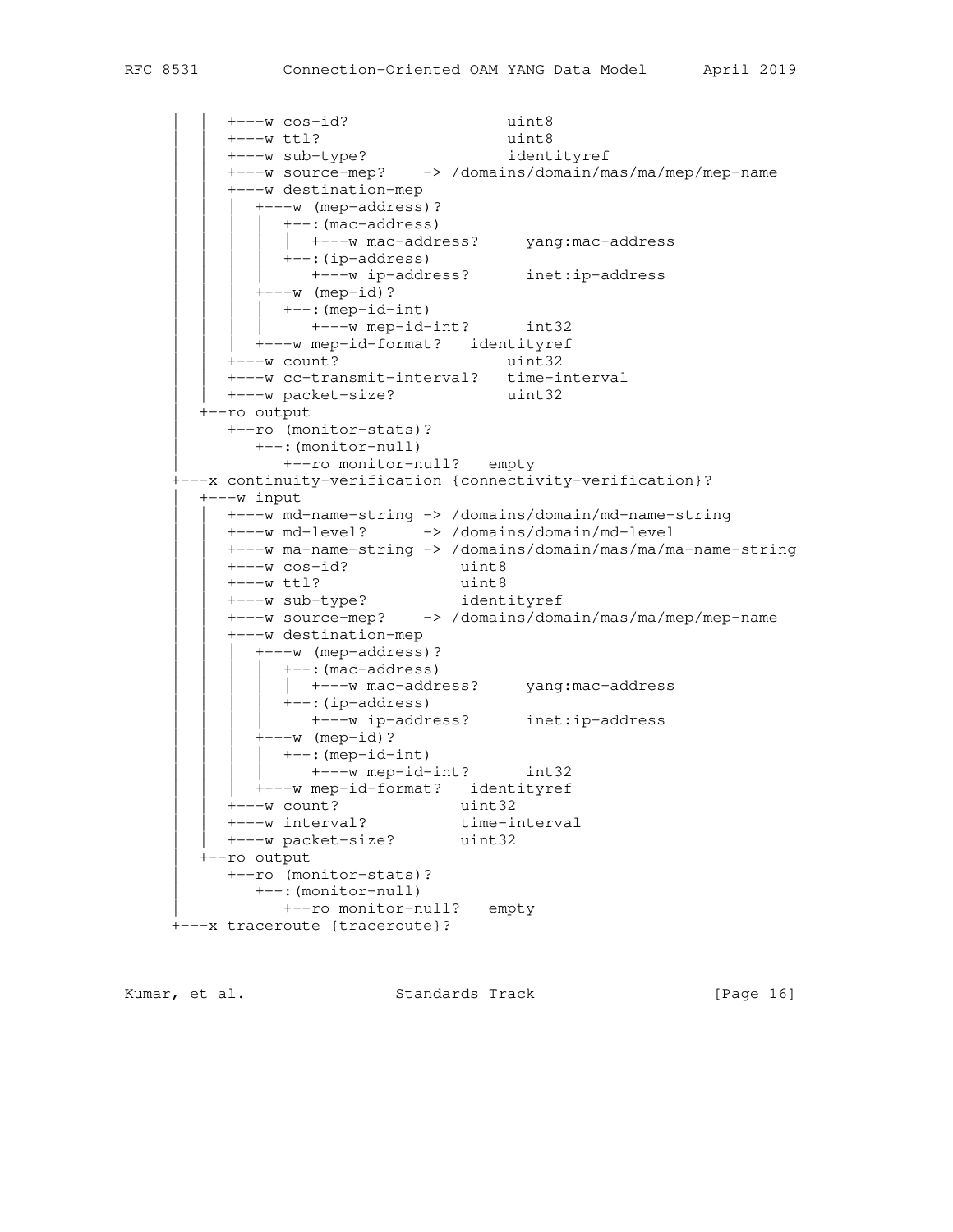```
     |  |  +---w cos-id?                  uint8
     |  |  +---w ttl?                     uint8
     |  |  +---w sub-type?                identityref
     |  |  +---w source-mep?    -> /domains/domain/mas/ma/mep/mep-name
     |  |  +---w destination-mep
     |  |  |  +---w (mep-address)?
     |  |  |  |  +--:(mac-address)
     |  |  |  |  |  +---w mac-address?     yang:mac-address
     |  |  |  |  +--:(ip-address)
     |  |  |  |     +---w ip-address?      inet:ip-address
     |  |  |  +---w (mep-id)?
     |  |  |  |  +--:(mep-id-int)
     |  |  |  |     +---w mep-id-int?      int32
     |  |  |  +---w mep-id-format?   identityref
     |  |  +---w count?                   uint32
     |  |  +---w cc-transmit-interval?   time-interval
     |  |  +---w packet-size?             uint32
     |  +--ro output
     |     +--ro (monitor-stats)?
     |        +--:(monitor-null)
     |           +--ro monitor-null?   empty
     +---x continuity-verification {connectivity-verification}?
     |  +---w input
     |  |  +---w md-name-string -> /domains/domain/md-name-string
     |  |  +---w md-level?      -> /domains/domain/md-level
     |  |  +---w ma-name-string -> /domains/domain/mas/ma/ma-name-string
     |  |  +---w cos-id?            uint8
     |  |  +---w ttl?               uint8
     |  |  +---w sub-type?          identityref
     |  |  +---w source-mep?    -> /domains/domain/mas/ma/mep/mep-name
     |  |  +---w destination-mep
     |  |  |  +---w (mep-address)?
     |  |  |  |  +--:(mac-address)
     |  |  |  |  |  +---w mac-address?     yang:mac-address
     |  |  |  |  +--:(ip-address)
     |  |  |  |     +---w ip-address?      inet:ip-address
     |  |  |  +---w (mep-id)?
     |  |  |  |  +--:(mep-id-int)
     |  |  |  |     +---w mep-id-int?      int32
     |  |  |  +---w mep-id-format?   identityref
     |  |  +---w count?             uint32
     |  |  +---w interval?          time-interval
     |  |  +---w packet-size?       uint32
     |  +--ro output
     |     +--ro (monitor-stats)?
     |        +--:(monitor-null)
     |           +--ro monitor-null?   empty
     +---x traceroute {traceroute}?
```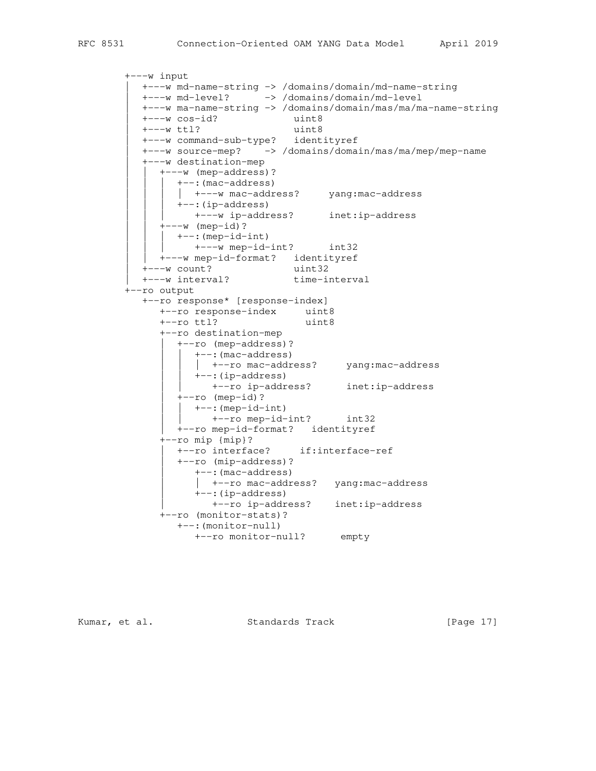```
     +---w input
     |  +---w md-name-string -> /domains/domain/md-name-string
     |  +---w md-level?      -> /domains/domain/md-level
     |  +---w ma-name-string -> /domains/domain/mas/ma/ma-name-string
     |  +---w cos-id?             uint8
     |  +---w ttl?                uint8
     |  +---w command-sub-type?   identityref
     |  +---w source-mep?    -> /domains/domain/mas/ma/mep/mep-name
     |  +---w destination-mep
     |  |  +---w (mep-address)?
     |  |  |  +--:(mac-address)
     |  |  |  |  +---w mac-address?     yang:mac-address
     |  |  |  +--:(ip-address)
     |  |  |     +---w ip-address?      inet:ip-address
     |  |  +---w (mep-id)?
     |  |  |  +--:(mep-id-int)
     |  |  |     +---w mep-id-int?      int32
     |  |  +---w mep-id-format?   identityref
     |  +---w count?              uint32
     |  +---w interval?           time-interval
     +--ro output
        +--ro response* [response-index]
           +--ro response-index     uint8
           +--ro ttl?               uint8
           +--ro destination-mep
           |  +--ro (mep-address)?
           |  |  +--:(mac-address)
           |  |  |  +--ro mac-address?     yang:mac-address
           |  |  +--:(ip-address)
           |  |     +--ro ip-address?      inet:ip-address
           |  +--ro (mep-id)?
           |  |  +--:(mep-id-int)
           |  |     +--ro mep-id-int?      int32
           |  +--ro mep-id-format?   identityref
           +--ro mip {mip}?
           |  +--ro interface?     if:interface-ref
           |  +--ro (mip-address)?
           |     +--:(mac-address)
           |     |  +--ro mac-address?   yang:mac-address
           |     +--:(ip-address)
           |        +--ro ip-address?    inet:ip-address
           +--ro (monitor-stats)?
              +--:(monitor-null)
                 +--ro monitor-null?      empty
```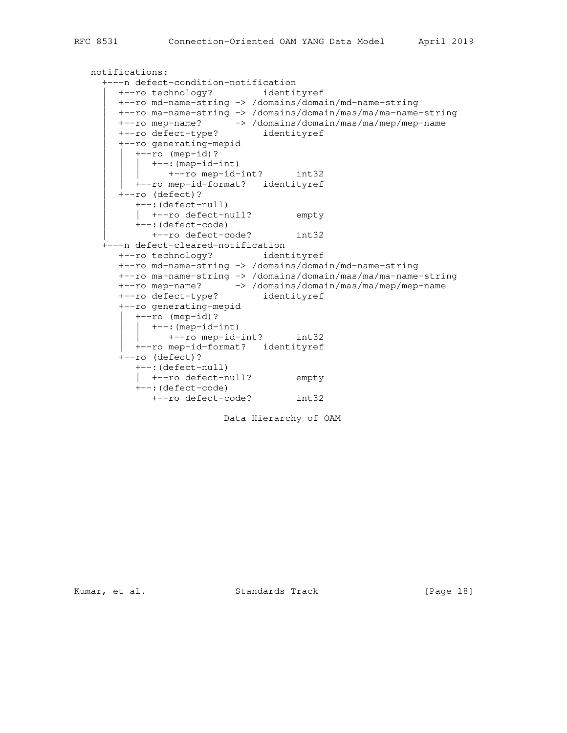```
   notifications:
     +---n defect-condition-notification
     |  +--ro technology?         identityref
     |  +--ro md-name-string -> /domains/domain/md-name-string
     |  +--ro ma-name-string -> /domains/domain/mas/ma/ma-name-string
     |  +--ro mep-name?      -> /domains/domain/mas/ma/mep/mep-name
     |  +--ro defect-type?        identityref
     |  +--ro generating-mepid
     |  |  +--ro (mep-id)?
     |  |  |  +--:(mep-id-int)
     |  |  |     +--ro mep-id-int?      int32
     |  |  +--ro mep-id-format?   identityref
     |  +--ro (defect)?
     |     +--:(defect-null)
     |     |  +--ro defect-null?        empty
     |     +--:(defect-code)
     |        +--ro defect-code?        int32
     +---n defect-cleared-notification
        +--ro technology?         identityref
        +--ro md-name-string -> /domains/domain/md-name-string
        +--ro ma-name-string -> /domains/domain/mas/ma/ma-name-string
        +--ro mep-name?      -> /domains/domain/mas/ma/mep/mep-name
        +--ro defect-type?        identityref
        +--ro generating-mepid
        |  +--ro (mep-id)?
        |  |  +--:(mep-id-int)
        |  |     +--ro mep-id-int?      int32
        |  +--ro mep-id-format?   identityref
        +--ro (defect)?
           +--:(defect-null)
           |  +--ro defect-null?        empty
           +--:(defect-code)
              +--ro defect-code?        int32
```

Data Hierarchy of OAM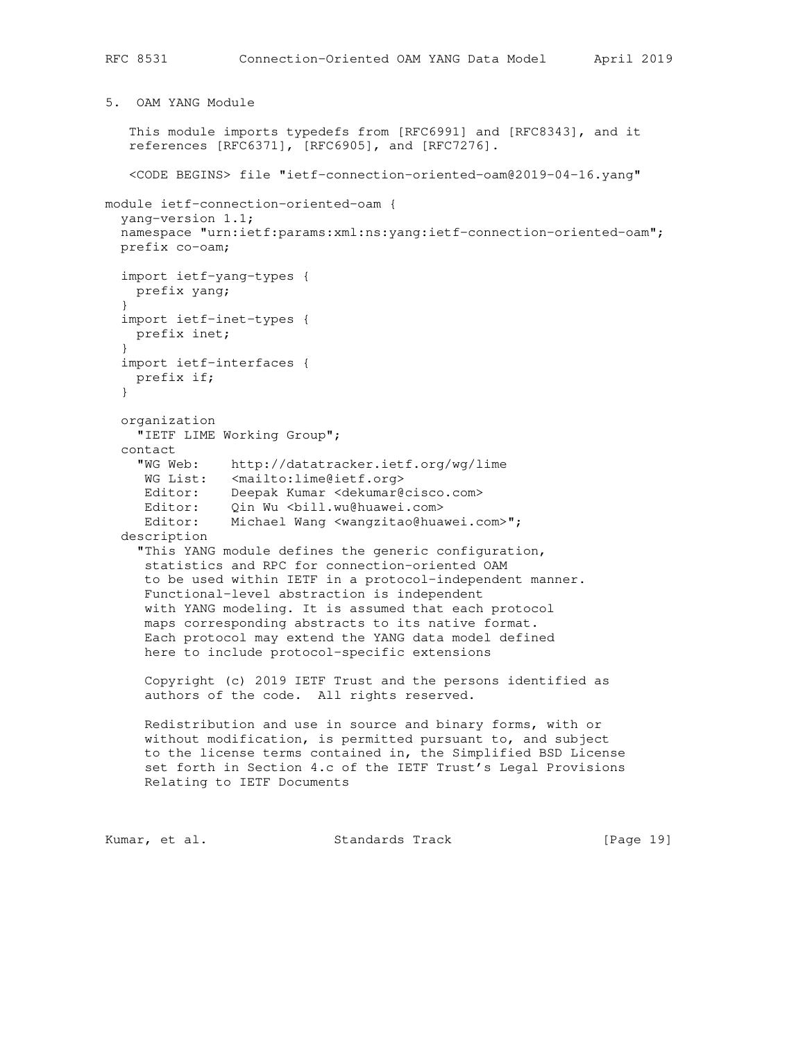## 5. OAM YANG Module

This module imports typedefs from [RFC6991] and [RFC8343], and it references [RFC6371], [RFC6905], and [RFC7276].

<CODE BEGINS> file "ietf-connection-oriented-oam@2019-04-16.yang"

```
module ietf-connection-oriented-oam {
  yang-version 1.1;
  namespace "urn:ietf:params:xml:ns:yang:ietf-connection-oriented-oam";
  prefix co-oam;

  import ietf-yang-types {
    prefix yang;
  }
  import ietf-inet-types {
    prefix inet;
  }
  import ietf-interfaces {
    prefix if;
  }

  organization
    "IETF LIME Working Group";
  contact
    "WG Web:    http://datatracker.ietf.org/wg/lime
     WG List:   <mailto:lime@ietf.org>
     Editor:    Deepak Kumar <dekumar@cisco.com>
     Editor:    Qin Wu <bill.wu@huawei.com>
     Editor:    Michael Wang <wangzitao@huawei.com>";
  description
    "This YANG module defines the generic configuration,
     statistics and RPC for connection-oriented OAM
     to be used within IETF in a protocol-independent manner.
     Functional-level abstraction is independent
     with YANG modeling. It is assumed that each protocol
     maps corresponding abstracts to its native format.
     Each protocol may extend the YANG data model defined
     here to include protocol-specific extensions

     Copyright (c) 2019 IETF Trust and the persons identified as
     authors of the code.  All rights reserved.

     Redistribution and use in source and binary forms, with or
     without modification, is permitted pursuant to, and subject
     to the license terms contained in, the Simplified BSD License
     set forth in Section 4.c of the IETF Trust's Legal Provisions
     Relating to IETF Documents
```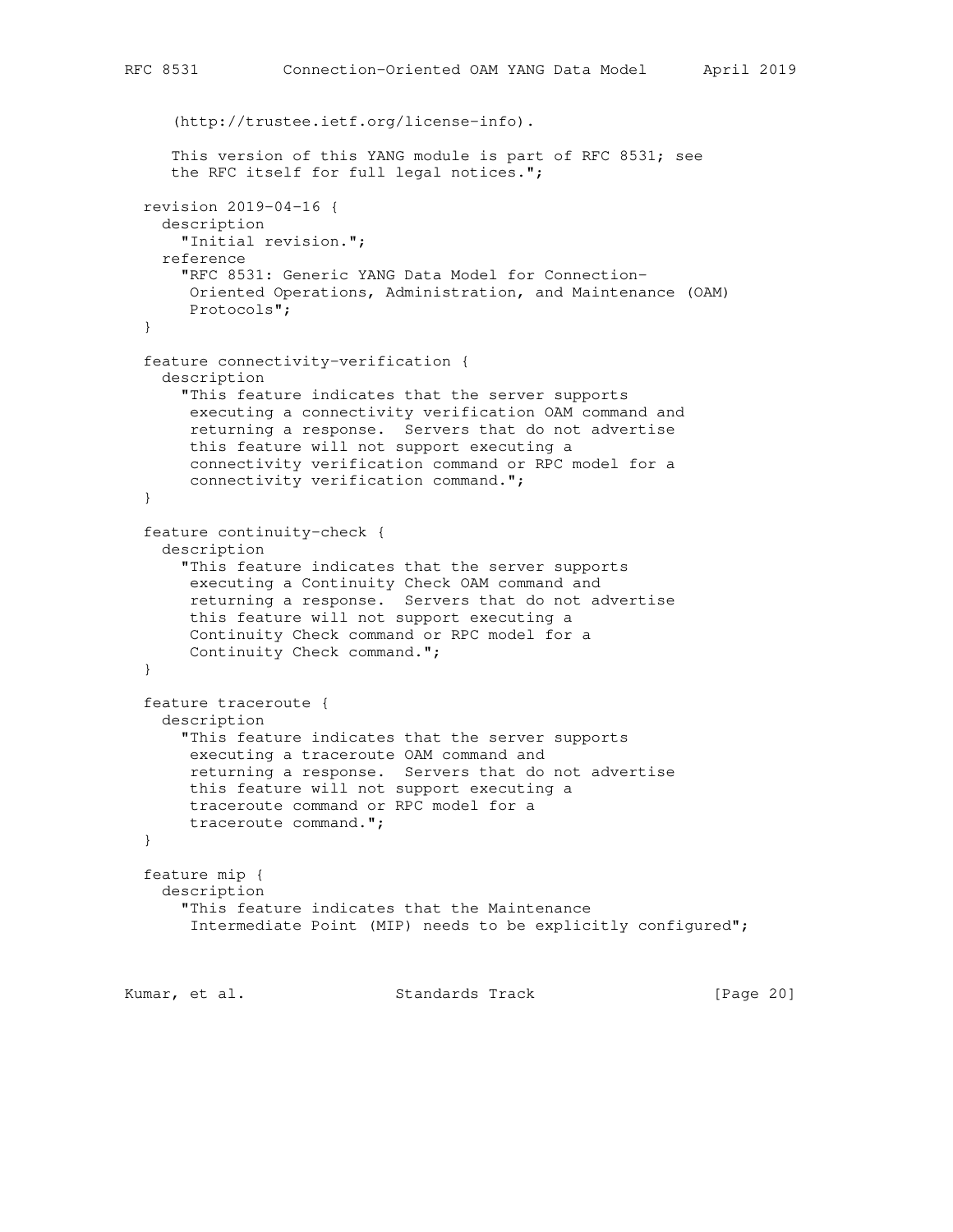```
     (http://trustee.ietf.org/license-info).

     This version of this YANG module is part of RFC 8531; see
     the RFC itself for full legal notices.";

  revision 2019-04-16 {
    description
      "Initial revision.";
    reference
      "RFC 8531: Generic YANG Data Model for Connection-
       Oriented Operations, Administration, and Maintenance (OAM)
       Protocols";
  }

  feature connectivity-verification {
    description
      "This feature indicates that the server supports
       executing a connectivity verification OAM command and
       returning a response.  Servers that do not advertise
       this feature will not support executing a
       connectivity verification command or RPC model for a
       connectivity verification command.";
  }

  feature continuity-check {
    description
      "This feature indicates that the server supports
       executing a Continuity Check OAM command and
       returning a response.  Servers that do not advertise
       this feature will not support executing a
       Continuity Check command or RPC model for a
       Continuity Check command.";
  }

  feature traceroute {
    description
      "This feature indicates that the server supports
       executing a traceroute OAM command and
       returning a response.  Servers that do not advertise
       this feature will not support executing a
       traceroute command or RPC model for a
       traceroute command.";
  }

  feature mip {
    description
      "This feature indicates that the Maintenance
       Intermediate Point (MIP) needs to be explicitly configured";
```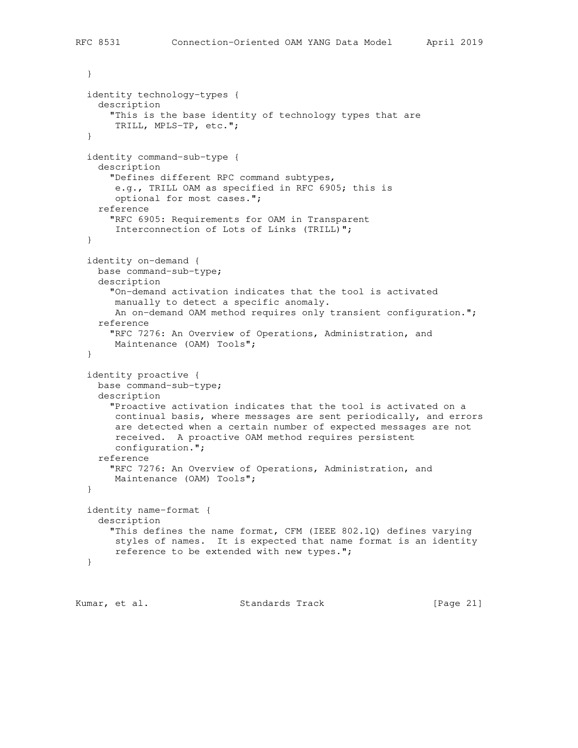```
  }

  identity technology-types {
    description
      "This is the base identity of technology types that are
       TRILL, MPLS-TP, etc.";
  }

  identity command-sub-type {
    description
      "Defines different RPC command subtypes,
       e.g., TRILL OAM as specified in RFC 6905; this is
       optional for most cases.";
    reference
      "RFC 6905: Requirements for OAM in Transparent
       Interconnection of Lots of Links (TRILL)";
  }

  identity on-demand {
    base command-sub-type;
    description
      "On-demand activation indicates that the tool is activated
       manually to detect a specific anomaly.
       An on-demand OAM method requires only transient configuration.";
    reference
      "RFC 7276: An Overview of Operations, Administration, and
       Maintenance (OAM) Tools";
  }

  identity proactive {
    base command-sub-type;
    description
      "Proactive activation indicates that the tool is activated on a
       continual basis, where messages are sent periodically, and errors
       are detected when a certain number of expected messages are not
       received.  A proactive OAM method requires persistent
       configuration.";
    reference
      "RFC 7276: An Overview of Operations, Administration, and
       Maintenance (OAM) Tools";
  }

  identity name-format {
    description
      "This defines the name format, CFM (IEEE 802.1Q) defines varying
       styles of names.  It is expected that name format is an identity
       reference to be extended with new types.";
  }
```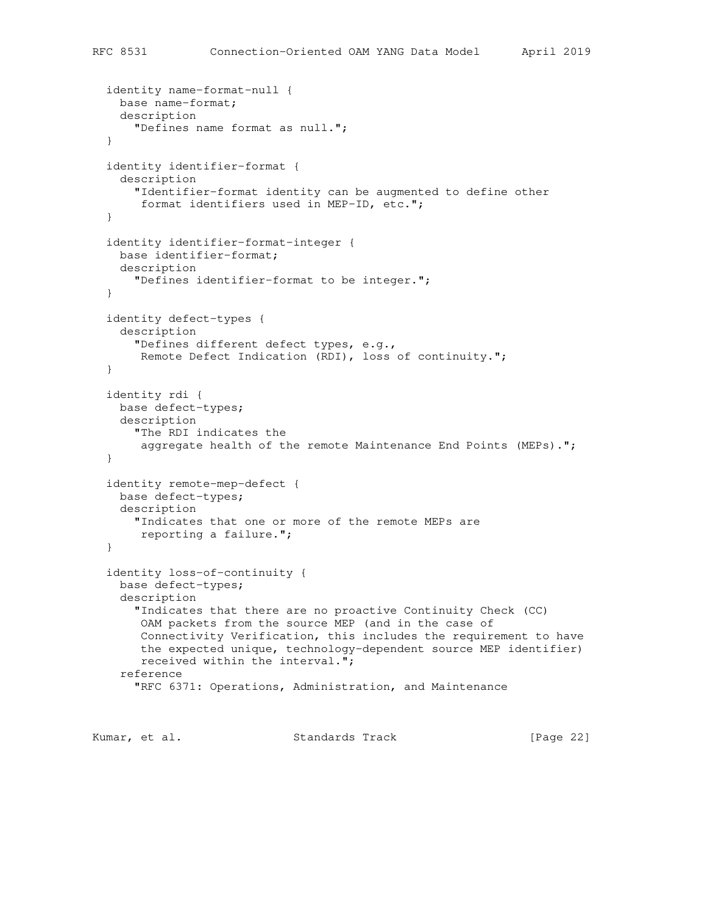```
  identity name-format-null {
    base name-format;
    description
      "Defines name format as null.";
  }

  identity identifier-format {
    description
      "Identifier-format identity can be augmented to define other
       format identifiers used in MEP-ID, etc.";
  }

  identity identifier-format-integer {
    base identifier-format;
    description
      "Defines identifier-format to be integer.";
  }

  identity defect-types {
    description
      "Defines different defect types, e.g.,
       Remote Defect Indication (RDI), loss of continuity.";
  }

  identity rdi {
    base defect-types;
    description
      "The RDI indicates the
       aggregate health of the remote Maintenance End Points (MEPs).";
  }

  identity remote-mep-defect {
    base defect-types;
    description
      "Indicates that one or more of the remote MEPs are
       reporting a failure.";
  }

  identity loss-of-continuity {
    base defect-types;
    description
      "Indicates that there are no proactive Continuity Check (CC)
       OAM packets from the source MEP (and in the case of
       Connectivity Verification, this includes the requirement to have
       the expected unique, technology-dependent source MEP identifier)
       received within the interval.";
    reference
      "RFC 6371: Operations, Administration, and Maintenance
```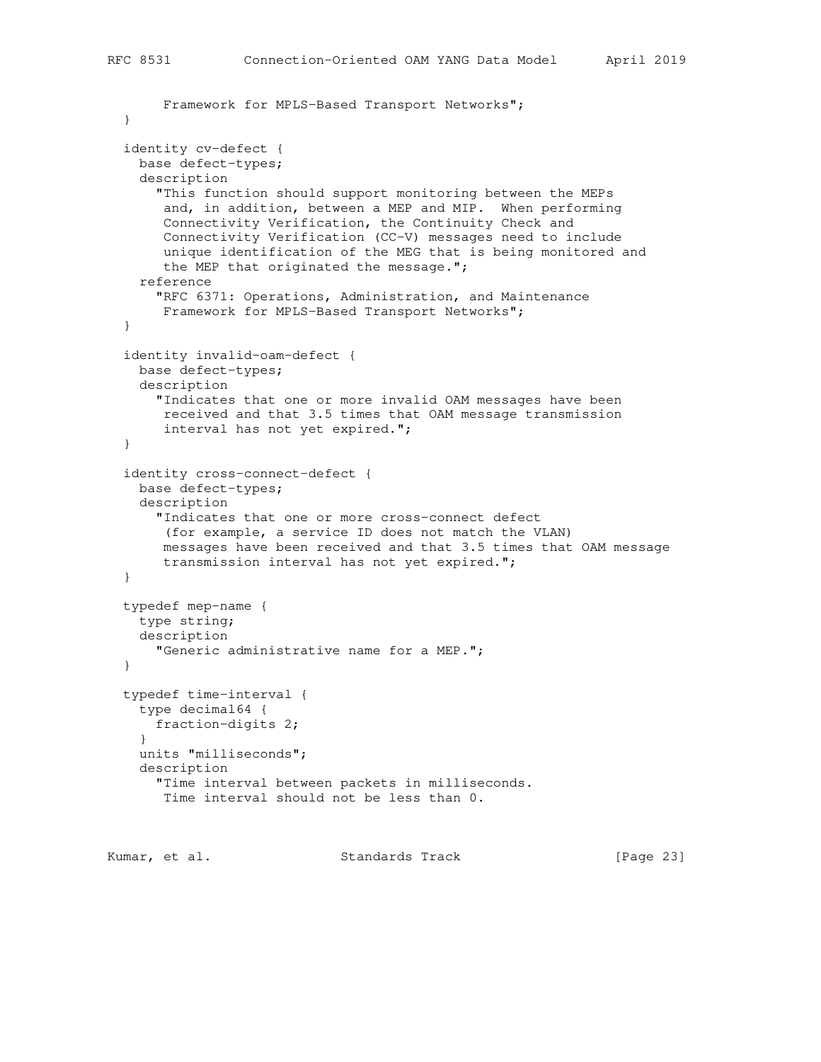```
       Framework for MPLS-Based Transport Networks";
  }

  identity cv-defect {
    base defect-types;
    description
      "This function should support monitoring between the MEPs
       and, in addition, between a MEP and MIP.  When performing
       Connectivity Verification, the Continuity Check and
       Connectivity Verification (CC-V) messages need to include
       unique identification of the MEG that is being monitored and
       the MEP that originated the message.";
    reference
      "RFC 6371: Operations, Administration, and Maintenance
       Framework for MPLS-Based Transport Networks";
  }

  identity invalid-oam-defect {
    base defect-types;
    description
      "Indicates that one or more invalid OAM messages have been
       received and that 3.5 times that OAM message transmission
       interval has not yet expired.";
  }

  identity cross-connect-defect {
    base defect-types;
    description
      "Indicates that one or more cross-connect defect
       (for example, a service ID does not match the VLAN)
       messages have been received and that 3.5 times that OAM message
       transmission interval has not yet expired.";
  }

  typedef mep-name {
    type string;
    description
      "Generic administrative name for a MEP.";
  }

  typedef time-interval {
    type decimal64 {
      fraction-digits 2;
    }
    units "milliseconds";
    description
      "Time interval between packets in milliseconds.
       Time interval should not be less than 0.
```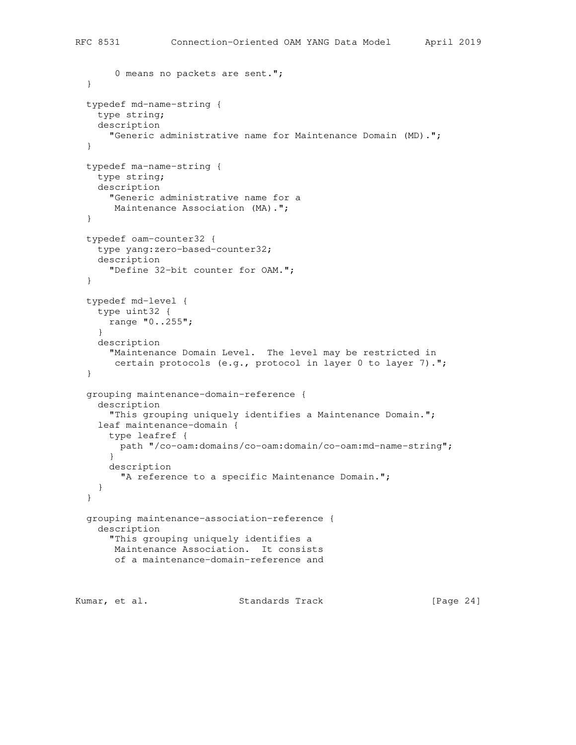```
       0 means no packets are sent.";
  }

  typedef md-name-string {
    type string;
    description
      "Generic administrative name for Maintenance Domain (MD).";
  }

  typedef ma-name-string {
    type string;
    description
      "Generic administrative name for a
       Maintenance Association (MA).";
  }

  typedef oam-counter32 {
    type yang:zero-based-counter32;
    description
      "Define 32-bit counter for OAM.";
  }

  typedef md-level {
    type uint32 {
      range "0..255";
    }
    description
      "Maintenance Domain Level.  The level may be restricted in
       certain protocols (e.g., protocol in layer 0 to layer 7).";
  }

  grouping maintenance-domain-reference {
    description
      "This grouping uniquely identifies a Maintenance Domain.";
    leaf maintenance-domain {
      type leafref {
        path "/co-oam:domains/co-oam:domain/co-oam:md-name-string";
      }
      description
        "A reference to a specific Maintenance Domain.";
    }
  }

  grouping maintenance-association-reference {
    description
      "This grouping uniquely identifies a
       Maintenance Association.  It consists
       of a maintenance-domain-reference and
```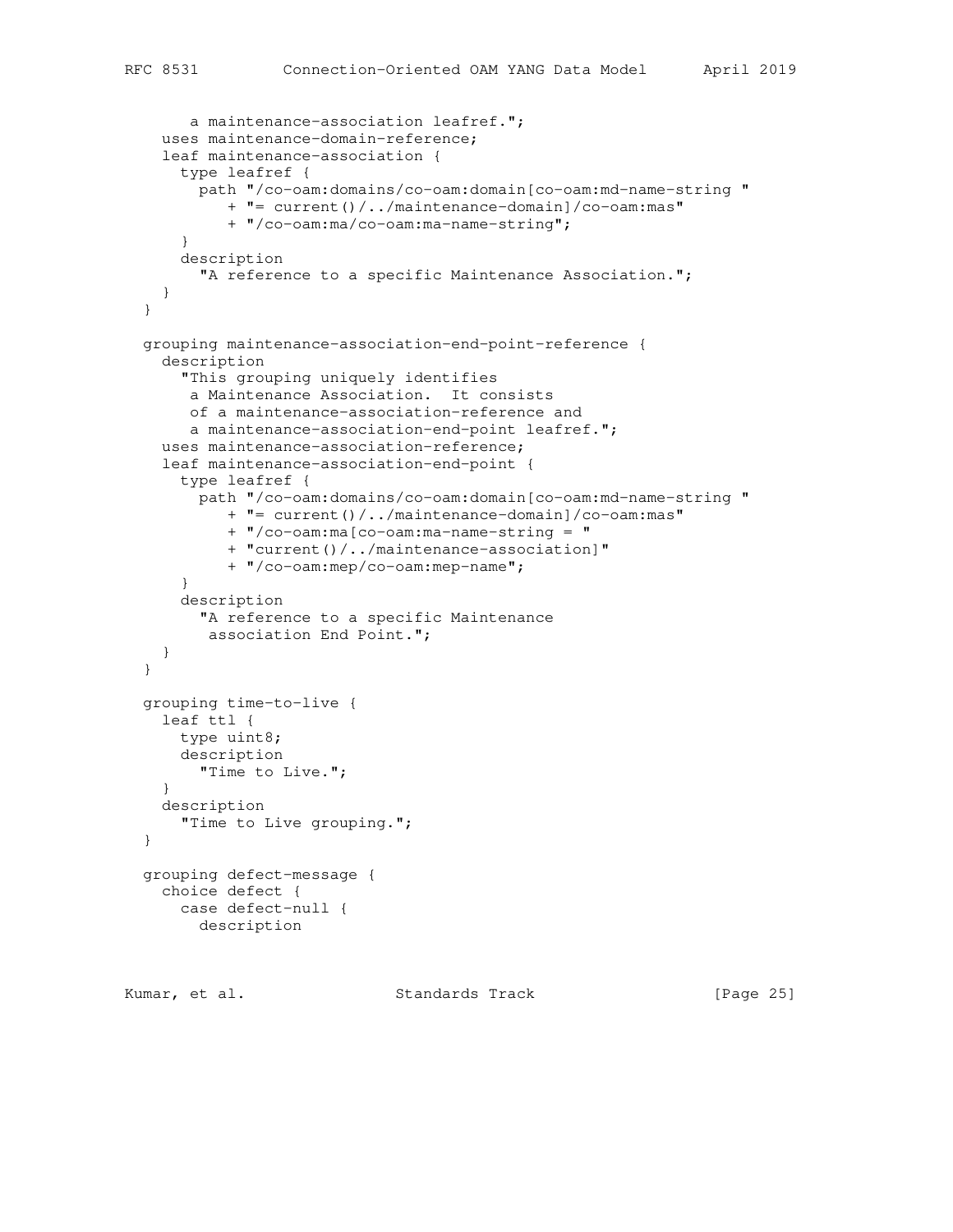```
       a maintenance-association leafref.";
    uses maintenance-domain-reference;
    leaf maintenance-association {
      type leafref {
        path "/co-oam:domains/co-oam:domain[co-oam:md-name-string "
           + "= current()/../maintenance-domain]/co-oam:mas"
           + "/co-oam:ma/co-oam:ma-name-string";
      }
      description
        "A reference to a specific Maintenance Association.";
    }
  }

  grouping maintenance-association-end-point-reference {
    description
      "This grouping uniquely identifies
       a Maintenance Association.  It consists
       of a maintenance-association-reference and
       a maintenance-association-end-point leafref.";
    uses maintenance-association-reference;
    leaf maintenance-association-end-point {
      type leafref {
        path "/co-oam:domains/co-oam:domain[co-oam:md-name-string "
           + "= current()/../maintenance-domain]/co-oam:mas"
           + "/co-oam:ma[co-oam:ma-name-string = "
           + "current()/../maintenance-association]"
           + "/co-oam:mep/co-oam:mep-name";
      }
      description
        "A reference to a specific Maintenance
         association End Point.";
    }
  }

  grouping time-to-live {
    leaf ttl {
      type uint8;
      description
        "Time to Live.";
    }
    description
      "Time to Live grouping.";
  }

  grouping defect-message {
    choice defect {
      case defect-null {
        description
```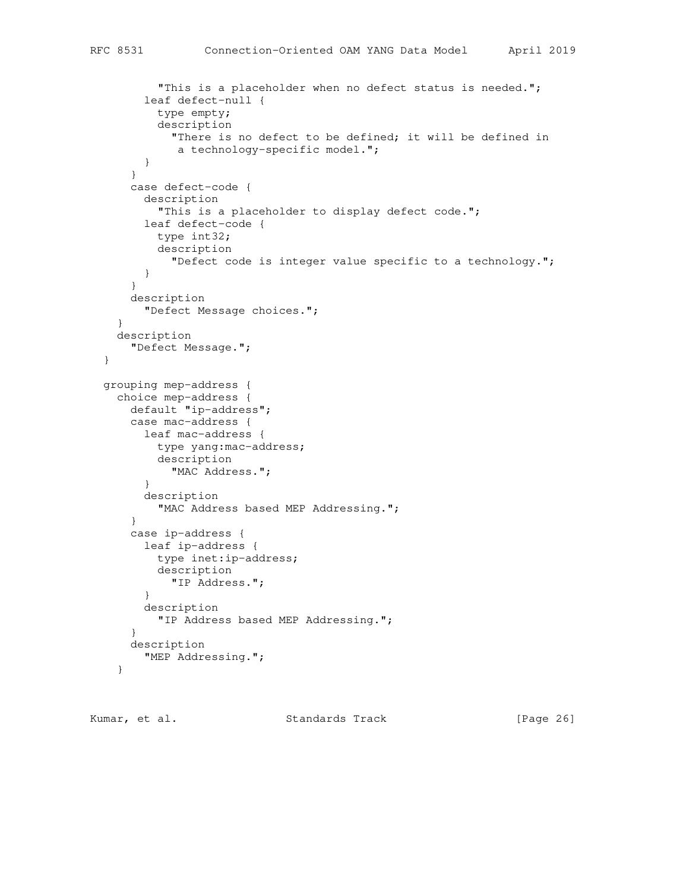```
          "This is a placeholder when no defect status is needed.";
        leaf defect-null {
          type empty;
          description
            "There is no defect to be defined; it will be defined in
             a technology-specific model.";
        }
      }
      case defect-code {
        description
          "This is a placeholder to display defect code.";
        leaf defect-code {
          type int32;
          description
            "Defect code is integer value specific to a technology.";
        }
      }
      description
        "Defect Message choices.";
    }
    description
      "Defect Message.";
  }

  grouping mep-address {
    choice mep-address {
      default "ip-address";
      case mac-address {
        leaf mac-address {
          type yang:mac-address;
          description
            "MAC Address.";
        }
        description
          "MAC Address based MEP Addressing.";
      }
      case ip-address {
        leaf ip-address {
          type inet:ip-address;
          description
            "IP Address.";
        }
        description
          "IP Address based MEP Addressing.";
      }
      description
        "MEP Addressing.";
    }
```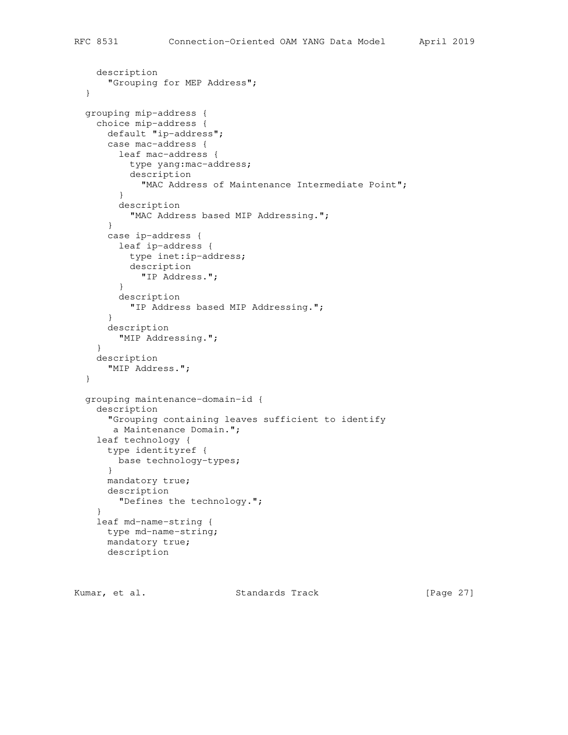```
    description
      "Grouping for MEP Address";
  }

  grouping mip-address {
    choice mip-address {
      default "ip-address";
      case mac-address {
        leaf mac-address {
          type yang:mac-address;
          description
            "MAC Address of Maintenance Intermediate Point";
        }
        description
          "MAC Address based MIP Addressing.";
      }
      case ip-address {
        leaf ip-address {
          type inet:ip-address;
          description
            "IP Address.";
        }
        description
          "IP Address based MIP Addressing.";
      }
      description
        "MIP Addressing.";
    }
    description
      "MIP Address.";
  }

  grouping maintenance-domain-id {
    description
      "Grouping containing leaves sufficient to identify
       a Maintenance Domain.";
    leaf technology {
      type identityref {
        base technology-types;
      }
      mandatory true;
      description
        "Defines the technology.";
    }
    leaf md-name-string {
      type md-name-string;
      mandatory true;
      description
```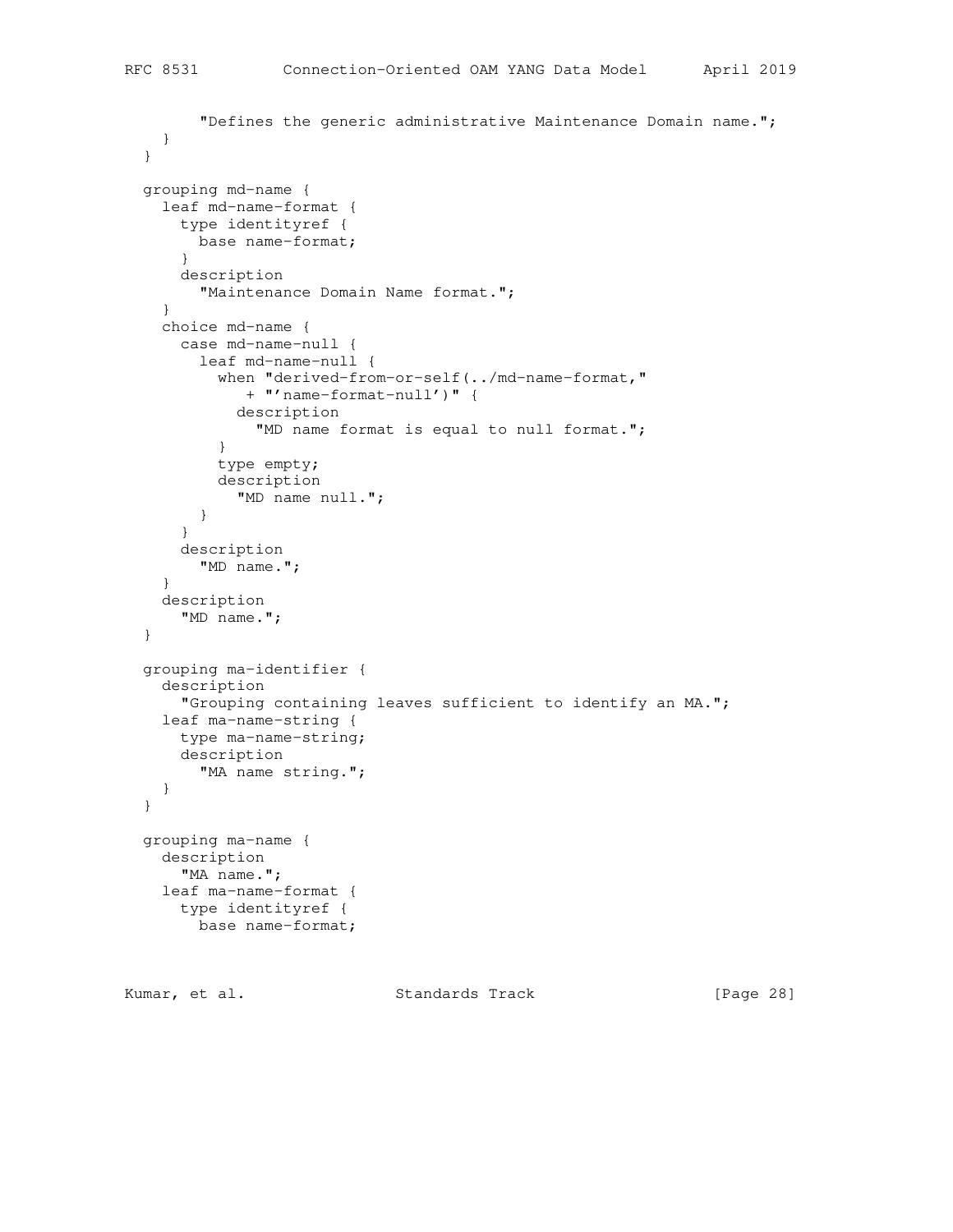```
        "Defines the generic administrative Maintenance Domain name.";
    }
  }

  grouping md-name {
    leaf md-name-format {
      type identityref {
        base name-format;
      }
      description
        "Maintenance Domain Name format.";
    }
    choice md-name {
      case md-name-null {
        leaf md-name-null {
          when "derived-from-or-self(../md-name-format,"
             + "'name-format-null')" {
            description
              "MD name format is equal to null format.";
          }
          type empty;
          description
            "MD name null.";
        }
      }
      description
        "MD name.";
    }
    description
      "MD name.";
  }

  grouping ma-identifier {
    description
      "Grouping containing leaves sufficient to identify an MA.";
    leaf ma-name-string {
      type ma-name-string;
      description
        "MA name string.";
    }
  }

  grouping ma-name {
    description
      "MA name.";
    leaf ma-name-format {
      type identityref {
        base name-format;
```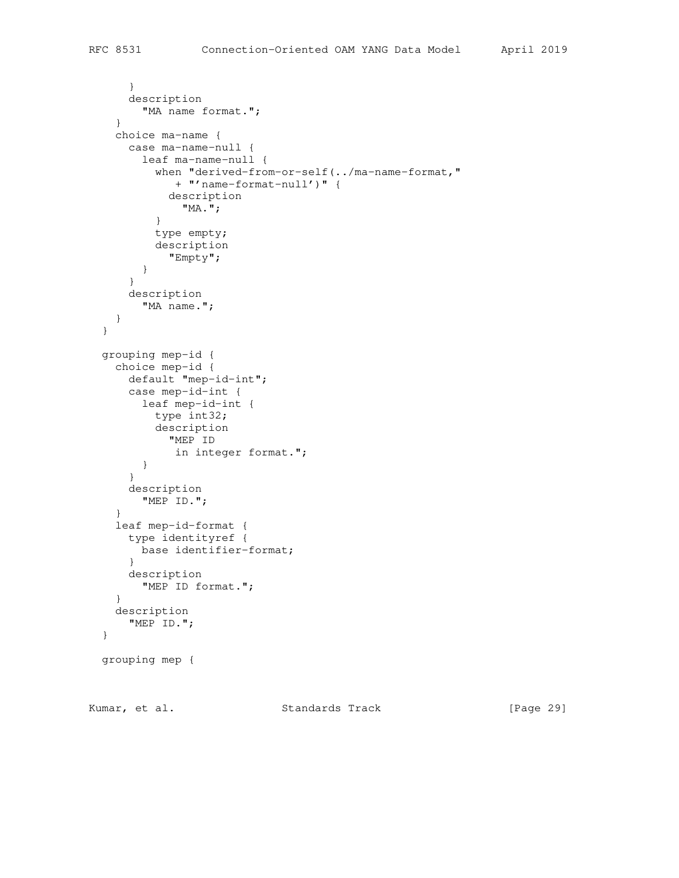```
      }
      description
        "MA name format.";
    }
    choice ma-name {
      case ma-name-null {
        leaf ma-name-null {
          when "derived-from-or-self(../ma-name-format,"
             + "'name-format-null')" {
            description
              "MA.";
          }
          type empty;
          description
            "Empty";
        }
      }
      description
        "MA name.";
    }
  }

  grouping mep-id {
    choice mep-id {
      default "mep-id-int";
      case mep-id-int {
        leaf mep-id-int {
          type int32;
          description
            "MEP ID
             in integer format.";
        }
      }
      description
        "MEP ID.";
    }
    leaf mep-id-format {
      type identityref {
        base identifier-format;
      }
      description
        "MEP ID format.";
    }
    description
      "MEP ID.";
  }

  grouping mep {
```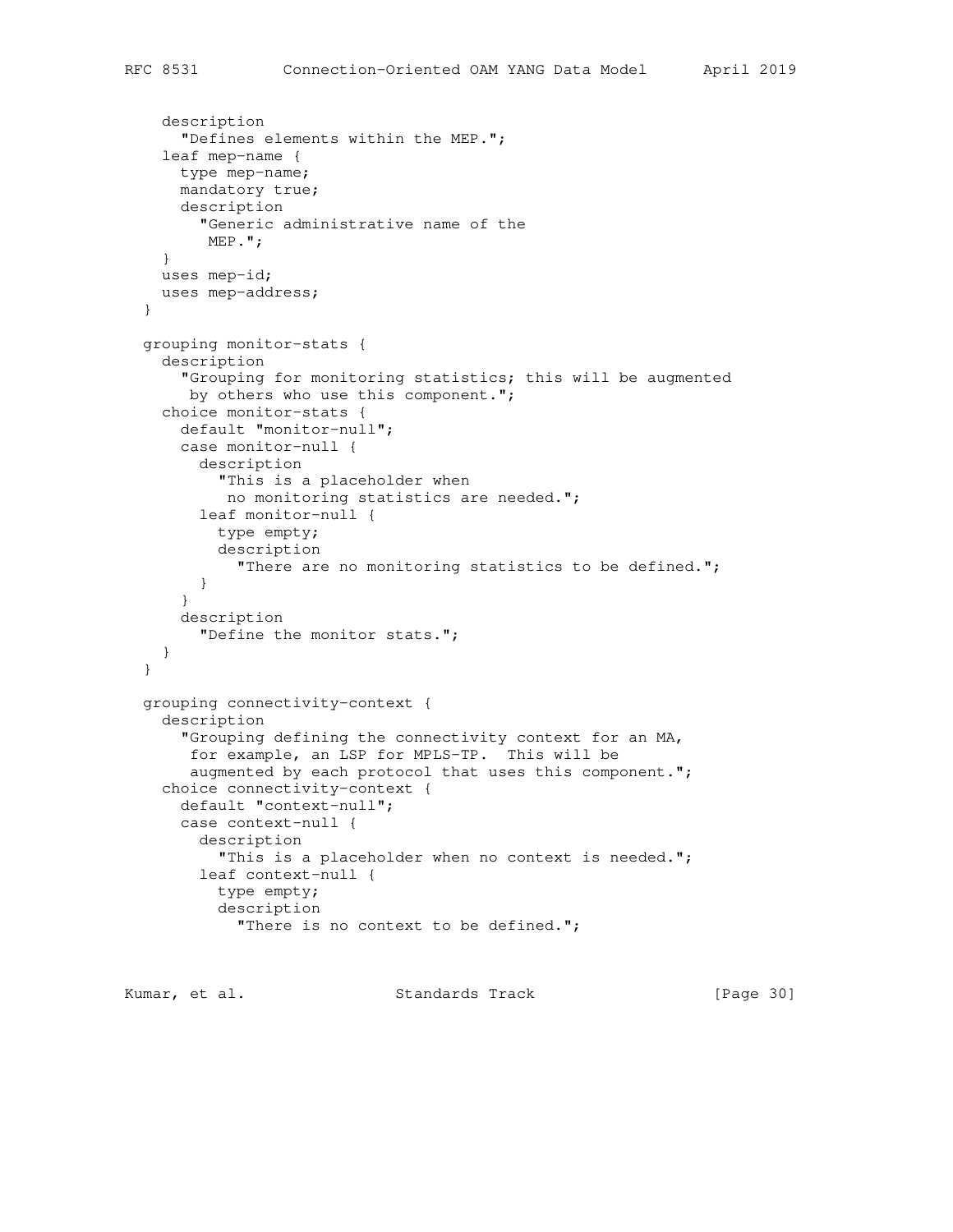```
    description
      "Defines elements within the MEP.";
    leaf mep-name {
      type mep-name;
      mandatory true;
      description
        "Generic administrative name of the
         MEP.";
    }
    uses mep-id;
    uses mep-address;
  }

  grouping monitor-stats {
    description
      "Grouping for monitoring statistics; this will be augmented
       by others who use this component.";
    choice monitor-stats {
      default "monitor-null";
      case monitor-null {
        description
          "This is a placeholder when
           no monitoring statistics are needed.";
        leaf monitor-null {
          type empty;
          description
            "There are no monitoring statistics to be defined.";
        }
      }
      description
        "Define the monitor stats.";
    }
  }

  grouping connectivity-context {
    description
      "Grouping defining the connectivity context for an MA,
       for example, an LSP for MPLS-TP.  This will be
       augmented by each protocol that uses this component.";
    choice connectivity-context {
      default "context-null";
      case context-null {
        description
          "This is a placeholder when no context is needed.";
        leaf context-null {
          type empty;
          description
            "There is no context to be defined.";
```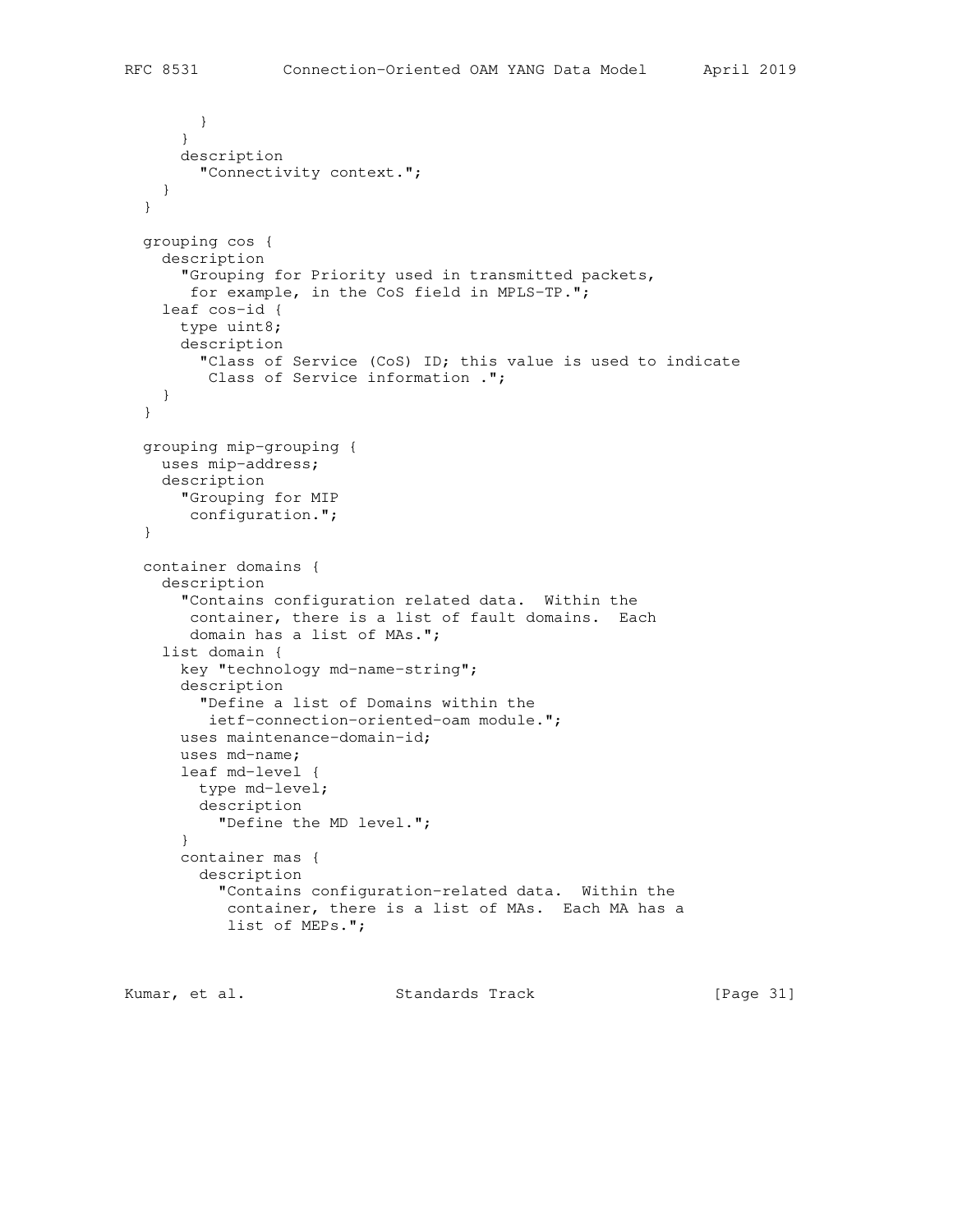```
        }
      }
      description
        "Connectivity context.";
    }
  }

  grouping cos {
    description
      "Grouping for Priority used in transmitted packets,
       for example, in the CoS field in MPLS-TP.";
    leaf cos-id {
      type uint8;
      description
        "Class of Service (CoS) ID; this value is used to indicate
         Class of Service information .";
    }
  }

  grouping mip-grouping {
    uses mip-address;
    description
      "Grouping for MIP
       configuration.";
  }

  container domains {
    description
      "Contains configuration related data.  Within the
       container, there is a list of fault domains.  Each
       domain has a list of MAs.";
    list domain {
      key "technology md-name-string";
      description
        "Define a list of Domains within the
         ietf-connection-oriented-oam module.";
      uses maintenance-domain-id;
      uses md-name;
      leaf md-level {
        type md-level;
        description
          "Define the MD level.";
      }
      container mas {
        description
          "Contains configuration-related data.  Within the
           container, there is a list of MAs.  Each MA has a
           list of MEPs.";
```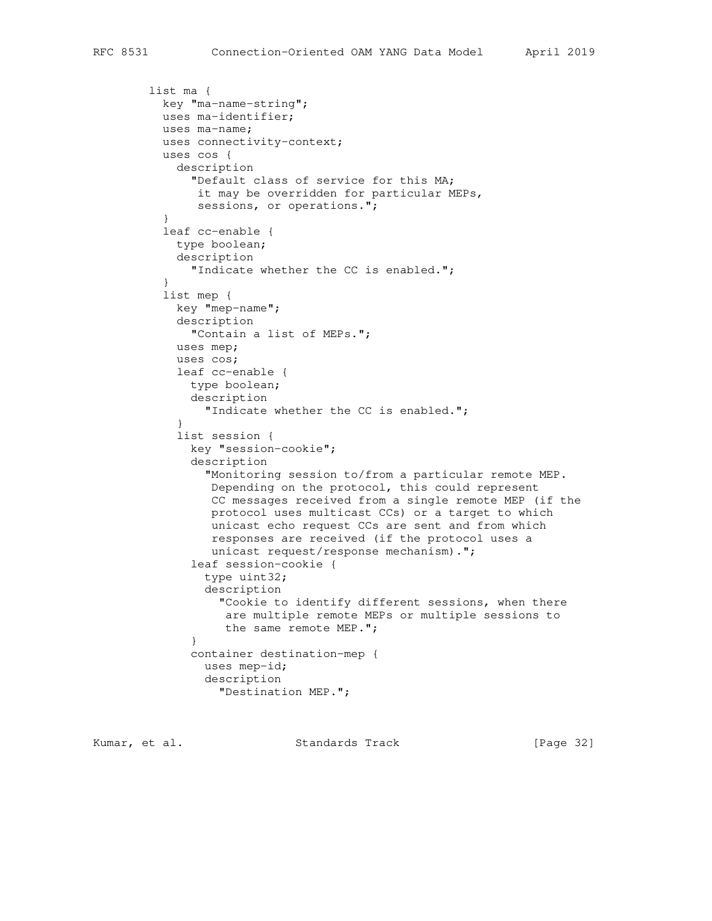```
        list ma {
          key "ma-name-string";
          uses ma-identifier;
          uses ma-name;
          uses connectivity-context;
          uses cos {
            description
              "Default class of service for this MA;
               it may be overridden for particular MEPs,
               sessions, or operations.";
          }
          leaf cc-enable {
            type boolean;
            description
              "Indicate whether the CC is enabled.";
          }
          list mep {
            key "mep-name";
            description
              "Contain a list of MEPs.";
            uses mep;
            uses cos;
            leaf cc-enable {
              type boolean;
              description
                "Indicate whether the CC is enabled.";
            }
            list session {
              key "session-cookie";
              description
                "Monitoring session to/from a particular remote MEP.
                 Depending on the protocol, this could represent
                 CC messages received from a single remote MEP (if the
                 protocol uses multicast CCs) or a target to which
                 unicast echo request CCs are sent and from which
                 responses are received (if the protocol uses a
                 unicast request/response mechanism).";
              leaf session-cookie {
                type uint32;
                description
                  "Cookie to identify different sessions, when there
                   are multiple remote MEPs or multiple sessions to
                   the same remote MEP.";
              }
              container destination-mep {
                uses mep-id;
                description
                  "Destination MEP.";
```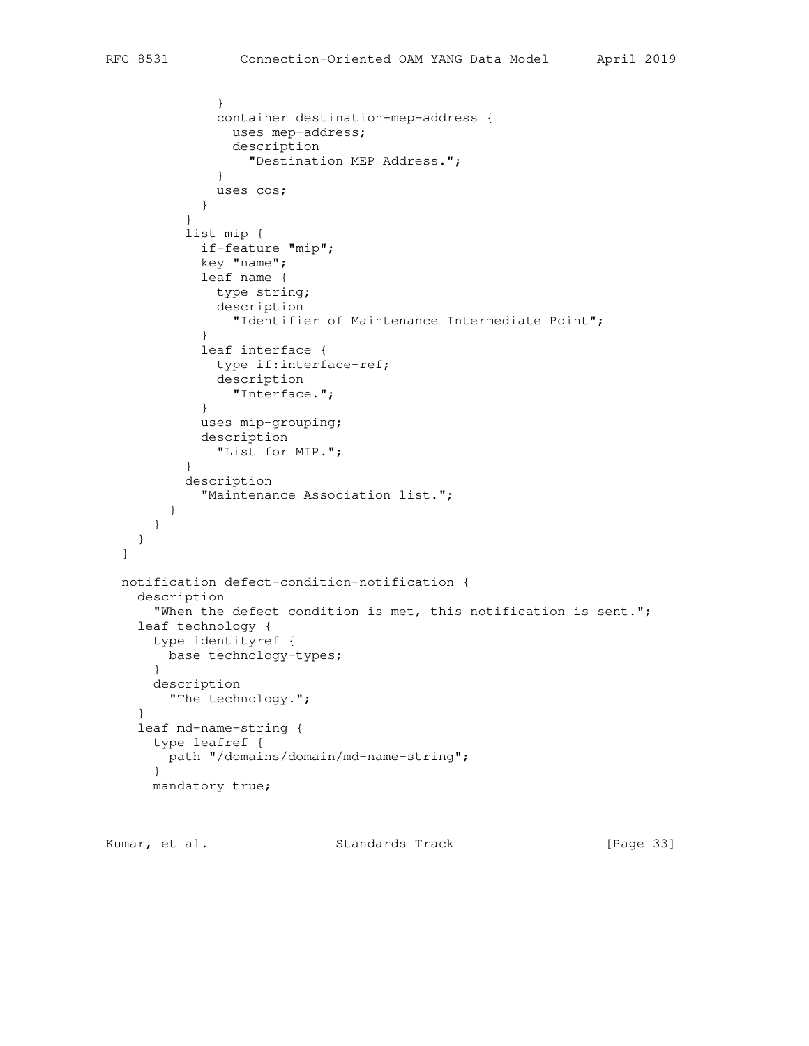```
              }
              container destination-mep-address {
                uses mep-address;
                description
                  "Destination MEP Address.";
              }
              uses cos;
            }
          }
          list mip {
            if-feature "mip";
            key "name";
            leaf name {
              type string;
              description
                "Identifier of Maintenance Intermediate Point";
            }
            leaf interface {
              type if:interface-ref;
              description
                "Interface.";
            }
            uses mip-grouping;
            description
              "List for MIP.";
          }
          description
            "Maintenance Association list.";
        }
      }
    }
  }

  notification defect-condition-notification {
    description
      "When the defect condition is met, this notification is sent.";
    leaf technology {
      type identityref {
        base technology-types;
      }
      description
        "The technology.";
    }
    leaf md-name-string {
      type leafref {
        path "/domains/domain/md-name-string";
      }
      mandatory true;
```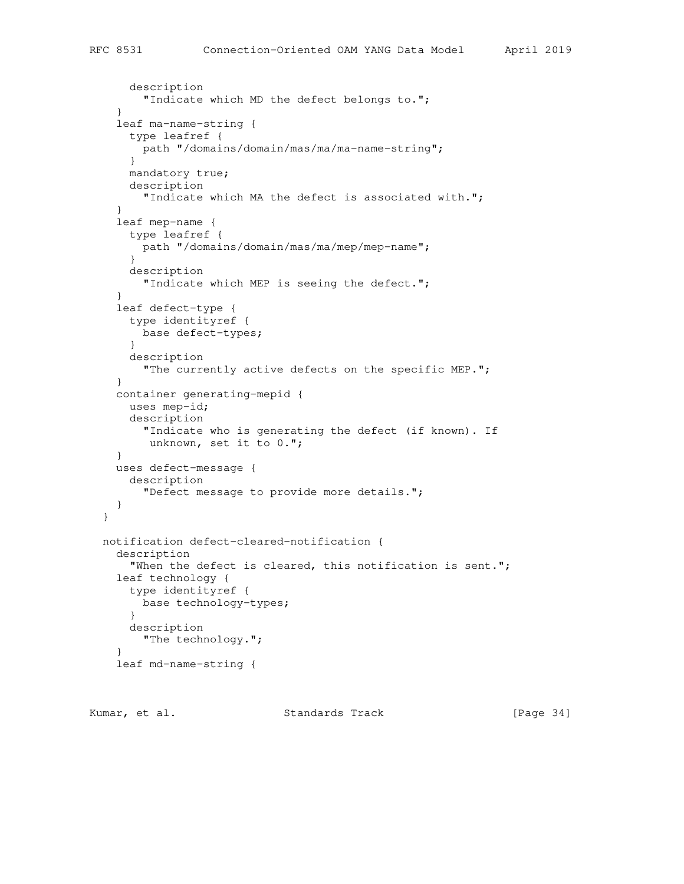```
      description
        "Indicate which MD the defect belongs to.";
    }
    leaf ma-name-string {
      type leafref {
        path "/domains/domain/mas/ma/ma-name-string";
      }
      mandatory true;
      description
        "Indicate which MA the defect is associated with.";
    }
    leaf mep-name {
      type leafref {
        path "/domains/domain/mas/ma/mep/mep-name";
      }
      description
        "Indicate which MEP is seeing the defect.";
    }
    leaf defect-type {
      type identityref {
        base defect-types;
      }
      description
        "The currently active defects on the specific MEP.";
    }
    container generating-mepid {
      uses mep-id;
      description
        "Indicate who is generating the defect (if known). If
         unknown, set it to 0.";
    }
    uses defect-message {
      description
        "Defect message to provide more details.";
    }
  }

  notification defect-cleared-notification {
    description
      "When the defect is cleared, this notification is sent.";
    leaf technology {
      type identityref {
        base technology-types;
      }
      description
        "The technology.";
    }
    leaf md-name-string {
```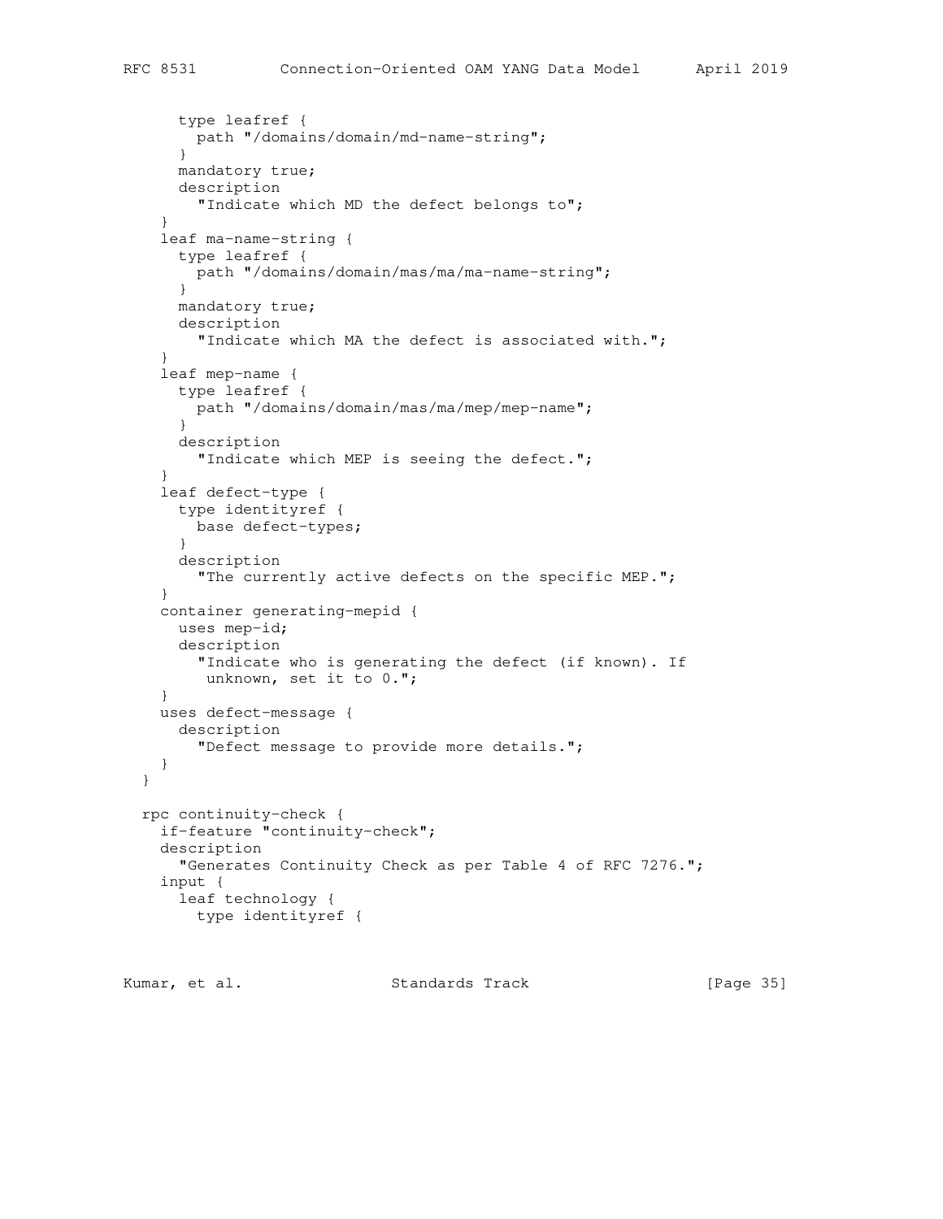```
      type leafref {
        path "/domains/domain/md-name-string";
      }
      mandatory true;
      description
        "Indicate which MD the defect belongs to";
    }
    leaf ma-name-string {
      type leafref {
        path "/domains/domain/mas/ma/ma-name-string";
      }
      mandatory true;
      description
        "Indicate which MA the defect is associated with.";
    }
    leaf mep-name {
      type leafref {
        path "/domains/domain/mas/ma/mep/mep-name";
      }
      description
        "Indicate which MEP is seeing the defect.";
    }
    leaf defect-type {
      type identityref {
        base defect-types;
      }
      description
        "The currently active defects on the specific MEP.";
    }
    container generating-mepid {
      uses mep-id;
      description
        "Indicate who is generating the defect (if known). If
         unknown, set it to 0.";
    }
    uses defect-message {
      description
        "Defect message to provide more details.";
    }
  }

  rpc continuity-check {
    if-feature "continuity-check";
    description
      "Generates Continuity Check as per Table 4 of RFC 7276.";
    input {
      leaf technology {
        type identityref {
```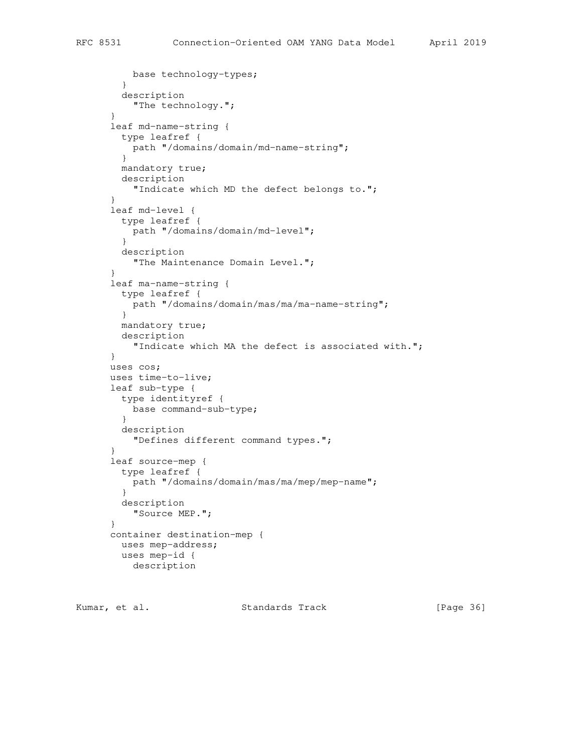```
          base technology-types;
        }
        description
          "The technology.";
      }
      leaf md-name-string {
        type leafref {
          path "/domains/domain/md-name-string";
        }
        mandatory true;
        description
          "Indicate which MD the defect belongs to.";
      }
      leaf md-level {
        type leafref {
          path "/domains/domain/md-level";
        }
        description
          "The Maintenance Domain Level.";
      }
      leaf ma-name-string {
        type leafref {
          path "/domains/domain/mas/ma/ma-name-string";
        }
        mandatory true;
        description
          "Indicate which MA the defect is associated with.";
      }
      uses cos;
      uses time-to-live;
      leaf sub-type {
        type identityref {
          base command-sub-type;
        }
        description
          "Defines different command types.";
      }
      leaf source-mep {
        type leafref {
          path "/domains/domain/mas/ma/mep/mep-name";
        }
        description
          "Source MEP.";
      }
      container destination-mep {
        uses mep-address;
        uses mep-id {
          description
```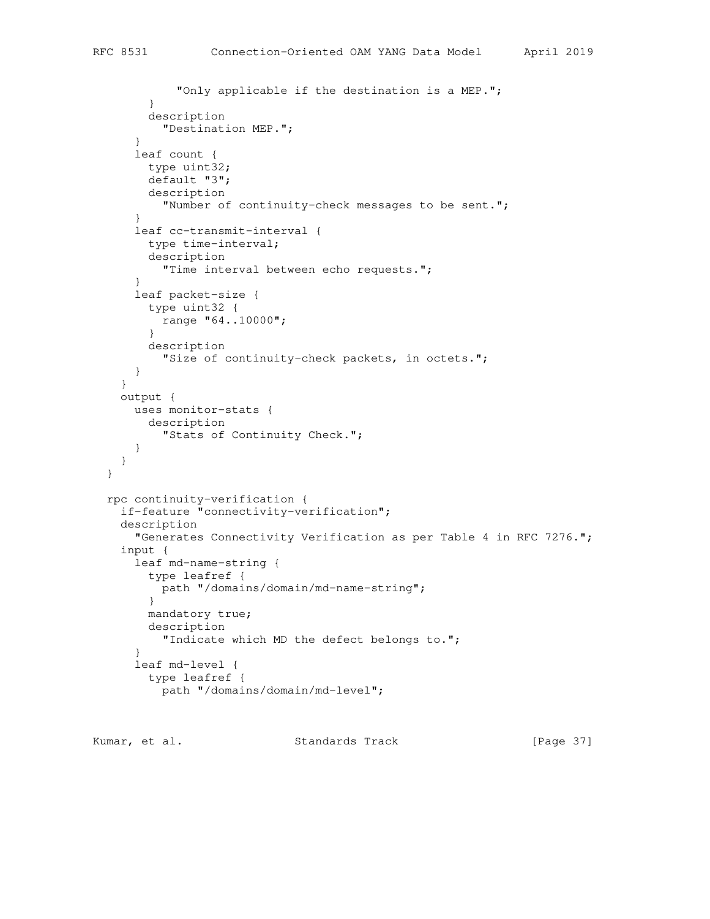```
            "Only applicable if the destination is a MEP.";
        }
        description
          "Destination MEP.";
      }
      leaf count {
        type uint32;
        default "3";
        description
          "Number of continuity-check messages to be sent.";
      }
      leaf cc-transmit-interval {
        type time-interval;
        description
          "Time interval between echo requests.";
      }
      leaf packet-size {
        type uint32 {
          range "64..10000";
        }
        description
          "Size of continuity-check packets, in octets.";
      }
    }
    output {
      uses monitor-stats {
        description
          "Stats of Continuity Check.";
      }
    }
  }

  rpc continuity-verification {
    if-feature "connectivity-verification";
    description
      "Generates Connectivity Verification as per Table 4 in RFC 7276.";
    input {
      leaf md-name-string {
        type leafref {
          path "/domains/domain/md-name-string";
        }
        mandatory true;
        description
          "Indicate which MD the defect belongs to.";
      }
      leaf md-level {
        type leafref {
          path "/domains/domain/md-level";
```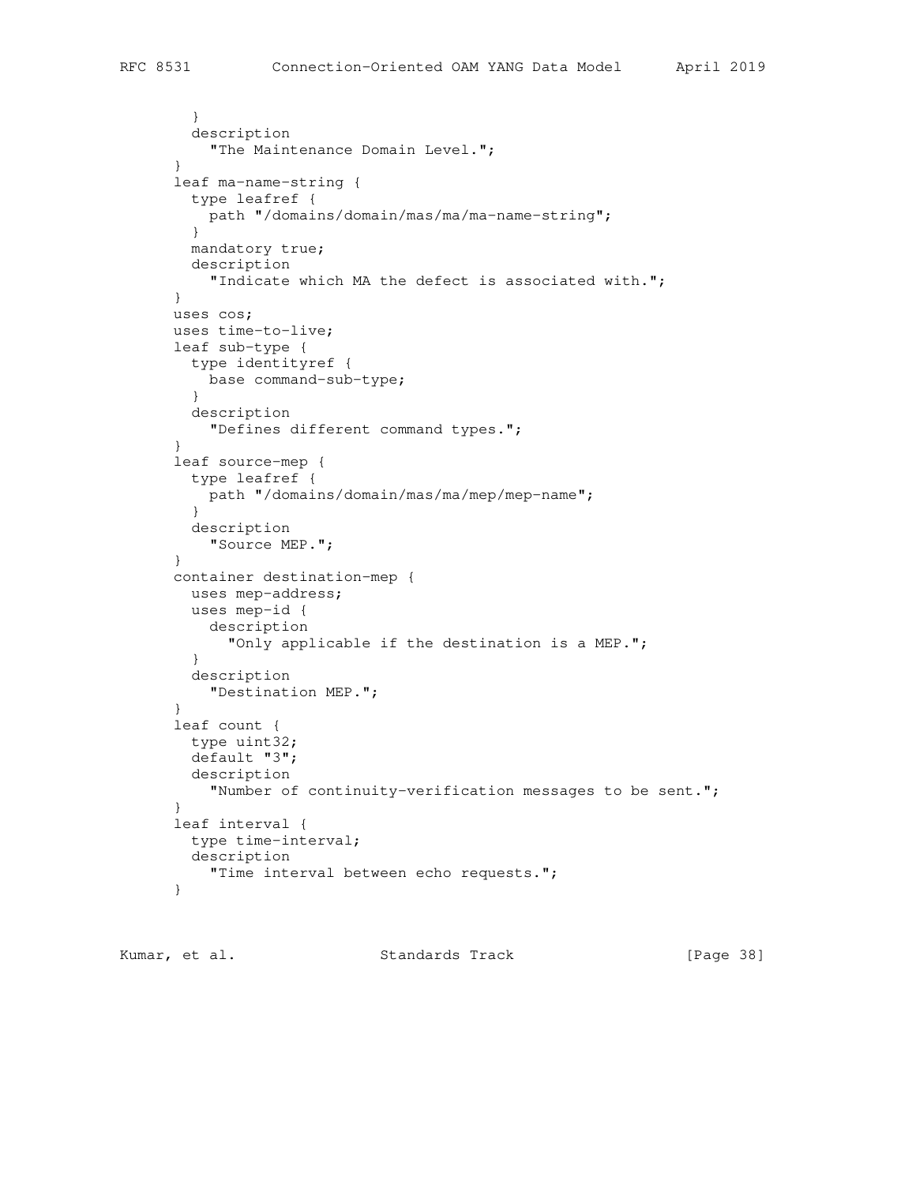```
        }
        description
          "The Maintenance Domain Level.";
      }
      leaf ma-name-string {
        type leafref {
          path "/domains/domain/mas/ma/ma-name-string";
        }
        mandatory true;
        description
          "Indicate which MA the defect is associated with.";
      }
      uses cos;
      uses time-to-live;
      leaf sub-type {
        type identityref {
          base command-sub-type;
        }
        description
          "Defines different command types.";
      }
      leaf source-mep {
        type leafref {
          path "/domains/domain/mas/ma/mep/mep-name";
        }
        description
          "Source MEP.";
      }
      container destination-mep {
        uses mep-address;
        uses mep-id {
          description
            "Only applicable if the destination is a MEP.";
        }
        description
          "Destination MEP.";
      }
      leaf count {
        type uint32;
        default "3";
        description
          "Number of continuity-verification messages to be sent.";
      }
      leaf interval {
        type time-interval;
        description
          "Time interval between echo requests.";
      }
```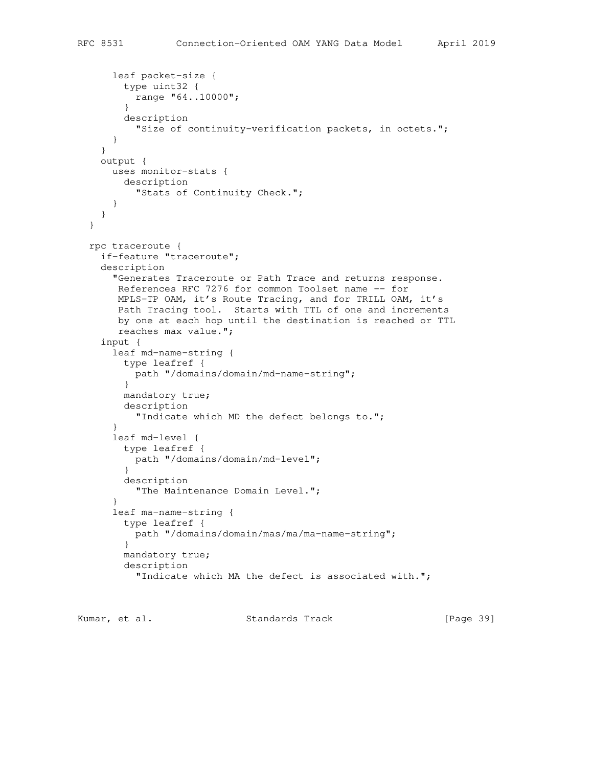```
      leaf packet-size {
        type uint32 {
          range "64..10000";
        }
        description
          "Size of continuity-verification packets, in octets.";
      }
    }
    output {
      uses monitor-stats {
        description
          "Stats of Continuity Check.";
      }
    }
  }

  rpc traceroute {
    if-feature "traceroute";
    description
      "Generates Traceroute or Path Trace and returns response.
       References RFC 7276 for common Toolset name -- for
       MPLS-TP OAM, it's Route Tracing, and for TRILL OAM, it's
       Path Tracing tool.  Starts with TTL of one and increments
       by one at each hop until the destination is reached or TTL
       reaches max value.";
    input {
      leaf md-name-string {
        type leafref {
          path "/domains/domain/md-name-string";
        }
        mandatory true;
        description
          "Indicate which MD the defect belongs to.";
      }
      leaf md-level {
        type leafref {
          path "/domains/domain/md-level";
        }
        description
          "The Maintenance Domain Level.";
      }
      leaf ma-name-string {
        type leafref {
          path "/domains/domain/mas/ma/ma-name-string";
        }
        mandatory true;
        description
          "Indicate which MA the defect is associated with.";
```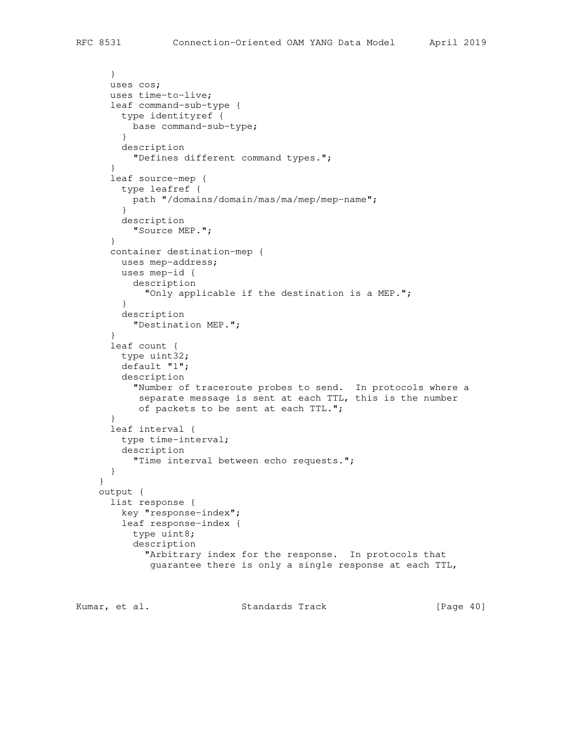```
      }
      uses cos;
      uses time-to-live;
      leaf command-sub-type {
        type identityref {
          base command-sub-type;
        }
        description
          "Defines different command types.";
      }
      leaf source-mep {
        type leafref {
          path "/domains/domain/mas/ma/mep/mep-name";
        }
        description
          "Source MEP.";
      }
      container destination-mep {
        uses mep-address;
        uses mep-id {
          description
            "Only applicable if the destination is a MEP.";
        }
        description
          "Destination MEP.";
      }
      leaf count {
        type uint32;
        default "1";
        description
          "Number of traceroute probes to send.  In protocols where a
           separate message is sent at each TTL, this is the number
           of packets to be sent at each TTL.";
      }
      leaf interval {
        type time-interval;
        description
          "Time interval between echo requests.";
      }
    }
    output {
      list response {
        key "response-index";
        leaf response-index {
          type uint8;
          description
            "Arbitrary index for the response.  In protocols that
             guarantee there is only a single response at each TTL,
```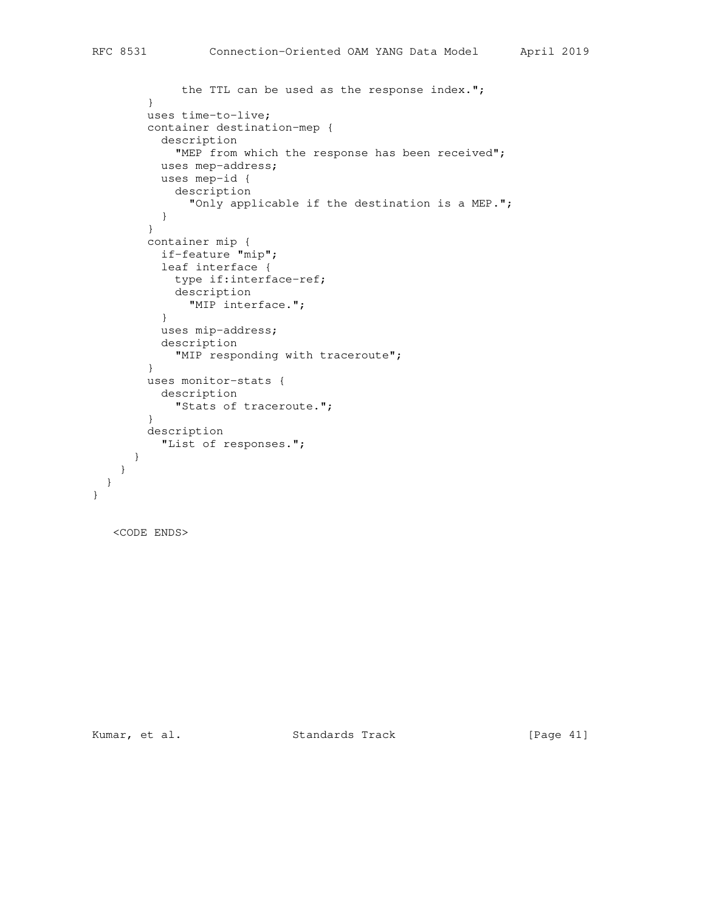```
             the TTL can be used as the response index.";
        }
        uses time-to-live;
        container destination-mep {
          description
            "MEP from which the response has been received";
          uses mep-address;
          uses mep-id {
            description
              "Only applicable if the destination is a MEP.";
          }
        }
        container mip {
          if-feature "mip";
          leaf interface {
            type if:interface-ref;
            description
              "MIP interface.";
          }
          uses mip-address;
          description
            "MIP responding with traceroute";
        }
        uses monitor-stats {
          description
            "Stats of traceroute.";
        }
        description
          "List of responses.";
      }
    }
  }
}
```

<CODE ENDS>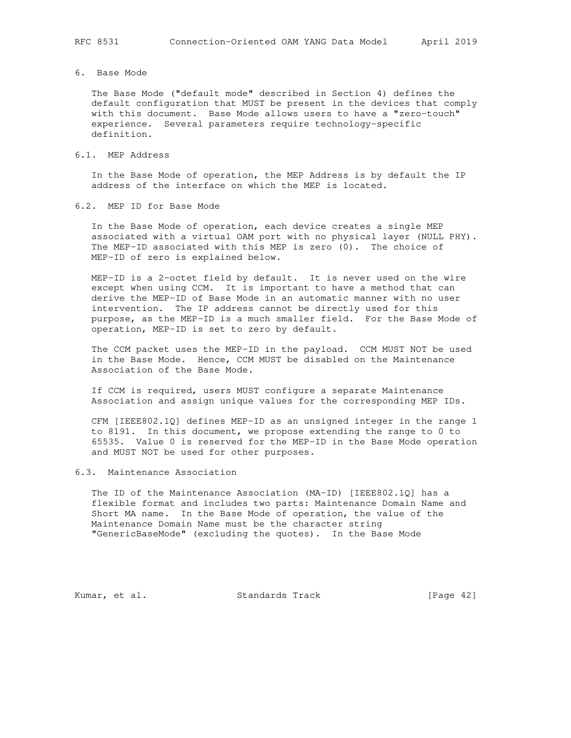## 6. Base Mode

The Base Mode ("default mode" described in Section 4) defines the default configuration that MUST be present in the devices that comply with this document. Base Mode allows users to have a "zero-touch" experience. Several parameters require technology-specific definition.

### 6.1. MEP Address

In the Base Mode of operation, the MEP Address is by default the IP address of the interface on which the MEP is located.

### 6.2. MEP ID for Base Mode

In the Base Mode of operation, each device creates a single MEP associated with a virtual OAM port with no physical layer (NULL PHY). The MEP-ID associated with this MEP is zero (0). The choice of MEP-ID of zero is explained below.

MEP-ID is a 2-octet field by default. It is never used on the wire except when using CCM. It is important to have a method that can derive the MEP-ID of Base Mode in an automatic manner with no user intervention. The IP address cannot be directly used for this purpose, as the MEP-ID is a much smaller field. For the Base Mode of operation, MEP-ID is set to zero by default.

The CCM packet uses the MEP-ID in the payload. CCM MUST NOT be used in the Base Mode. Hence, CCM MUST be disabled on the Maintenance Association of the Base Mode.

If CCM is required, users MUST configure a separate Maintenance Association and assign unique values for the corresponding MEP IDs.

CFM [IEEE802.1Q] defines MEP-ID as an unsigned integer in the range 1 to 8191. In this document, we propose extending the range to 0 to 65535. Value 0 is reserved for the MEP-ID in the Base Mode operation and MUST NOT be used for other purposes.

### 6.3. Maintenance Association

The ID of the Maintenance Association (MA-ID) [IEEE802.1Q] has a flexible format and includes two parts: Maintenance Domain Name and Short MA name. In the Base Mode of operation, the value of the Maintenance Domain Name must be the character string "GenericBaseMode" (excluding the quotes). In the Base Mode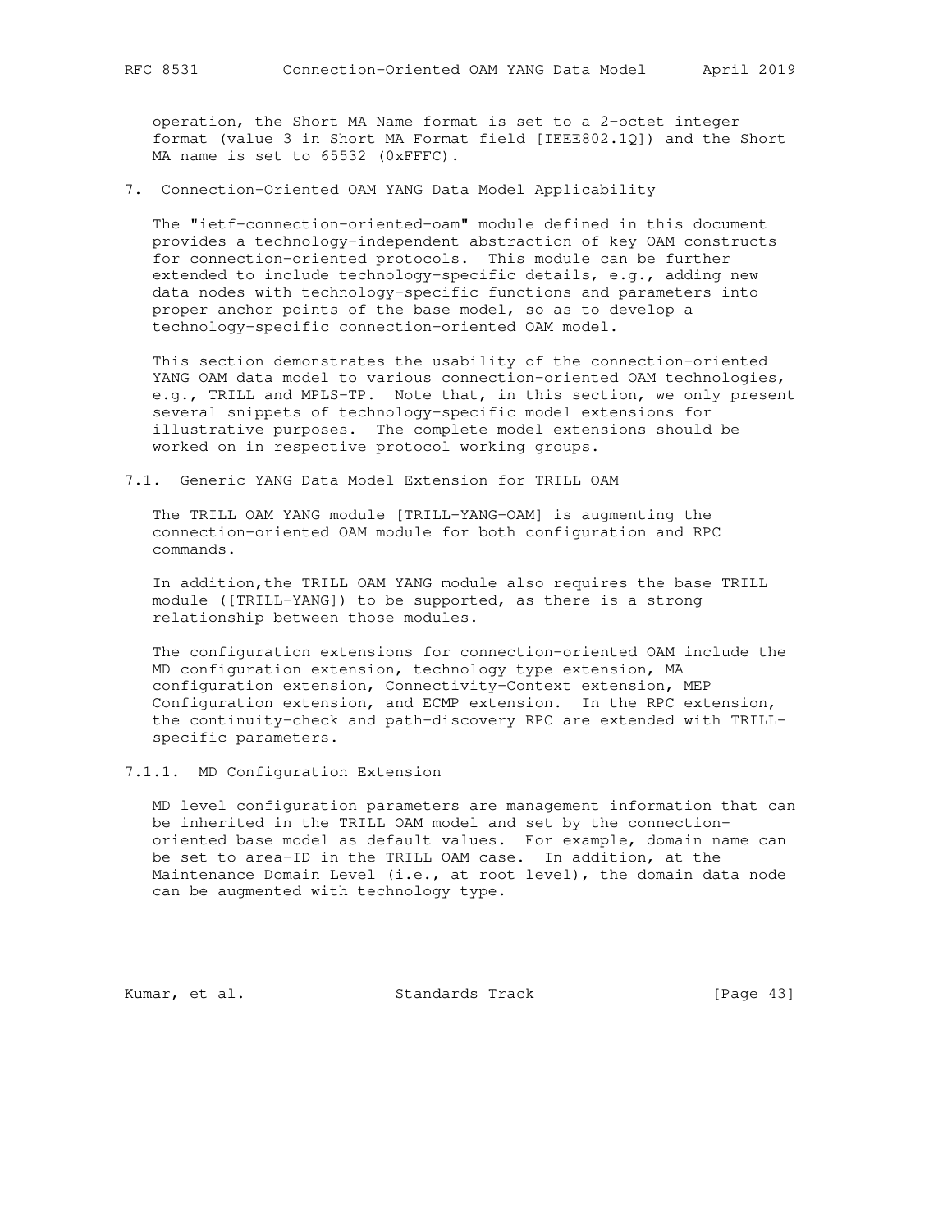operation, the Short MA Name format is set to a 2-octet integer format (value 3 in Short MA Format field [IEEE802.1Q]) and the Short MA name is set to 65532 (0xFFFC).

## 7. Connection-Oriented OAM YANG Data Model Applicability

The "ietf-connection-oriented-oam" module defined in this document provides a technology-independent abstraction of key OAM constructs for connection-oriented protocols. This module can be further extended to include technology-specific details, e.g., adding new data nodes with technology-specific functions and parameters into proper anchor points of the base model, so as to develop a technology-specific connection-oriented OAM model.

This section demonstrates the usability of the connection-oriented YANG OAM data model to various connection-oriented OAM technologies, e.g., TRILL and MPLS-TP. Note that, in this section, we only present several snippets of technology-specific model extensions for illustrative purposes. The complete model extensions should be worked on in respective protocol working groups.

### 7.1. Generic YANG Data Model Extension for TRILL OAM

The TRILL OAM YANG module [TRILL-YANG-OAM] is augmenting the connection-oriented OAM module for both configuration and RPC commands.

In addition,the TRILL OAM YANG module also requires the base TRILL module ([TRILL-YANG]) to be supported, as there is a strong relationship between those modules.

The configuration extensions for connection-oriented OAM include the MD configuration extension, technology type extension, MA configuration extension, Connectivity-Context extension, MEP Configuration extension, and ECMP extension. In the RPC extension, the continuity-check and path-discovery RPC are extended with TRILL-specific parameters.

#### 7.1.1. MD Configuration Extension

MD level configuration parameters are management information that can be inherited in the TRILL OAM model and set by the connection-oriented base model as default values. For example, domain name can be set to area-ID in the TRILL OAM case. In addition, at the Maintenance Domain Level (i.e., at root level), the domain data node can be augmented with technology type.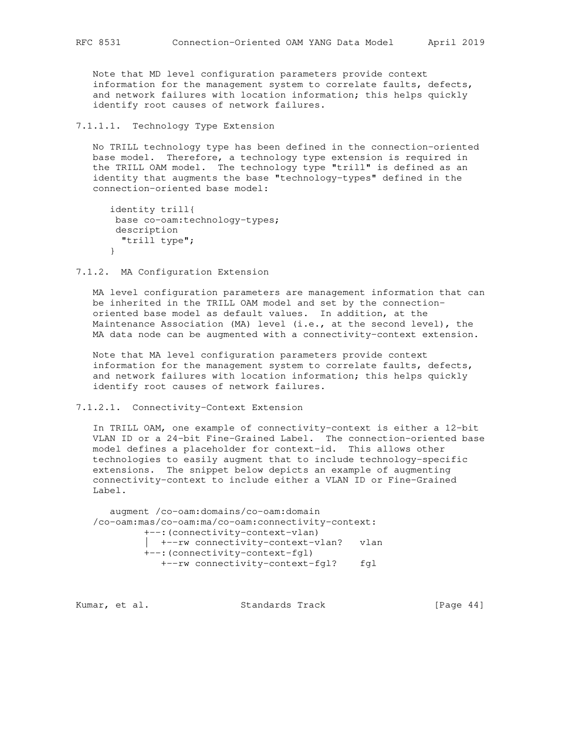Note that MD level configuration parameters provide context information for the management system to correlate faults, defects, and network failures with location information; this helps quickly identify root causes of network failures.

#### 7.1.1.1. Technology Type Extension

No TRILL technology type has been defined in the connection-oriented base model. Therefore, a technology type extension is required in the TRILL OAM model. The technology type "trill" is defined as an identity that augments the base "technology-types" defined in the connection-oriented base model:

```
identity trill{
 base co-oam:technology-types;
 description
  "trill type";
}
```

### 7.1.2. MA Configuration Extension

MA level configuration parameters are management information that can be inherited in the TRILL OAM model and set by the connection-oriented base model as default values. In addition, at the Maintenance Association (MA) level (i.e., at the second level), the MA data node can be augmented with a connectivity-context extension.

Note that MA level configuration parameters provide context information for the management system to correlate faults, defects, and network failures with location information; this helps quickly identify root causes of network failures.

#### 7.1.2.1. Connectivity-Context Extension

In TRILL OAM, one example of connectivity-context is either a 12-bit VLAN ID or a 24-bit Fine-Grained Label. The connection-oriented base model defines a placeholder for context-id. This allows other technologies to easily augment that to include technology-specific extensions. The snippet below depicts an example of augmenting connectivity-context to include either a VLAN ID or Fine-Grained Label.

```
   augment /co-oam:domains/co-oam:domain
/co-oam:mas/co-oam:ma/co-oam:connectivity-context:
         +--:(connectivity-context-vlan)
         |  +--rw connectivity-context-vlan?   vlan
         +--:(connectivity-context-fgl)
            +--rw connectivity-context-fgl?    fgl
```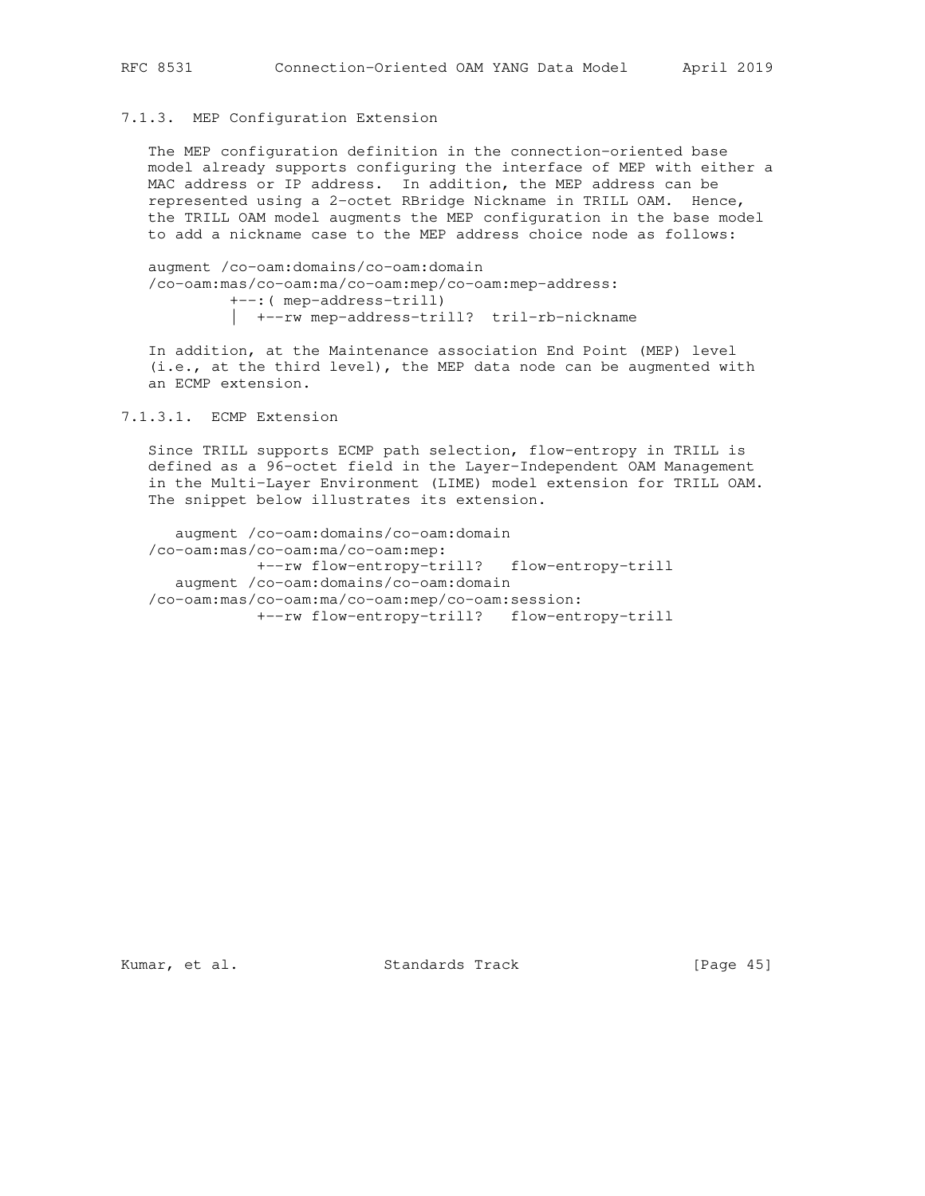#### 7.1.3. MEP Configuration Extension

The MEP configuration definition in the connection-oriented base model already supports configuring the interface of MEP with either a MAC address or IP address. In addition, the MEP address can be represented using a 2-octet RBridge Nickname in TRILL OAM. Hence, the TRILL OAM model augments the MEP configuration in the base model to add a nickname case to the MEP address choice node as follows:

```
augment /co-oam:domains/co-oam:domain
/co-oam:mas/co-oam:ma/co-oam:mep/co-oam:mep-address:
         +--:( mep-address-trill)
         |  +--rw mep-address-trill?  tril-rb-nickname
```

In addition, at the Maintenance association End Point (MEP) level (i.e., at the third level), the MEP data node can be augmented with an ECMP extension.

##### 7.1.3.1. ECMP Extension

Since TRILL supports ECMP path selection, flow-entropy in TRILL is defined as a 96-octet field in the Layer-Independent OAM Management in the Multi-Layer Environment (LIME) model extension for TRILL OAM. The snippet below illustrates its extension.

```
   augment /co-oam:domains/co-oam:domain
/co-oam:mas/co-oam:ma/co-oam:mep:
            +--rw flow-entropy-trill?   flow-entropy-trill
   augment /co-oam:domains/co-oam:domain
/co-oam:mas/co-oam:ma/co-oam:mep/co-oam:session:
            +--rw flow-entropy-trill?   flow-entropy-trill
```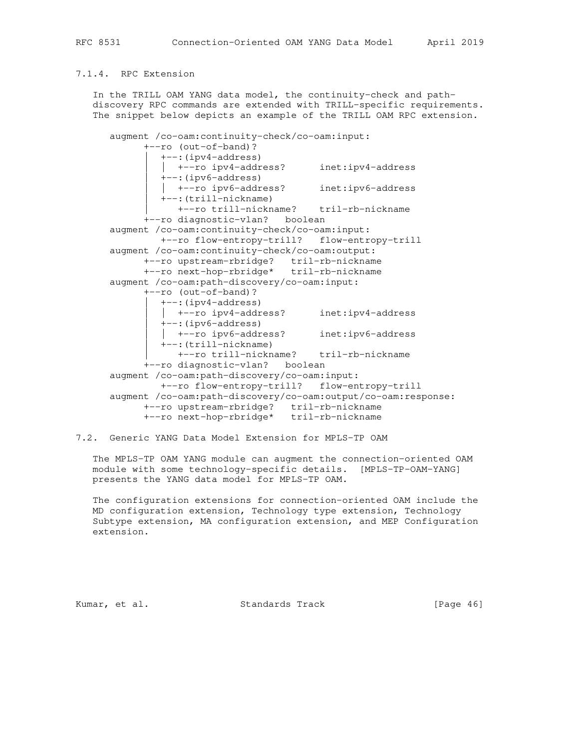#### 7.1.4. RPC Extension

In the TRILL OAM YANG data model, the continuity-check and path-discovery RPC commands are extended with TRILL-specific requirements. The snippet below depicts an example of the TRILL OAM RPC extension.

```
augment /co-oam:continuity-check/co-oam:input:
      +--ro (out-of-band)?
      |  +--:(ipv4-address)
      |  |  +--ro ipv4-address?      inet:ipv4-address
      |  +--:(ipv6-address)
      |  |  +--ro ipv6-address?      inet:ipv6-address
      |  +--:(trill-nickname)
      |     +--ro trill-nickname?    tril-rb-nickname
      +--ro diagnostic-vlan?   boolean
augment /co-oam:continuity-check/co-oam:input:
         +--ro flow-entropy-trill?   flow-entropy-trill
augment /co-oam:continuity-check/co-oam:output:
      +--ro upstream-rbridge?   tril-rb-nickname
      +--ro next-hop-rbridge*   tril-rb-nickname
augment /co-oam:path-discovery/co-oam:input:
      +--ro (out-of-band)?
      |  +--:(ipv4-address)
      |  |  +--ro ipv4-address?      inet:ipv4-address
      |  +--:(ipv6-address)
      |  |  +--ro ipv6-address?      inet:ipv6-address
      |  +--:(trill-nickname)
      |     +--ro trill-nickname?    tril-rb-nickname
      +--ro diagnostic-vlan?   boolean
augment /co-oam:path-discovery/co-oam:input:
         +--ro flow-entropy-trill?   flow-entropy-trill
augment /co-oam:path-discovery/co-oam:output/co-oam:response:
      +--ro upstream-rbridge?   tril-rb-nickname
      +--ro next-hop-rbridge*   tril-rb-nickname
```

### 7.2. Generic YANG Data Model Extension for MPLS-TP OAM

The MPLS-TP OAM YANG module can augment the connection-oriented OAM module with some technology-specific details. [MPLS-TP-OAM-YANG] presents the YANG data model for MPLS-TP OAM.

The configuration extensions for connection-oriented OAM include the MD configuration extension, Technology type extension, Technology Subtype extension, MA configuration extension, and MEP Configuration extension.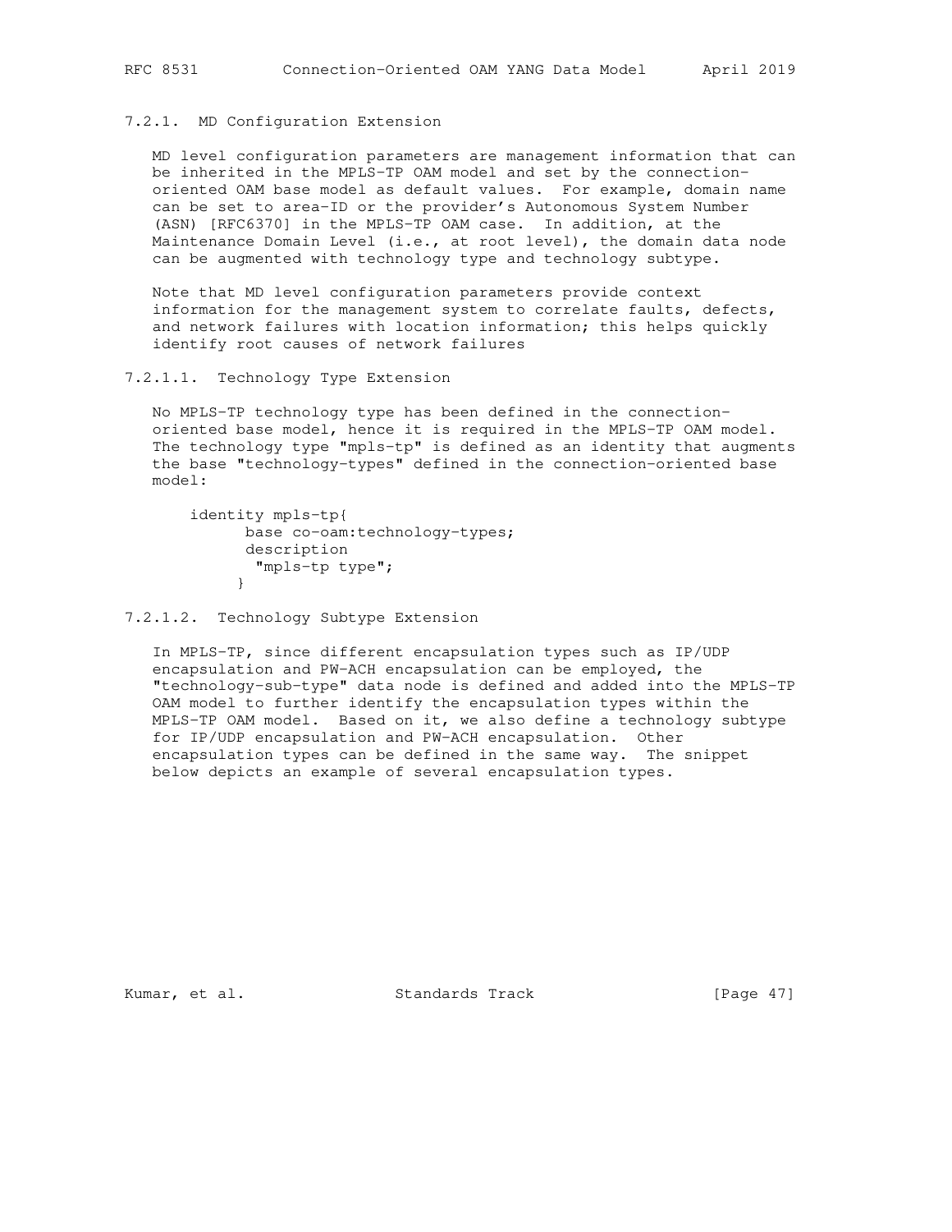#### 7.2.1. MD Configuration Extension

MD level configuration parameters are management information that can be inherited in the MPLS-TP OAM model and set by the connection-oriented OAM base model as default values. For example, domain name can be set to area-ID or the provider's Autonomous System Number (ASN) [RFC6370] in the MPLS-TP OAM case. In addition, at the Maintenance Domain Level (i.e., at root level), the domain data node can be augmented with technology type and technology subtype.

Note that MD level configuration parameters provide context information for the management system to correlate faults, defects, and network failures with location information; this helps quickly identify root causes of network failures

##### 7.2.1.1. Technology Type Extension

No MPLS-TP technology type has been defined in the connection-oriented base model, hence it is required in the MPLS-TP OAM model. The technology type "mpls-tp" is defined as an identity that augments the base "technology-types" defined in the connection-oriented base model:

```
    identity mpls-tp{
          base co-oam:technology-types;
          description
           "mpls-tp type";
         }
```

##### 7.2.1.2. Technology Subtype Extension

In MPLS-TP, since different encapsulation types such as IP/UDP encapsulation and PW-ACH encapsulation can be employed, the "technology-sub-type" data node is defined and added into the MPLS-TP OAM model to further identify the encapsulation types within the MPLS-TP OAM model. Based on it, we also define a technology subtype for IP/UDP encapsulation and PW-ACH encapsulation. Other encapsulation types can be defined in the same way. The snippet below depicts an example of several encapsulation types.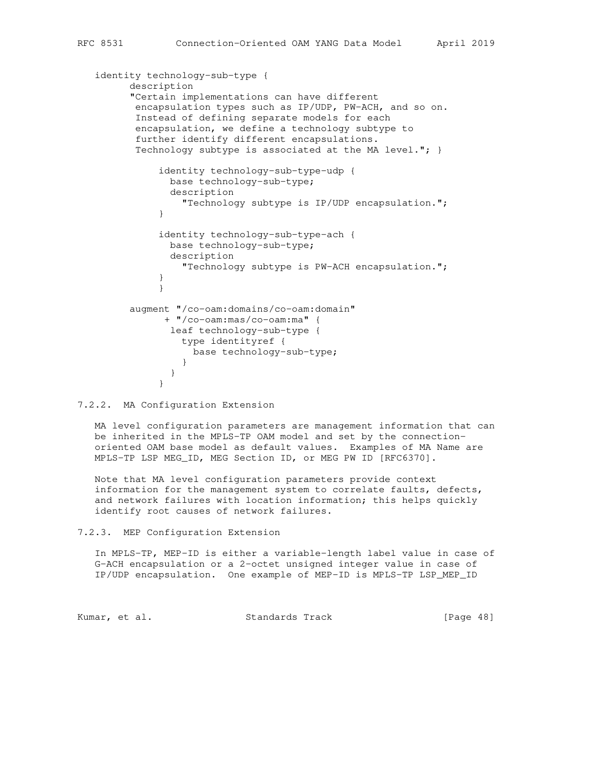```
   identity technology-sub-type {
         description
         "Certain implementations can have different
          encapsulation types such as IP/UDP, PW-ACH, and so on.
          Instead of defining separate models for each
          encapsulation, we define a technology subtype to
          further identify different encapsulations.
          Technology subtype is associated at the MA level."; }

              identity technology-sub-type-udp {
                base technology-sub-type;
                description
                  "Technology subtype is IP/UDP encapsulation.";
              }

              identity technology-sub-type-ach {
                base technology-sub-type;
                description
                  "Technology subtype is PW-ACH encapsulation.";
              }
              }

         augment "/co-oam:domains/co-oam:domain"
               + "/co-oam:mas/co-oam:ma" {
                leaf technology-sub-type {
                  type identityref {
                    base technology-sub-type;
                  }
                }
              }
```

### 7.2.2. MA Configuration Extension

MA level configuration parameters are management information that can be inherited in the MPLS-TP OAM model and set by the connection-oriented OAM base model as default values. Examples of MA Name are MPLS-TP LSP MEG_ID, MEG Section ID, or MEG PW ID [RFC6370].

Note that MA level configuration parameters provide context information for the management system to correlate faults, defects, and network failures with location information; this helps quickly identify root causes of network failures.

### 7.2.3. MEP Configuration Extension

In MPLS-TP, MEP-ID is either a variable-length label value in case of G-ACH encapsulation or a 2-octet unsigned integer value in case of IP/UDP encapsulation. One example of MEP-ID is MPLS-TP LSP_MEP_ID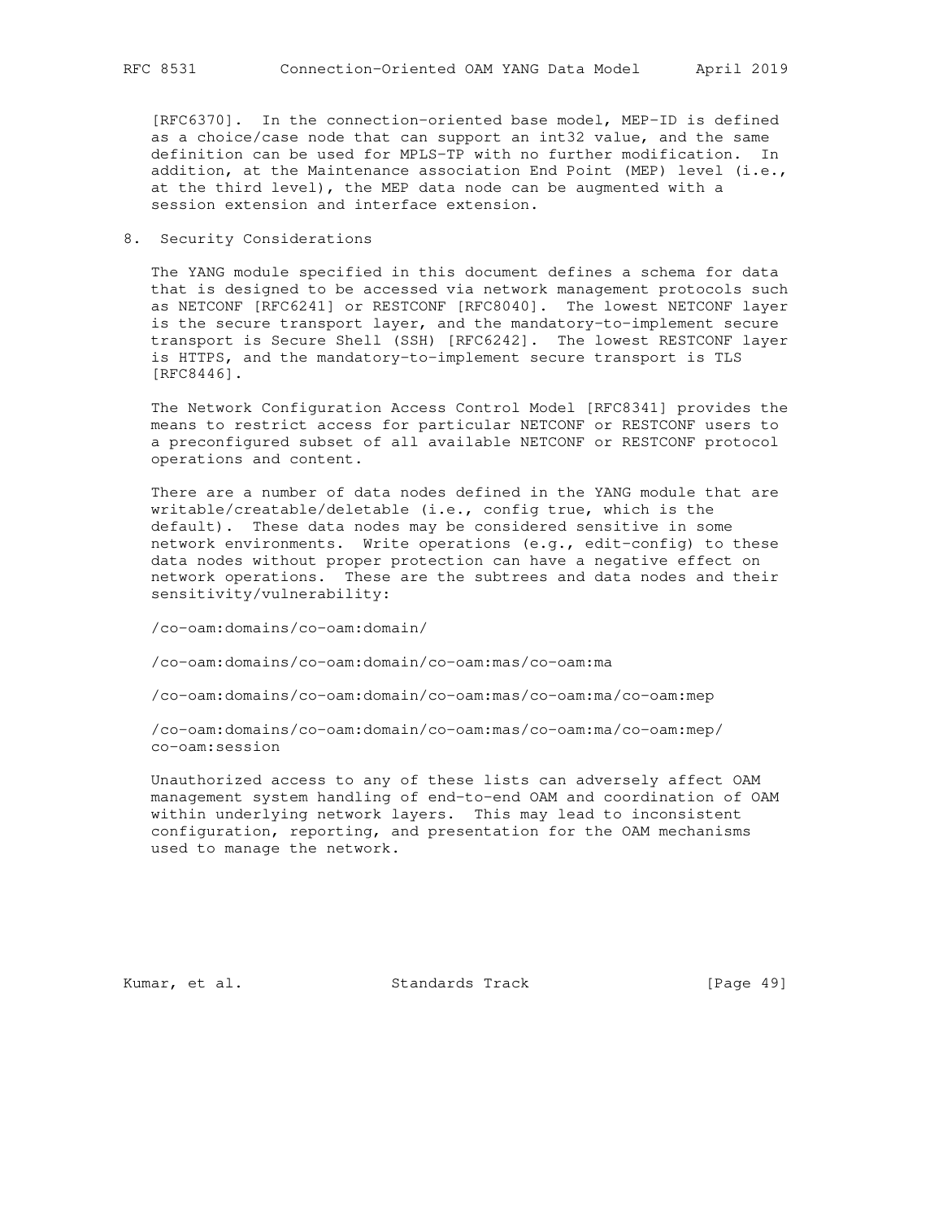[RFC6370]. In the connection-oriented base model, MEP-ID is defined as a choice/case node that can support an int32 value, and the same definition can be used for MPLS-TP with no further modification. In addition, at the Maintenance association End Point (MEP) level (i.e., at the third level), the MEP data node can be augmented with a session extension and interface extension.

## 8. Security Considerations

The YANG module specified in this document defines a schema for data that is designed to be accessed via network management protocols such as NETCONF [RFC6241] or RESTCONF [RFC8040]. The lowest NETCONF layer is the secure transport layer, and the mandatory-to-implement secure transport is Secure Shell (SSH) [RFC6242]. The lowest RESTCONF layer is HTTPS, and the mandatory-to-implement secure transport is TLS [RFC8446].

The Network Configuration Access Control Model [RFC8341] provides the means to restrict access for particular NETCONF or RESTCONF users to a preconfigured subset of all available NETCONF or RESTCONF protocol operations and content.

There are a number of data nodes defined in the YANG module that are writable/creatable/deletable (i.e., config true, which is the default). These data nodes may be considered sensitive in some network environments. Write operations (e.g., edit-config) to these data nodes without proper protection can have a negative effect on network operations. These are the subtrees and data nodes and their sensitivity/vulnerability:

/co-oam:domains/co-oam:domain/

/co-oam:domains/co-oam:domain/co-oam:mas/co-oam:ma

/co-oam:domains/co-oam:domain/co-oam:mas/co-oam:ma/co-oam:mep

/co-oam:domains/co-oam:domain/co-oam:mas/co-oam:ma/co-oam:mep/co-oam:session

Unauthorized access to any of these lists can adversely affect OAM management system handling of end-to-end OAM and coordination of OAM within underlying network layers. This may lead to inconsistent configuration, reporting, and presentation for the OAM mechanisms used to manage the network.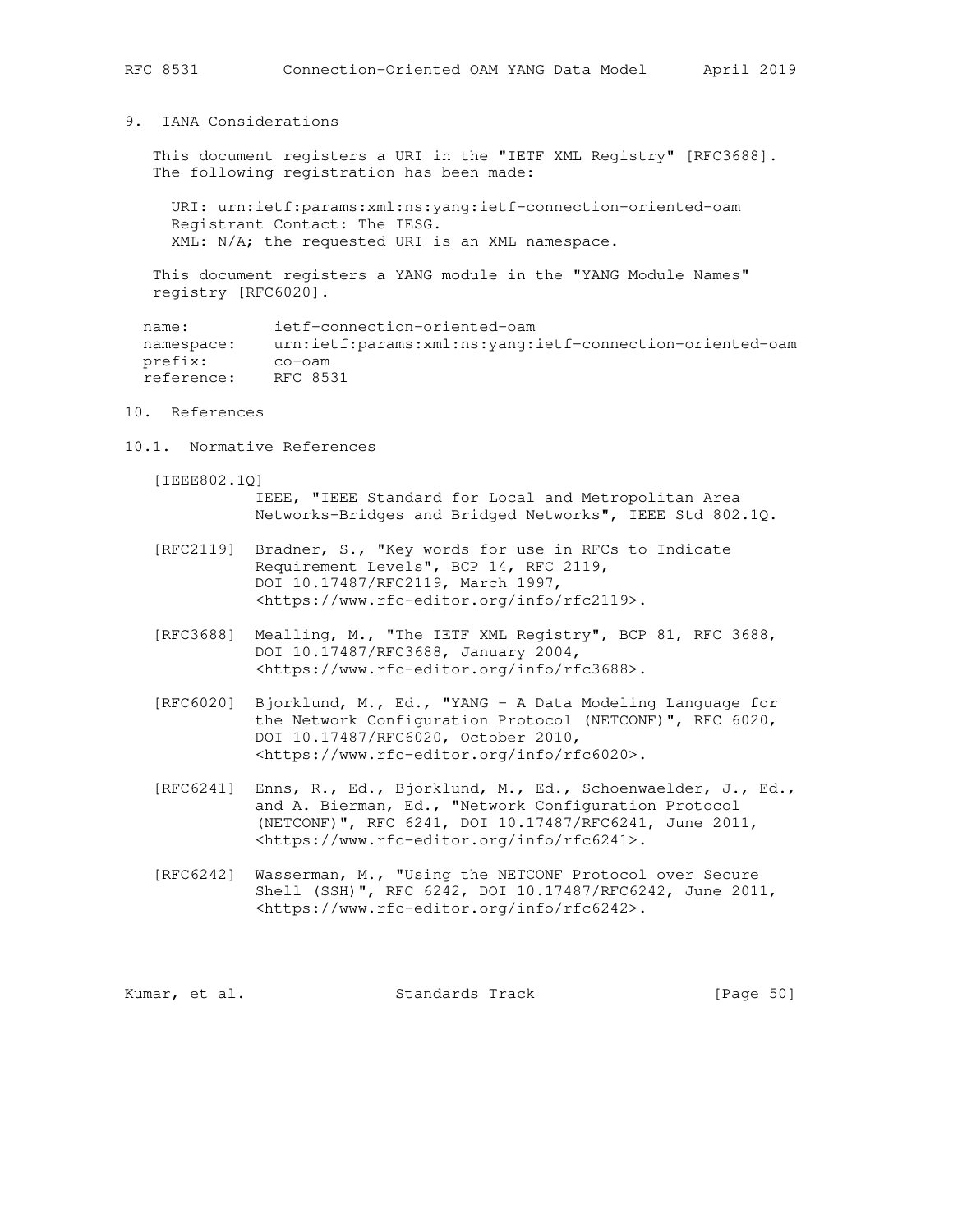## 9. IANA Considerations

This document registers a URI in the "IETF XML Registry" [RFC3688]. The following registration has been made:

```
URI: urn:ietf:params:xml:ns:yang:ietf-connection-oriented-oam
Registrant Contact: The IESG.
XML: N/A; the requested URI is an XML namespace.
```

This document registers a YANG module in the "YANG Module Names" registry [RFC6020].

```
name:         ietf-connection-oriented-oam
namespace:    urn:ietf:params:xml:ns:yang:ietf-connection-oriented-oam
prefix:       co-oam
reference:    RFC 8531
```

## 10. References

### 10.1. Normative References

[IEEE802.1Q] IEEE, "IEEE Standard for Local and Metropolitan Area Networks-Bridges and Bridged Networks", IEEE Std 802.1Q.

[RFC2119] Bradner, S., "Key words for use in RFCs to Indicate Requirement Levels", BCP 14, RFC 2119, DOI 10.17487/RFC2119, March 1997, <https://www.rfc-editor.org/info/rfc2119>.

[RFC3688] Mealling, M., "The IETF XML Registry", BCP 81, RFC 3688, DOI 10.17487/RFC3688, January 2004, <https://www.rfc-editor.org/info/rfc3688>.

[RFC6020] Bjorklund, M., Ed., "YANG - A Data Modeling Language for the Network Configuration Protocol (NETCONF)", RFC 6020, DOI 10.17487/RFC6020, October 2010, <https://www.rfc-editor.org/info/rfc6020>.

[RFC6241] Enns, R., Ed., Bjorklund, M., Ed., Schoenwaelder, J., Ed., and A. Bierman, Ed., "Network Configuration Protocol (NETCONF)", RFC 6241, DOI 10.17487/RFC6241, June 2011, <https://www.rfc-editor.org/info/rfc6241>.

[RFC6242] Wasserman, M., "Using the NETCONF Protocol over Secure Shell (SSH)", RFC 6242, DOI 10.17487/RFC6242, June 2011, <https://www.rfc-editor.org/info/rfc6242>.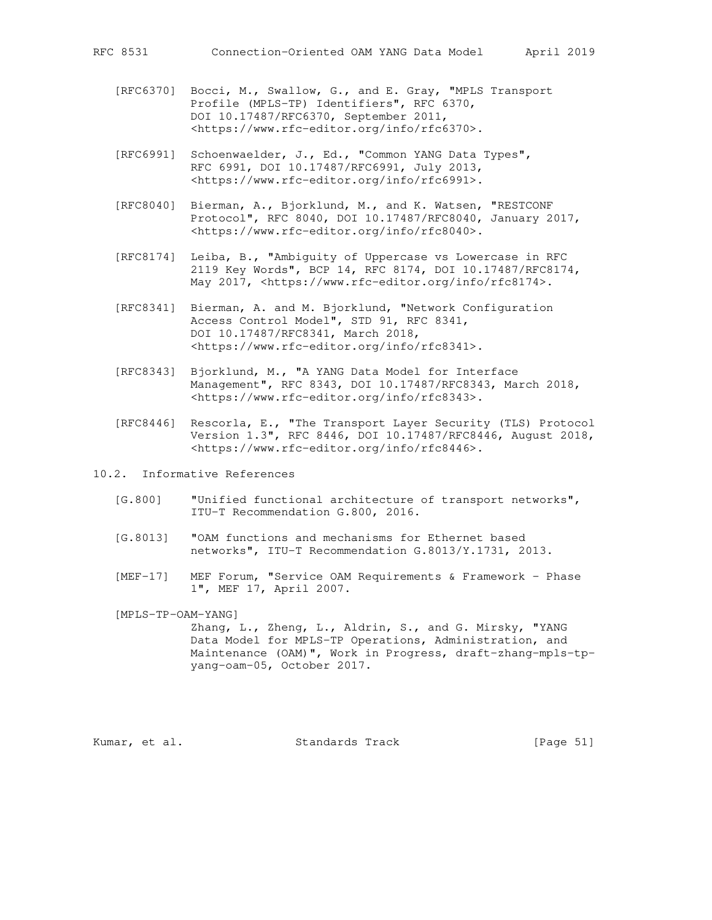[RFC6370] Bocci, M., Swallow, G., and E. Gray, "MPLS Transport Profile (MPLS-TP) Identifiers", RFC 6370, DOI 10.17487/RFC6370, September 2011, <https://www.rfc-editor.org/info/rfc6370>.

[RFC6991] Schoenwaelder, J., Ed., "Common YANG Data Types", RFC 6991, DOI 10.17487/RFC6991, July 2013, <https://www.rfc-editor.org/info/rfc6991>.

[RFC8040] Bierman, A., Bjorklund, M., and K. Watsen, "RESTCONF Protocol", RFC 8040, DOI 10.17487/RFC8040, January 2017, <https://www.rfc-editor.org/info/rfc8040>.

[RFC8174] Leiba, B., "Ambiguity of Uppercase vs Lowercase in RFC 2119 Key Words", BCP 14, RFC 8174, DOI 10.17487/RFC8174, May 2017, <https://www.rfc-editor.org/info/rfc8174>.

[RFC8341] Bierman, A. and M. Bjorklund, "Network Configuration Access Control Model", STD 91, RFC 8341, DOI 10.17487/RFC8341, March 2018, <https://www.rfc-editor.org/info/rfc8341>.

[RFC8343] Bjorklund, M., "A YANG Data Model for Interface Management", RFC 8343, DOI 10.17487/RFC8343, March 2018, <https://www.rfc-editor.org/info/rfc8343>.

[RFC8446] Rescorla, E., "The Transport Layer Security (TLS) Protocol Version 1.3", RFC 8446, DOI 10.17487/RFC8446, August 2018, <https://www.rfc-editor.org/info/rfc8446>.

## 10.2. Informative References

[G.800] "Unified functional architecture of transport networks", ITU-T Recommendation G.800, 2016.

[G.8013] "OAM functions and mechanisms for Ethernet based networks", ITU-T Recommendation G.8013/Y.1731, 2013.

[MEF-17] MEF Forum, "Service OAM Requirements & Framework - Phase 1", MEF 17, April 2007.

[MPLS-TP-OAM-YANG] Zhang, L., Zheng, L., Aldrin, S., and G. Mirsky, "YANG Data Model for MPLS-TP Operations, Administration, and Maintenance (OAM)", Work in Progress, draft-zhang-mpls-tp-yang-oam-05, October 2017.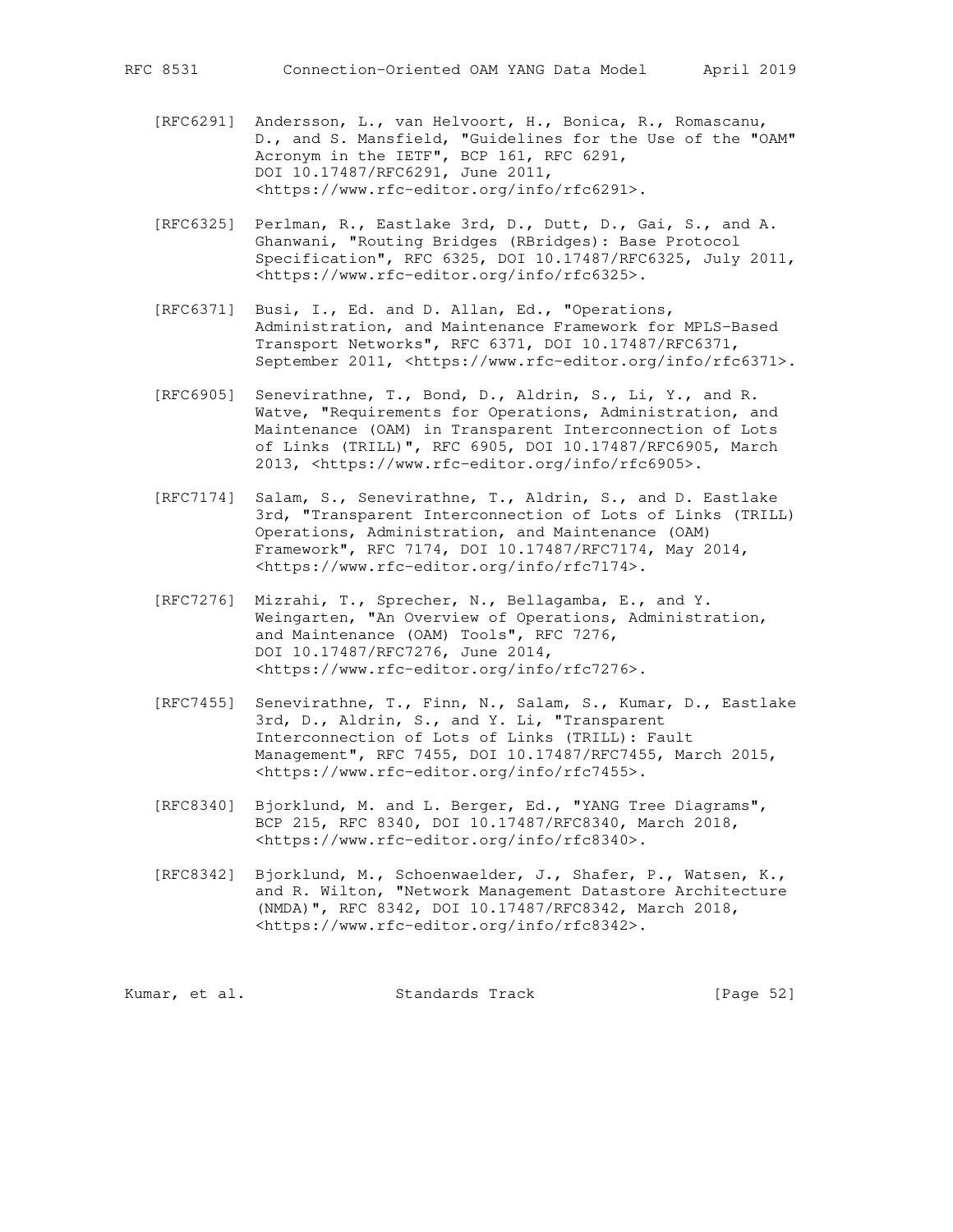[RFC6291] Andersson, L., van Helvoort, H., Bonica, R., Romascanu, D., and S. Mansfield, "Guidelines for the Use of the "OAM" Acronym in the IETF", BCP 161, RFC 6291, DOI 10.17487/RFC6291, June 2011, <https://www.rfc-editor.org/info/rfc6291>.

[RFC6325] Perlman, R., Eastlake 3rd, D., Dutt, D., Gai, S., and A. Ghanwani, "Routing Bridges (RBridges): Base Protocol Specification", RFC 6325, DOI 10.17487/RFC6325, July 2011, <https://www.rfc-editor.org/info/rfc6325>.

[RFC6371] Busi, I., Ed. and D. Allan, Ed., "Operations, Administration, and Maintenance Framework for MPLS-Based Transport Networks", RFC 6371, DOI 10.17487/RFC6371, September 2011, <https://www.rfc-editor.org/info/rfc6371>.

[RFC6905] Senevirathne, T., Bond, D., Aldrin, S., Li, Y., and R. Watve, "Requirements for Operations, Administration, and Maintenance (OAM) in Transparent Interconnection of Lots of Links (TRILL)", RFC 6905, DOI 10.17487/RFC6905, March 2013, <https://www.rfc-editor.org/info/rfc6905>.

[RFC7174] Salam, S., Senevirathne, T., Aldrin, S., and D. Eastlake 3rd, "Transparent Interconnection of Lots of Links (TRILL) Operations, Administration, and Maintenance (OAM) Framework", RFC 7174, DOI 10.17487/RFC7174, May 2014, <https://www.rfc-editor.org/info/rfc7174>.

[RFC7276] Mizrahi, T., Sprecher, N., Bellagamba, E., and Y. Weingarten, "An Overview of Operations, Administration, and Maintenance (OAM) Tools", RFC 7276, DOI 10.17487/RFC7276, June 2014, <https://www.rfc-editor.org/info/rfc7276>.

[RFC7455] Senevirathne, T., Finn, N., Salam, S., Kumar, D., Eastlake 3rd, D., Aldrin, S., and Y. Li, "Transparent Interconnection of Lots of Links (TRILL): Fault Management", RFC 7455, DOI 10.17487/RFC7455, March 2015, <https://www.rfc-editor.org/info/rfc7455>.

[RFC8340] Bjorklund, M. and L. Berger, Ed., "YANG Tree Diagrams", BCP 215, RFC 8340, DOI 10.17487/RFC8340, March 2018, <https://www.rfc-editor.org/info/rfc8340>.

[RFC8342] Bjorklund, M., Schoenwaelder, J., Shafer, P., Watsen, K., and R. Wilton, "Network Management Datastore Architecture (NMDA)", RFC 8342, DOI 10.17487/RFC8342, March 2018, <https://www.rfc-editor.org/info/rfc8342>.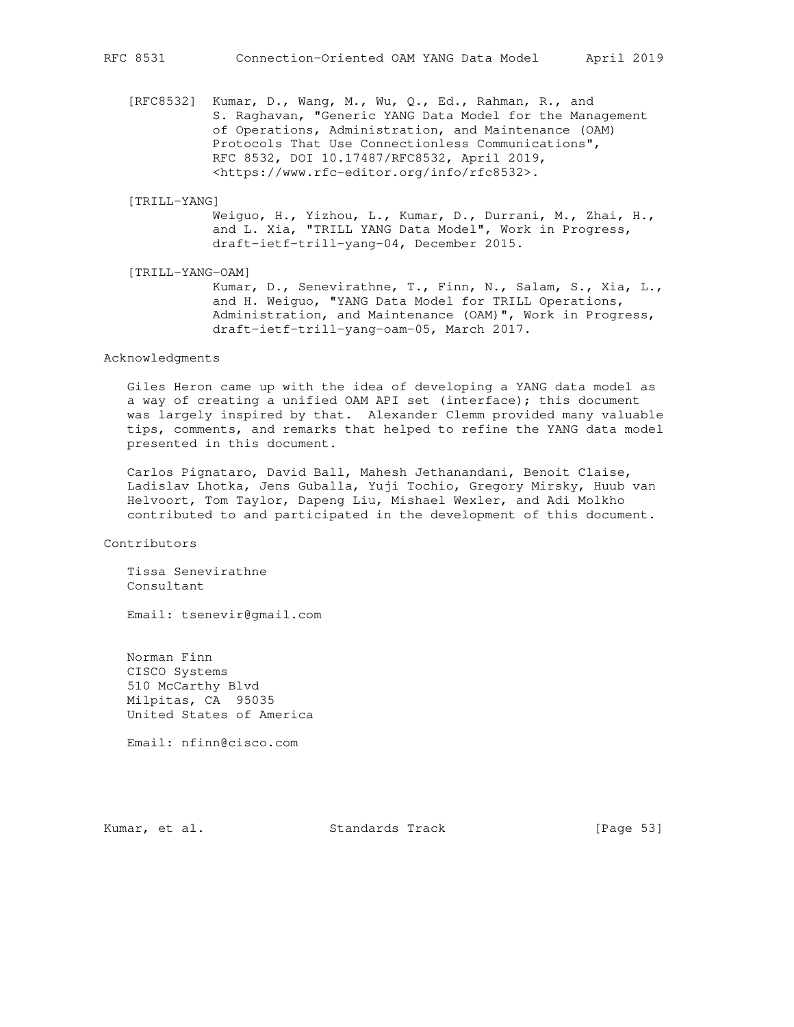[RFC8532] Kumar, D., Wang, M., Wu, Q., Ed., Rahman, R., and S. Raghavan, "Generic YANG Data Model for the Management of Operations, Administration, and Maintenance (OAM) Protocols That Use Connectionless Communications", RFC 8532, DOI 10.17487/RFC8532, April 2019, <https://www.rfc-editor.org/info/rfc8532>.

[TRILL-YANG] Weiguo, H., Yizhou, L., Kumar, D., Durrani, M., Zhai, H., and L. Xia, "TRILL YANG Data Model", Work in Progress, draft-ietf-trill-yang-04, December 2015.

[TRILL-YANG-OAM] Kumar, D., Senevirathne, T., Finn, N., Salam, S., Xia, L., and H. Weiguo, "YANG Data Model for TRILL Operations, Administration, and Maintenance (OAM)", Work in Progress, draft-ietf-trill-yang-oam-05, March 2017.

## Acknowledgments

Giles Heron came up with the idea of developing a YANG data model as a way of creating a unified OAM API set (interface); this document was largely inspired by that. Alexander Clemm provided many valuable tips, comments, and remarks that helped to refine the YANG data model presented in this document.

Carlos Pignataro, David Ball, Mahesh Jethanandani, Benoit Claise, Ladislav Lhotka, Jens Guballa, Yuji Tochio, Gregory Mirsky, Huub van Helvoort, Tom Taylor, Dapeng Liu, Mishael Wexler, and Adi Molkho contributed to and participated in the development of this document.

## Contributors

Tissa Senevirathne
Consultant

Email: tsenevir@gmail.com

Norman Finn
CISCO Systems
510 McCarthy Blvd
Milpitas, CA 95035
United States of America

Email: nfinn@cisco.com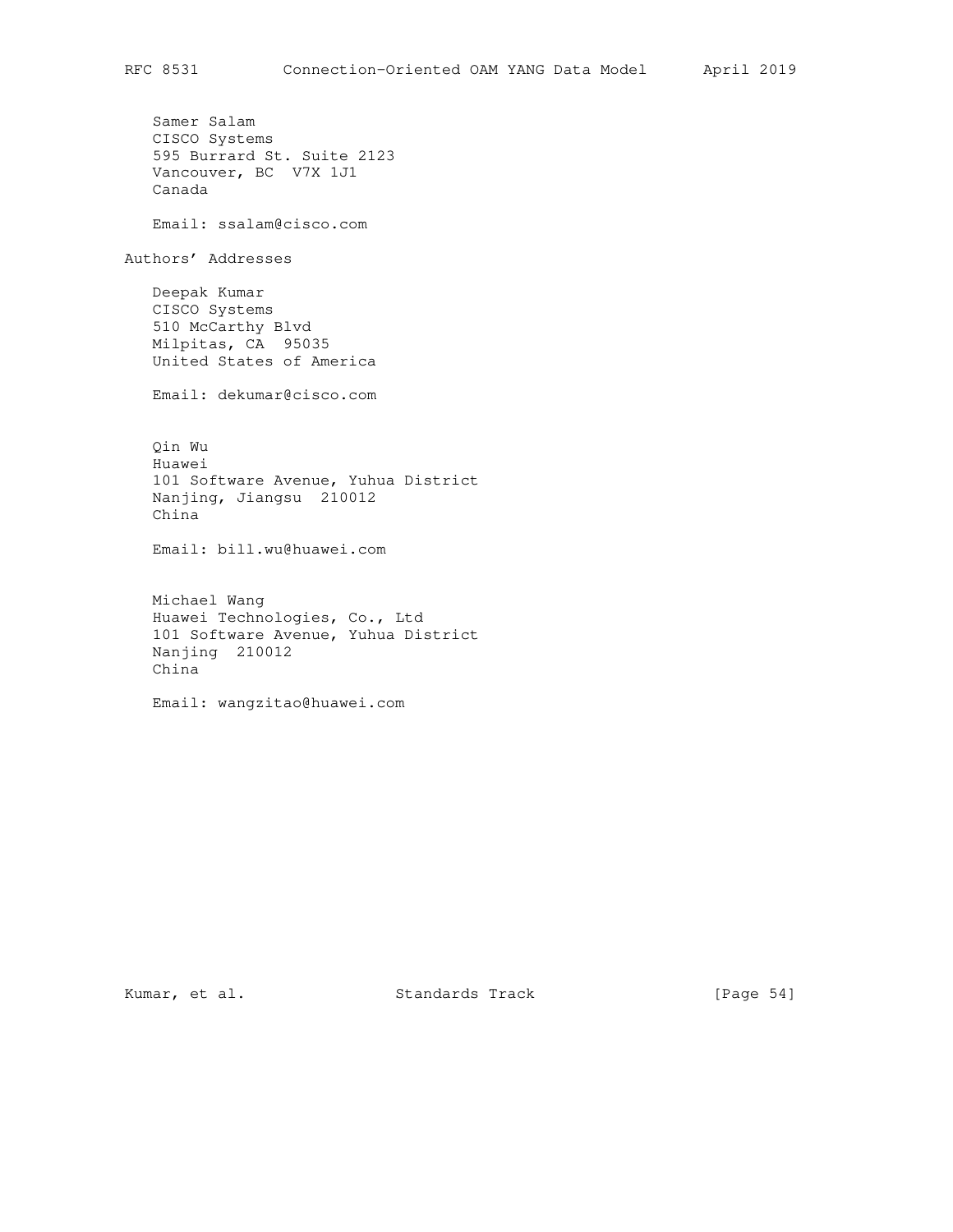Samer Salam
CISCO Systems
595 Burrard St. Suite 2123
Vancouver, BC  V7X 1J1
Canada

Email: ssalam@cisco.com

## Authors' Addresses

Deepak Kumar
CISCO Systems
510 McCarthy Blvd
Milpitas, CA  95035
United States of America

Email: dekumar@cisco.com

Qin Wu
Huawei
101 Software Avenue, Yuhua District
Nanjing, Jiangsu  210012
China

Email: bill.wu@huawei.com

Michael Wang
Huawei Technologies, Co., Ltd
101 Software Avenue, Yuhua District
Nanjing  210012
China

Email: wangzitao@huawei.com